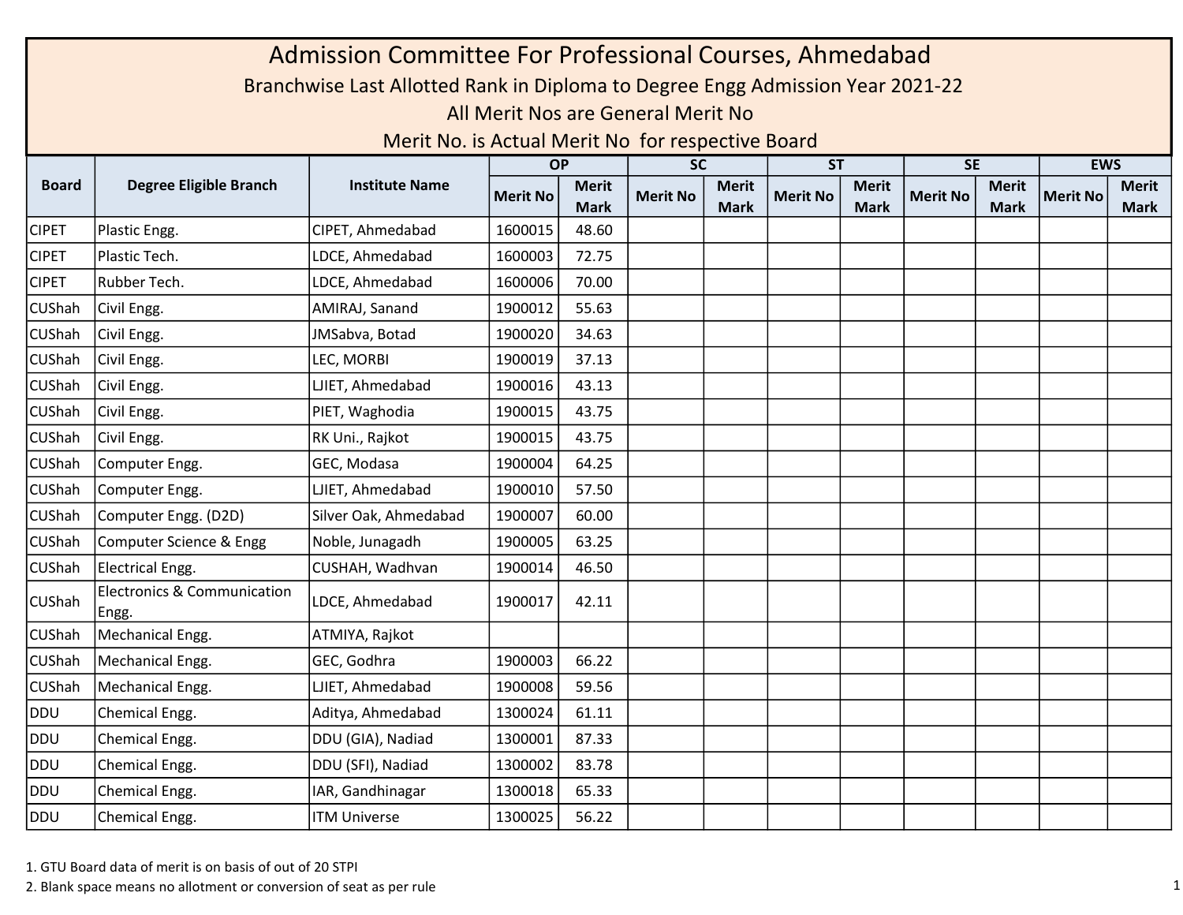# Admission Committee For Professional Courses, Ahmedabad

## Branchwise Last Allotted Rank in Diploma to Degree Engg Admission Year 2021-22

All Merit Nos are General Merit No

Merit No. is Actual Merit No for respective Board

| Board | Degree Eligible Branch | Institute Name | OP | | SC | | ST | | SE | | EWS | |
|---|---|---|---|---|---|---|---|---|---|---|---|---|
| | | | Merit No | Merit Mark | Merit No | Merit Mark | Merit No | Merit Mark | Merit No | Merit Mark | Merit No | Merit Mark |
| CIPET | Plastic Engg. | CIPET, Ahmedabad | 1600015 | 48.60 | | | | | | | | |
| CIPET | Plastic Tech. | LDCE, Ahmedabad | 1600003 | 72.75 | | | | | | | | |
| CIPET | Rubber Tech. | LDCE, Ahmedabad | 1600006 | 70.00 | | | | | | | | |
| CUShah | Civil Engg. | AMIRAJ, Sanand | 1900012 | 55.63 | | | | | | | | |
| CUShah | Civil Engg. | JMSabva, Botad | 1900020 | 34.63 | | | | | | | | |
| CUShah | Civil Engg. | LEC, MORBI | 1900019 | 37.13 | | | | | | | | |
| CUShah | Civil Engg. | LJIET, Ahmedabad | 1900016 | 43.13 | | | | | | | | |
| CUShah | Civil Engg. | PIET, Waghodia | 1900015 | 43.75 | | | | | | | | |
| CUShah | Civil Engg. | RK Uni., Rajkot | 1900015 | 43.75 | | | | | | | | |
| CUShah | Computer Engg. | GEC, Modasa | 1900004 | 64.25 | | | | | | | | |
| CUShah | Computer Engg. | LJIET, Ahmedabad | 1900010 | 57.50 | | | | | | | | |
| CUShah | Computer Engg. (D2D) | Silver Oak, Ahmedabad | 1900007 | 60.00 | | | | | | | | |
| CUShah | Computer Science & Engg | Noble, Junagadh | 1900005 | 63.25 | | | | | | | | |
| CUShah | Electrical Engg. | CUSHAH, Wadhvan | 1900014 | 46.50 | | | | | | | | |
| CUShah | Electronics & Communication Engg. | LDCE, Ahmedabad | 1900017 | 42.11 | | | | | | | | |
| CUShah | Mechanical Engg. | ATMIYA, Rajkot | | | | | | | | | | |
| CUShah | Mechanical Engg. | GEC, Godhra | 1900003 | 66.22 | | | | | | | | |
| CUShah | Mechanical Engg. | LJIET, Ahmedabad | 1900008 | 59.56 | | | | | | | | |
| DDU | Chemical Engg. | Aditya, Ahmedabad | 1300024 | 61.11 | | | | | | | | |
| DDU | Chemical Engg. | DDU (GIA), Nadiad | 1300001 | 87.33 | | | | | | | | |
| DDU | Chemical Engg. | DDU (SFI), Nadiad | 1300002 | 83.78 | | | | | | | | |
| DDU | Chemical Engg. | IAR, Gandhinagar | 1300018 | 65.33 | | | | | | | | |
| DDU | Chemical Engg. | ITM Universe | 1300025 | 56.22 | | | | | | | | |

1. GTU Board data of merit is on basis of out of 20 STPI
2. Blank space means no allotment or conversion of seat as per rule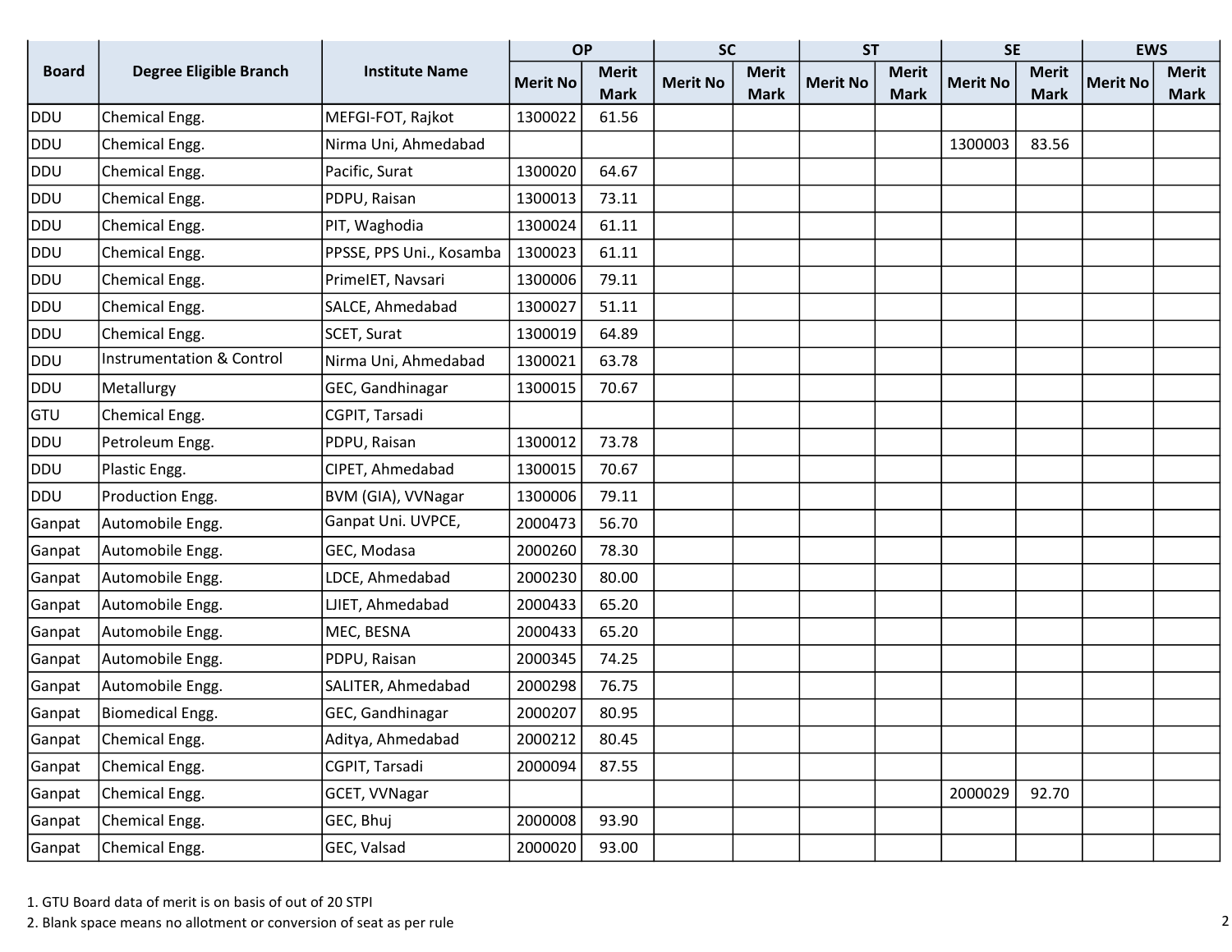| Board | Degree Eligible Branch | Institute Name | OP | | SC | | ST | | SE | | EWS | |
|---|---|---|---|---|---|---|---|---|---|---|---|---|
| | | | Merit No | Merit Mark | Merit No | Merit Mark | Merit No | Merit Mark | Merit No | Merit Mark | Merit No | Merit Mark |
| DDU | Chemical Engg. | MEFGI-FOT, Rajkot | 1300022 | 61.56 | | | | | | | | |
| DDU | Chemical Engg. | Nirma Uni, Ahmedabad | | | | | | | 1300003 | 83.56 | | |
| DDU | Chemical Engg. | Pacific, Surat | 1300020 | 64.67 | | | | | | | | |
| DDU | Chemical Engg. | PDPU, Raisan | 1300013 | 73.11 | | | | | | | | |
| DDU | Chemical Engg. | PIT, Waghodia | 1300024 | 61.11 | | | | | | | | |
| DDU | Chemical Engg. | PPSSE, PPS Uni., Kosamba | 1300023 | 61.11 | | | | | | | | |
| DDU | Chemical Engg. | PrimeIET, Navsari | 1300006 | 79.11 | | | | | | | | |
| DDU | Chemical Engg. | SALCE, Ahmedabad | 1300027 | 51.11 | | | | | | | | |
| DDU | Chemical Engg. | SCET, Surat | 1300019 | 64.89 | | | | | | | | |
| DDU | Instrumentation & Control | Nirma Uni, Ahmedabad | 1300021 | 63.78 | | | | | | | | |
| DDU | Metallurgy | GEC, Gandhinagar | 1300015 | 70.67 | | | | | | | | |
| GTU | Chemical Engg. | CGPIT, Tarsadi | | | | | | | | | | |
| DDU | Petroleum Engg. | PDPU, Raisan | 1300012 | 73.78 | | | | | | | | |
| DDU | Plastic Engg. | CIPET, Ahmedabad | 1300015 | 70.67 | | | | | | | | |
| DDU | Production Engg. | BVM (GIA), VVNagar | 1300006 | 79.11 | | | | | | | | |
| Ganpat | Automobile Engg. | Ganpat Uni. UVPCE, | 2000473 | 56.70 | | | | | | | | |
| Ganpat | Automobile Engg. | GEC, Modasa | 2000260 | 78.30 | | | | | | | | |
| Ganpat | Automobile Engg. | LDCE, Ahmedabad | 2000230 | 80.00 | | | | | | | | |
| Ganpat | Automobile Engg. | LJIET, Ahmedabad | 2000433 | 65.20 | | | | | | | | |
| Ganpat | Automobile Engg. | MEC, BESNA | 2000433 | 65.20 | | | | | | | | |
| Ganpat | Automobile Engg. | PDPU, Raisan | 2000345 | 74.25 | | | | | | | | |
| Ganpat | Automobile Engg. | SALITER, Ahmedabad | 2000298 | 76.75 | | | | | | | | |
| Ganpat | Biomedical Engg. | GEC, Gandhinagar | 2000207 | 80.95 | | | | | | | | |
| Ganpat | Chemical Engg. | Aditya, Ahmedabad | 2000212 | 80.45 | | | | | | | | |
| Ganpat | Chemical Engg. | CGPIT, Tarsadi | 2000094 | 87.55 | | | | | | | | |
| Ganpat | Chemical Engg. | GCET, VVNagar | | | | | | | 2000029 | 92.70 | | |
| Ganpat | Chemical Engg. | GEC, Bhuj | 2000008 | 93.90 | | | | | | | | |
| Ganpat | Chemical Engg. | GEC, Valsad | 2000020 | 93.00 | | | | | | | | |

1. GTU Board data of merit is on basis of out of 20 STPI
2. Blank space means no allotment or conversion of seat as per rule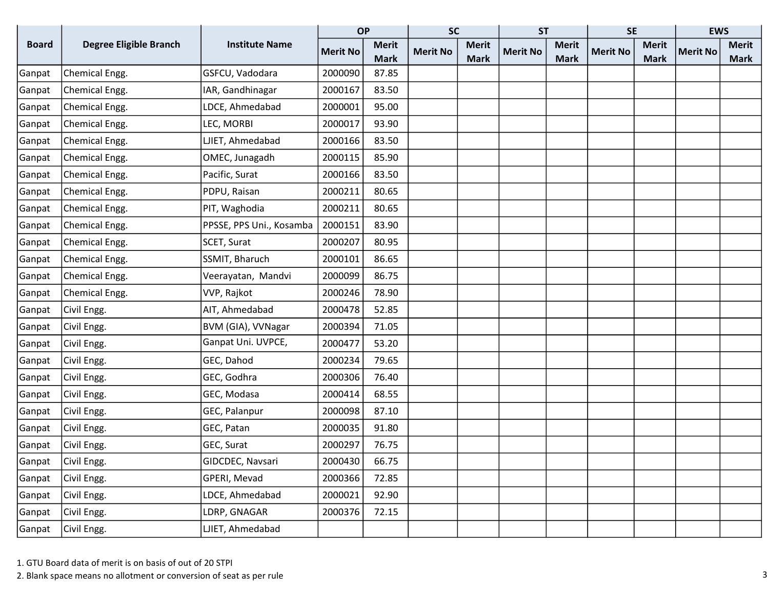| Board | Degree Eligible Branch | Institute Name | OP | | SC | | ST | | SE | | EWS | |
|---|---|---|---|---|---|---|---|---|---|---|---|---|
| | | | Merit No | Merit Mark | Merit No | Merit Mark | Merit No | Merit Mark | Merit No | Merit Mark | Merit No | Merit Mark |
| Ganpat | Chemical Engg. | GSFCU, Vadodara | 2000090 | 87.85 | | | | | | | | |
| Ganpat | Chemical Engg. | IAR, Gandhinagar | 2000167 | 83.50 | | | | | | | | |
| Ganpat | Chemical Engg. | LDCE, Ahmedabad | 2000001 | 95.00 | | | | | | | | |
| Ganpat | Chemical Engg. | LEC, MORBI | 2000017 | 93.90 | | | | | | | | |
| Ganpat | Chemical Engg. | LJIET, Ahmedabad | 2000166 | 83.50 | | | | | | | | |
| Ganpat | Chemical Engg. | OMEC, Junagadh | 2000115 | 85.90 | | | | | | | | |
| Ganpat | Chemical Engg. | Pacific, Surat | 2000166 | 83.50 | | | | | | | | |
| Ganpat | Chemical Engg. | PDPU, Raisan | 2000211 | 80.65 | | | | | | | | |
| Ganpat | Chemical Engg. | PIT, Waghodia | 2000211 | 80.65 | | | | | | | | |
| Ganpat | Chemical Engg. | PPSSE, PPS Uni., Kosamba | 2000151 | 83.90 | | | | | | | | |
| Ganpat | Chemical Engg. | SCET, Surat | 2000207 | 80.95 | | | | | | | | |
| Ganpat | Chemical Engg. | SSMIT, Bharuch | 2000101 | 86.65 | | | | | | | | |
| Ganpat | Chemical Engg. | Veerayatan, Mandvi | 2000099 | 86.75 | | | | | | | | |
| Ganpat | Chemical Engg. | VVP, Rajkot | 2000246 | 78.90 | | | | | | | | |
| Ganpat | Civil Engg. | AIT, Ahmedabad | 2000478 | 52.85 | | | | | | | | |
| Ganpat | Civil Engg. | BVM (GIA), VVNagar | 2000394 | 71.05 | | | | | | | | |
| Ganpat | Civil Engg. | Ganpat Uni. UVPCE, | 2000477 | 53.20 | | | | | | | | |
| Ganpat | Civil Engg. | GEC, Dahod | 2000234 | 79.65 | | | | | | | | |
| Ganpat | Civil Engg. | GEC, Godhra | 2000306 | 76.40 | | | | | | | | |
| Ganpat | Civil Engg. | GEC, Modasa | 2000414 | 68.55 | | | | | | | | |
| Ganpat | Civil Engg. | GEC, Palanpur | 2000098 | 87.10 | | | | | | | | |
| Ganpat | Civil Engg. | GEC, Patan | 2000035 | 91.80 | | | | | | | | |
| Ganpat | Civil Engg. | GEC, Surat | 2000297 | 76.75 | | | | | | | | |
| Ganpat | Civil Engg. | GIDCDEC, Navsari | 2000430 | 66.75 | | | | | | | | |
| Ganpat | Civil Engg. | GPERI, Mevad | 2000366 | 72.85 | | | | | | | | |
| Ganpat | Civil Engg. | LDCE, Ahmedabad | 2000021 | 92.90 | | | | | | | | |
| Ganpat | Civil Engg. | LDRP, GNAGAR | 2000376 | 72.15 | | | | | | | | |
| Ganpat | Civil Engg. | LJIET, Ahmedabad | | | | | | | | | | |

1. GTU Board data of merit is on basis of out of 20 STPI
2. Blank space means no allotment or conversion of seat as per rule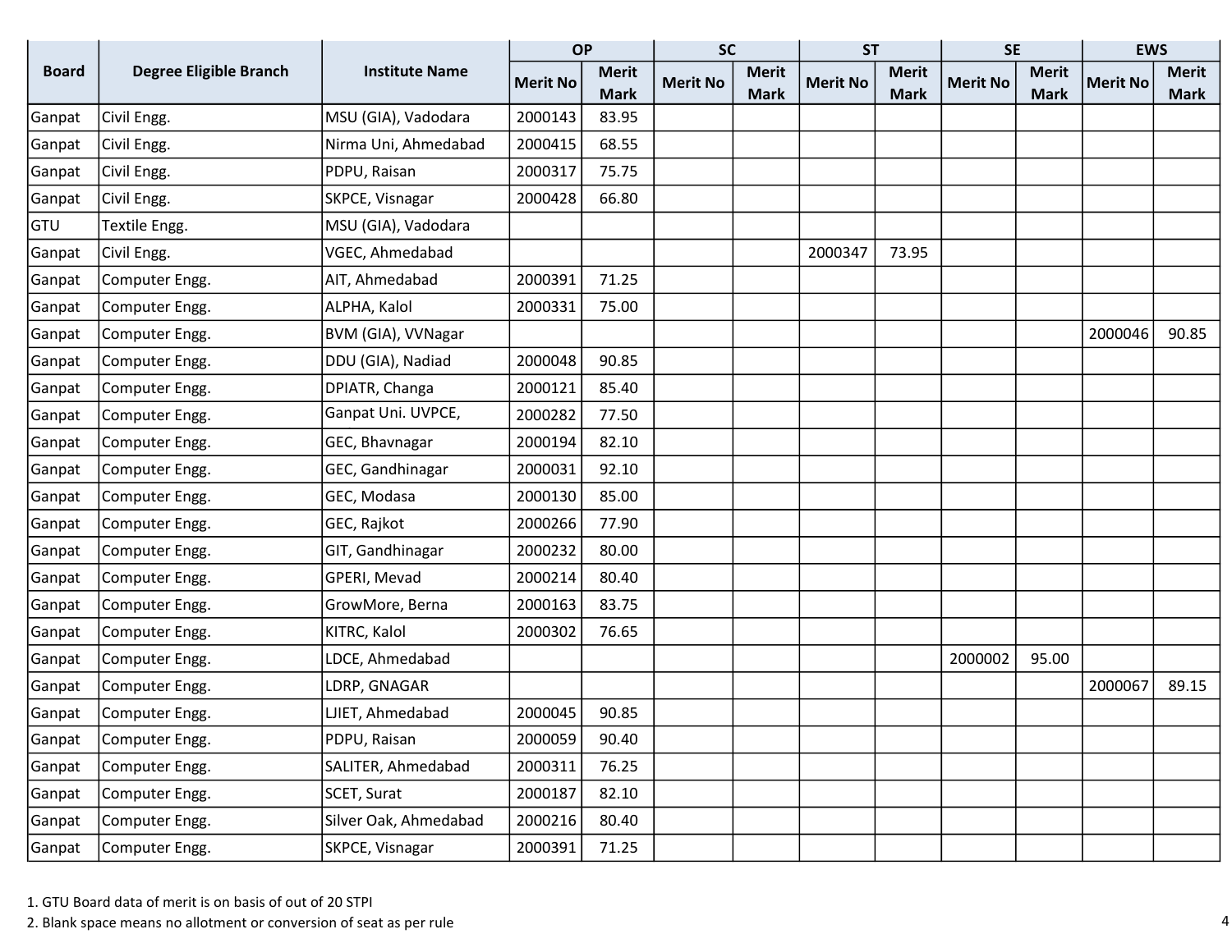| Board | Degree Eligible Branch | Institute Name | OP | | SC | | ST | | SE | | EWS | |
|---|---|---|---|---|---|---|---|---|---|---|---|---|
| | | | Merit No | Merit Mark | Merit No | Merit Mark | Merit No | Merit Mark | Merit No | Merit Mark | Merit No | Merit Mark |
| Ganpat | Civil Engg. | MSU (GIA), Vadodara | 2000143 | 83.95 | | | | | | | | |
| Ganpat | Civil Engg. | Nirma Uni, Ahmedabad | 2000415 | 68.55 | | | | | | | | |
| Ganpat | Civil Engg. | PDPU, Raisan | 2000317 | 75.75 | | | | | | | | |
| Ganpat | Civil Engg. | SKPCE, Visnagar | 2000428 | 66.80 | | | | | | | | |
| GTU | Textile Engg. | MSU (GIA), Vadodara | | | | | | | | | | |
| Ganpat | Civil Engg. | VGEC, Ahmedabad | | | | | 2000347 | 73.95 | | | | |
| Ganpat | Computer Engg. | AIT, Ahmedabad | 2000391 | 71.25 | | | | | | | | |
| Ganpat | Computer Engg. | ALPHA, Kalol | 2000331 | 75.00 | | | | | | | | |
| Ganpat | Computer Engg. | BVM (GIA), VVNagar | | | | | | | | | 2000046 | 90.85 |
| Ganpat | Computer Engg. | DDU (GIA), Nadiad | 2000048 | 90.85 | | | | | | | | |
| Ganpat | Computer Engg. | DPIATR, Changa | 2000121 | 85.40 | | | | | | | | |
| Ganpat | Computer Engg. | Ganpat Uni. UVPCE, | 2000282 | 77.50 | | | | | | | | |
| Ganpat | Computer Engg. | GEC, Bhavnagar | 2000194 | 82.10 | | | | | | | | |
| Ganpat | Computer Engg. | GEC, Gandhinagar | 2000031 | 92.10 | | | | | | | | |
| Ganpat | Computer Engg. | GEC, Modasa | 2000130 | 85.00 | | | | | | | | |
| Ganpat | Computer Engg. | GEC, Rajkot | 2000266 | 77.90 | | | | | | | | |
| Ganpat | Computer Engg. | GIT, Gandhinagar | 2000232 | 80.00 | | | | | | | | |
| Ganpat | Computer Engg. | GPERI, Mevad | 2000214 | 80.40 | | | | | | | | |
| Ganpat | Computer Engg. | GrowMore, Berna | 2000163 | 83.75 | | | | | | | | |
| Ganpat | Computer Engg. | KITRC, Kalol | 2000302 | 76.65 | | | | | | | | |
| Ganpat | Computer Engg. | LDCE, Ahmedabad | | | | | | | 2000002 | 95.00 | | |
| Ganpat | Computer Engg. | LDRP, GNAGAR | | | | | | | | | 2000067 | 89.15 |
| Ganpat | Computer Engg. | LJIET, Ahmedabad | 2000045 | 90.85 | | | | | | | | |
| Ganpat | Computer Engg. | PDPU, Raisan | 2000059 | 90.40 | | | | | | | | |
| Ganpat | Computer Engg. | SALITER, Ahmedabad | 2000311 | 76.25 | | | | | | | | |
| Ganpat | Computer Engg. | SCET, Surat | 2000187 | 82.10 | | | | | | | | |
| Ganpat | Computer Engg. | Silver Oak, Ahmedabad | 2000216 | 80.40 | | | | | | | | |
| Ganpat | Computer Engg. | SKPCE, Visnagar | 2000391 | 71.25 | | | | | | | | |

1. GTU Board data of merit is on basis of out of 20 STPI
2. Blank space means no allotment or conversion of seat as per rule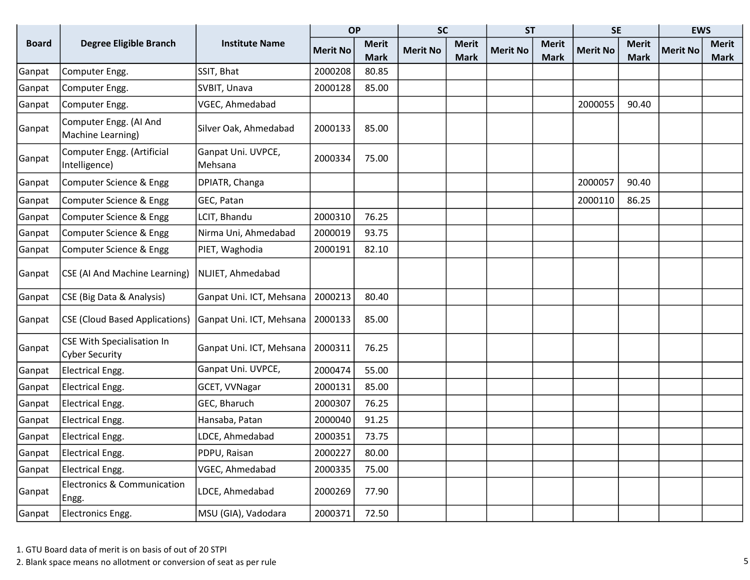| Board | Degree Eligible Branch | Institute Name | OP | | SC | | ST | | SE | | EWS | |
|---|---|---|---|---|---|---|---|---|---|---|---|---|
| | | | Merit No | Merit Mark | Merit No | Merit Mark | Merit No | Merit Mark | Merit No | Merit Mark | Merit No | Merit Mark |
| Ganpat | Computer Engg. | SSIT, Bhat | 2000208 | 80.85 | | | | | | | | |
| Ganpat | Computer Engg. | SVBIT, Unava | 2000128 | 85.00 | | | | | | | | |
| Ganpat | Computer Engg. | VGEC, Ahmedabad | | | | | | | 2000055 | 90.40 | | |
| Ganpat | Computer Engg. (AI And Machine Learning) | Silver Oak, Ahmedabad | 2000133 | 85.00 | | | | | | | | |
| Ganpat | Computer Engg. (Artificial Intelligence) | Ganpat Uni. UVPCE, Mehsana | 2000334 | 75.00 | | | | | | | | |
| Ganpat | Computer Science & Engg | DPIATR, Changa | | | | | | | 2000057 | 90.40 | | |
| Ganpat | Computer Science & Engg | GEC, Patan | | | | | | | 2000110 | 86.25 | | |
| Ganpat | Computer Science & Engg | LCIT, Bhandu | 2000310 | 76.25 | | | | | | | | |
| Ganpat | Computer Science & Engg | Nirma Uni, Ahmedabad | 2000019 | 93.75 | | | | | | | | |
| Ganpat | Computer Science & Engg | PIET, Waghodia | 2000191 | 82.10 | | | | | | | | |
| Ganpat | CSE (AI And Machine Learning) | NLJIET, Ahmedabad | | | | | | | | | | |
| Ganpat | CSE (Big Data & Analysis) | Ganpat Uni. ICT, Mehsana | 2000213 | 80.40 | | | | | | | | |
| Ganpat | CSE (Cloud Based Applications) | Ganpat Uni. ICT, Mehsana | 2000133 | 85.00 | | | | | | | | |
| Ganpat | CSE With Specialisation In Cyber Security | Ganpat Uni. ICT, Mehsana | 2000311 | 76.25 | | | | | | | | |
| Ganpat | Electrical Engg. | Ganpat Uni. UVPCE, | 2000474 | 55.00 | | | | | | | | |
| Ganpat | Electrical Engg. | GCET, VVNagar | 2000131 | 85.00 | | | | | | | | |
| Ganpat | Electrical Engg. | GEC, Bharuch | 2000307 | 76.25 | | | | | | | | |
| Ganpat | Electrical Engg. | Hansaba, Patan | 2000040 | 91.25 | | | | | | | | |
| Ganpat | Electrical Engg. | LDCE, Ahmedabad | 2000351 | 73.75 | | | | | | | | |
| Ganpat | Electrical Engg. | PDPU, Raisan | 2000227 | 80.00 | | | | | | | | |
| Ganpat | Electrical Engg. | VGEC, Ahmedabad | 2000335 | 75.00 | | | | | | | | |
| Ganpat | Electronics & Communication Engg. | LDCE, Ahmedabad | 2000269 | 77.90 | | | | | | | | |
| Ganpat | Electronics Engg. | MSU (GIA), Vadodara | 2000371 | 72.50 | | | | | | | | |

1. GTU Board data of merit is on basis of out of 20 STPI
2. Blank space means no allotment or conversion of seat as per rule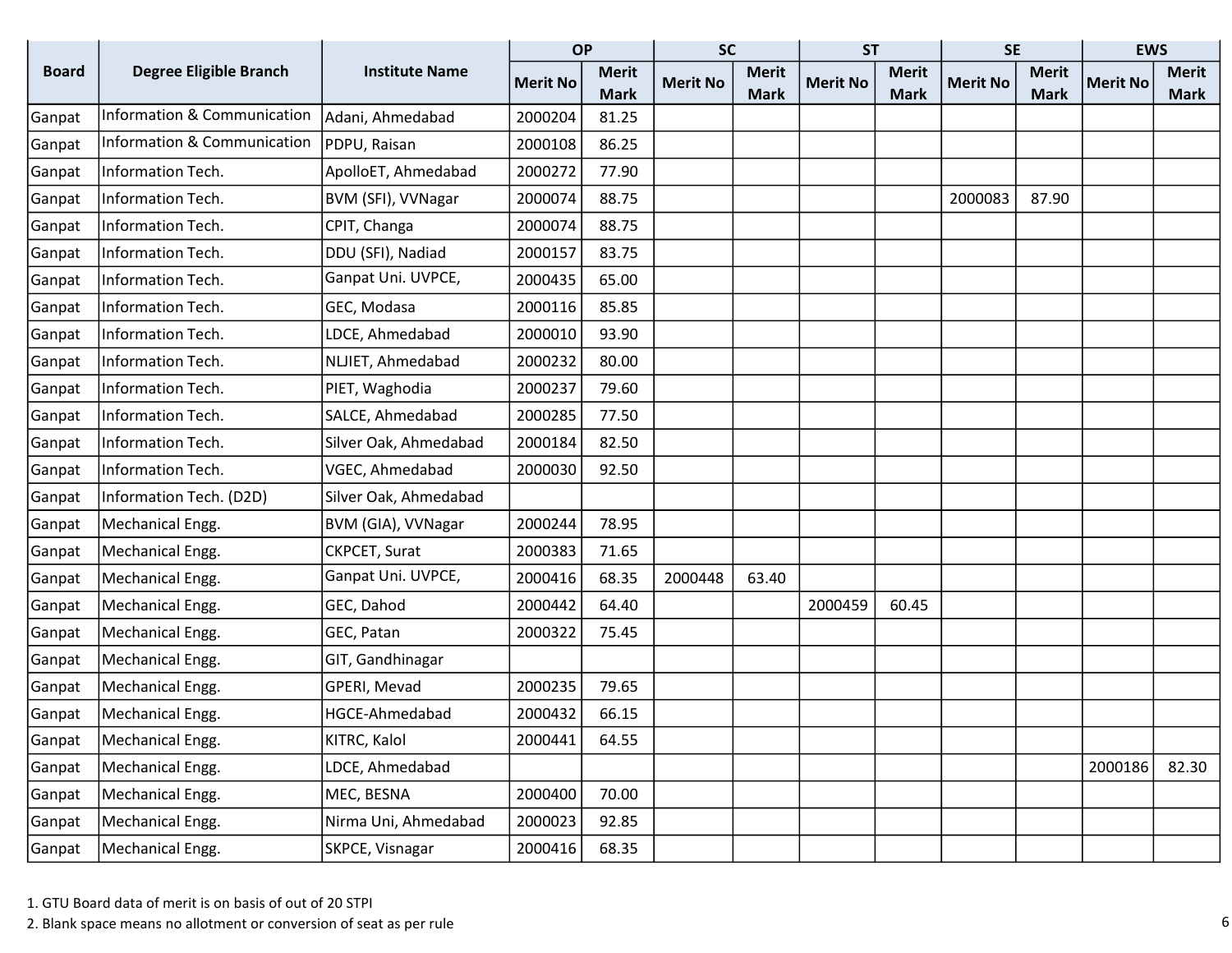| Board | Degree Eligible Branch | Institute Name | OP | | SC | | ST | | SE | | EWS | |
|---|---|---|---|---|---|---|---|---|---|---|---|---|
| | | | Merit No | Merit Mark | Merit No | Merit Mark | Merit No | Merit Mark | Merit No | Merit Mark | Merit No | Merit Mark |
| Ganpat | Information & Communication | Adani, Ahmedabad | 2000204 | 81.25 | | | | | | | | |
| Ganpat | Information & Communication | PDPU, Raisan | 2000108 | 86.25 | | | | | | | | |
| Ganpat | Information Tech. | ApolloET, Ahmedabad | 2000272 | 77.90 | | | | | | | | |
| Ganpat | Information Tech. | BVM (SFI), VVNagar | 2000074 | 88.75 | | | | | 2000083 | 87.90 | | |
| Ganpat | Information Tech. | CPIT, Changa | 2000074 | 88.75 | | | | | | | | |
| Ganpat | Information Tech. | DDU (SFI), Nadiad | 2000157 | 83.75 | | | | | | | | |
| Ganpat | Information Tech. | Ganpat Uni. UVPCE, | 2000435 | 65.00 | | | | | | | | |
| Ganpat | Information Tech. | GEC, Modasa | 2000116 | 85.85 | | | | | | | | |
| Ganpat | Information Tech. | LDCE, Ahmedabad | 2000010 | 93.90 | | | | | | | | |
| Ganpat | Information Tech. | NLJIET, Ahmedabad | 2000232 | 80.00 | | | | | | | | |
| Ganpat | Information Tech. | PIET, Waghodia | 2000237 | 79.60 | | | | | | | | |
| Ganpat | Information Tech. | SALCE, Ahmedabad | 2000285 | 77.50 | | | | | | | | |
| Ganpat | Information Tech. | Silver Oak, Ahmedabad | 2000184 | 82.50 | | | | | | | | |
| Ganpat | Information Tech. | VGEC, Ahmedabad | 2000030 | 92.50 | | | | | | | | |
| Ganpat | Information Tech. (D2D) | Silver Oak, Ahmedabad | | | | | | | | | | |
| Ganpat | Mechanical Engg. | BVM (GIA), VVNagar | 2000244 | 78.95 | | | | | | | | |
| Ganpat | Mechanical Engg. | CKPCET, Surat | 2000383 | 71.65 | | | | | | | | |
| Ganpat | Mechanical Engg. | Ganpat Uni. UVPCE, | 2000416 | 68.35 | 2000448 | 63.40 | | | | | | |
| Ganpat | Mechanical Engg. | GEC, Dahod | 2000442 | 64.40 | | | 2000459 | 60.45 | | | | |
| Ganpat | Mechanical Engg. | GEC, Patan | 2000322 | 75.45 | | | | | | | | |
| Ganpat | Mechanical Engg. | GIT, Gandhinagar | | | | | | | | | | |
| Ganpat | Mechanical Engg. | GPERI, Mevad | 2000235 | 79.65 | | | | | | | | |
| Ganpat | Mechanical Engg. | HGCE-Ahmedabad | 2000432 | 66.15 | | | | | | | | |
| Ganpat | Mechanical Engg. | KITRC, Kalol | 2000441 | 64.55 | | | | | | | | |
| Ganpat | Mechanical Engg. | LDCE, Ahmedabad | | | | | | | | | 2000186 | 82.30 |
| Ganpat | Mechanical Engg. | MEC, BESNA | 2000400 | 70.00 | | | | | | | | |
| Ganpat | Mechanical Engg. | Nirma Uni, Ahmedabad | 2000023 | 92.85 | | | | | | | | |
| Ganpat | Mechanical Engg. | SKPCE, Visnagar | 2000416 | 68.35 | | | | | | | | |

1. GTU Board data of merit is on basis of out of 20 STPI
2. Blank space means no allotment or conversion of seat as per rule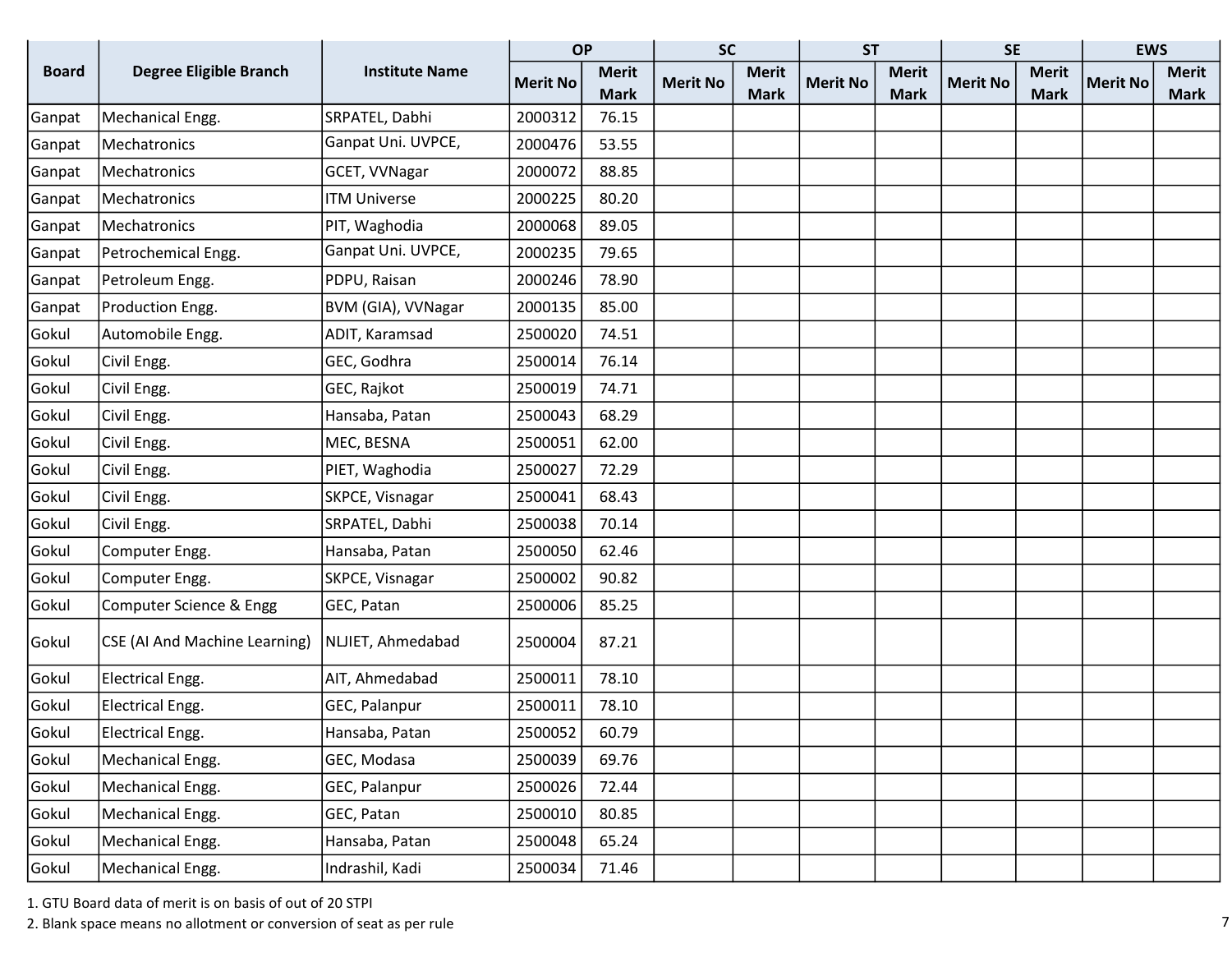| Board | Degree Eligible Branch | Institute Name | OP | | SC | | ST | | SE | | EWS | |
|---|---|---|---|---|---|---|---|---|---|---|---|---|
| | | | Merit No | Merit Mark | Merit No | Merit Mark | Merit No | Merit Mark | Merit No | Merit Mark | Merit No | Merit Mark |
| Ganpat | Mechanical Engg. | SRPATEL, Dabhi | 2000312 | 76.15 | | | | | | | | |
| Ganpat | Mechatronics | Ganpat Uni. UVPCE, | 2000476 | 53.55 | | | | | | | | |
| Ganpat | Mechatronics | GCET, VVNagar | 2000072 | 88.85 | | | | | | | | |
| Ganpat | Mechatronics | ITM Universe | 2000225 | 80.20 | | | | | | | | |
| Ganpat | Mechatronics | PIT, Waghodia | 2000068 | 89.05 | | | | | | | | |
| Ganpat | Petrochemical Engg. | Ganpat Uni. UVPCE, | 2000235 | 79.65 | | | | | | | | |
| Ganpat | Petroleum Engg. | PDPU, Raisan | 2000246 | 78.90 | | | | | | | | |
| Ganpat | Production Engg. | BVM (GIA), VVNagar | 2000135 | 85.00 | | | | | | | | |
| Gokul | Automobile Engg. | ADIT, Karamsad | 2500020 | 74.51 | | | | | | | | |
| Gokul | Civil Engg. | GEC, Godhra | 2500014 | 76.14 | | | | | | | | |
| Gokul | Civil Engg. | GEC, Rajkot | 2500019 | 74.71 | | | | | | | | |
| Gokul | Civil Engg. | Hansaba, Patan | 2500043 | 68.29 | | | | | | | | |
| Gokul | Civil Engg. | MEC, BESNA | 2500051 | 62.00 | | | | | | | | |
| Gokul | Civil Engg. | PIET, Waghodia | 2500027 | 72.29 | | | | | | | | |
| Gokul | Civil Engg. | SKPCE, Visnagar | 2500041 | 68.43 | | | | | | | | |
| Gokul | Civil Engg. | SRPATEL, Dabhi | 2500038 | 70.14 | | | | | | | | |
| Gokul | Computer Engg. | Hansaba, Patan | 2500050 | 62.46 | | | | | | | | |
| Gokul | Computer Engg. | SKPCE, Visnagar | 2500002 | 90.82 | | | | | | | | |
| Gokul | Computer Science & Engg | GEC, Patan | 2500006 | 85.25 | | | | | | | | |
| Gokul | CSE (AI And Machine Learning) | NLJIET, Ahmedabad | 2500004 | 87.21 | | | | | | | | |
| Gokul | Electrical Engg. | AIT, Ahmedabad | 2500011 | 78.10 | | | | | | | | |
| Gokul | Electrical Engg. | GEC, Palanpur | 2500011 | 78.10 | | | | | | | | |
| Gokul | Electrical Engg. | Hansaba, Patan | 2500052 | 60.79 | | | | | | | | |
| Gokul | Mechanical Engg. | GEC, Modasa | 2500039 | 69.76 | | | | | | | | |
| Gokul | Mechanical Engg. | GEC, Palanpur | 2500026 | 72.44 | | | | | | | | |
| Gokul | Mechanical Engg. | GEC, Patan | 2500010 | 80.85 | | | | | | | | |
| Gokul | Mechanical Engg. | Hansaba, Patan | 2500048 | 65.24 | | | | | | | | |
| Gokul | Mechanical Engg. | Indrashil, Kadi | 2500034 | 71.46 | | | | | | | | |

1. GTU Board data of merit is on basis of out of 20 STPI
2. Blank space means no allotment or conversion of seat as per rule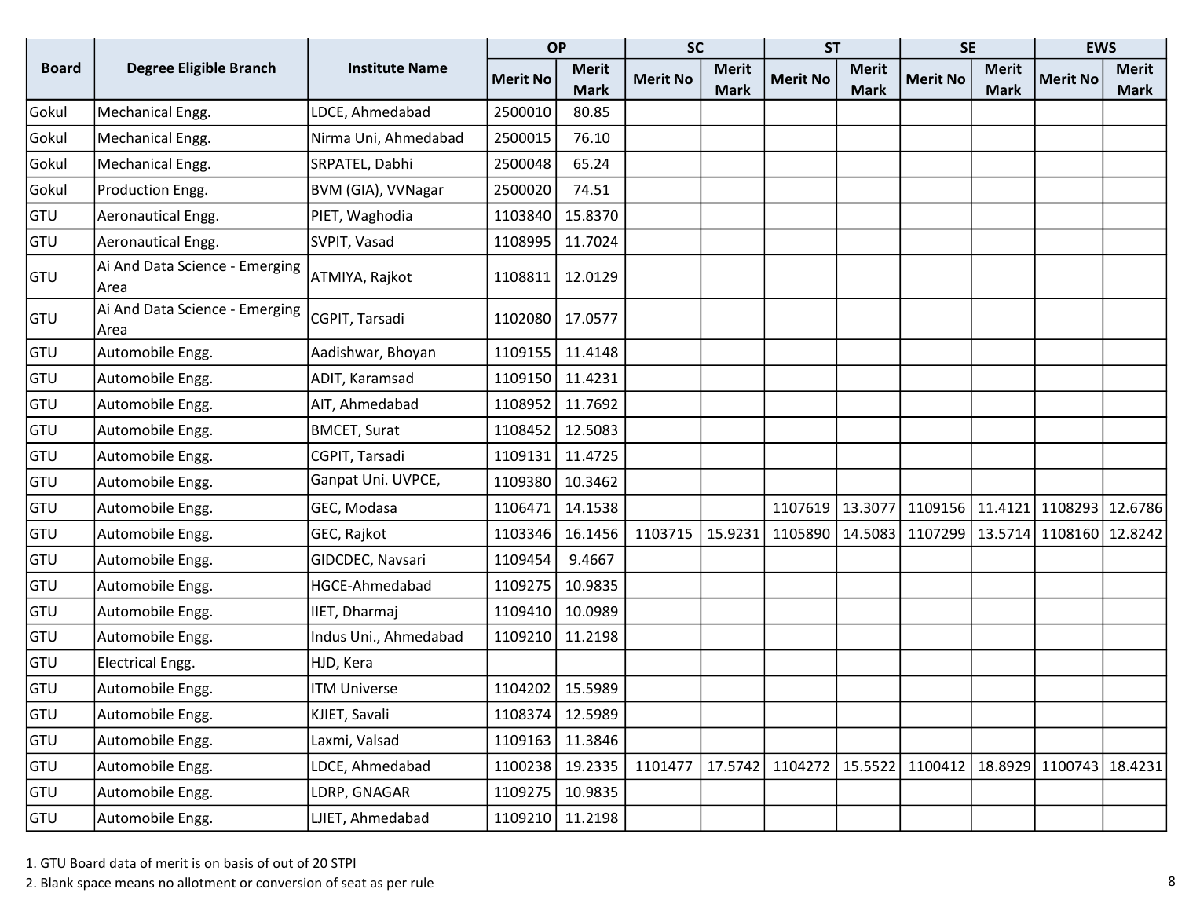| Board | Degree Eligible Branch | Institute Name | OP | | SC | | ST | | SE | | EWS | |
|---|---|---|---|---|---|---|---|---|---|---|---|---|
| | | | Merit No | Merit Mark | Merit No | Merit Mark | Merit No | Merit Mark | Merit No | Merit Mark | Merit No | Merit Mark |
| Gokul | Mechanical Engg. | LDCE, Ahmedabad | 2500010 | 80.85 | | | | | | | | |
| Gokul | Mechanical Engg. | Nirma Uni, Ahmedabad | 2500015 | 76.10 | | | | | | | | |
| Gokul | Mechanical Engg. | SRPATEL, Dabhi | 2500048 | 65.24 | | | | | | | | |
| Gokul | Production Engg. | BVM (GIA), VVNagar | 2500020 | 74.51 | | | | | | | | |
| GTU | Aeronautical Engg. | PIET, Waghodia | 1103840 | 15.8370 | | | | | | | | |
| GTU | Aeronautical Engg. | SVPIT, Vasad | 1108995 | 11.7024 | | | | | | | | |
| GTU | Ai And Data Science - Emerging Area | ATMIYA, Rajkot | 1108811 | 12.0129 | | | | | | | | |
| GTU | Ai And Data Science - Emerging Area | CGPIT, Tarsadi | 1102080 | 17.0577 | | | | | | | | |
| GTU | Automobile Engg. | Aadishwar, Bhoyan | 1109155 | 11.4148 | | | | | | | | |
| GTU | Automobile Engg. | ADIT, Karamsad | 1109150 | 11.4231 | | | | | | | | |
| GTU | Automobile Engg. | AIT, Ahmedabad | 1108952 | 11.7692 | | | | | | | | |
| GTU | Automobile Engg. | BMCET, Surat | 1108452 | 12.5083 | | | | | | | | |
| GTU | Automobile Engg. | CGPIT, Tarsadi | 1109131 | 11.4725 | | | | | | | | |
| GTU | Automobile Engg. | Ganpat Uni. UVPCE, | 1109380 | 10.3462 | | | | | | | | |
| GTU | Automobile Engg. | GEC, Modasa | 1106471 | 14.1538 | | | 1107619 | 13.3077 | 1109156 | 11.4121 | 1108293 | 12.6786 |
| GTU | Automobile Engg. | GEC, Rajkot | 1103346 | 16.1456 | 1103715 | 15.9231 | 1105890 | 14.5083 | 1107299 | 13.5714 | 1108160 | 12.8242 |
| GTU | Automobile Engg. | GIDCDEC, Navsari | 1109454 | 9.4667 | | | | | | | | |
| GTU | Automobile Engg. | HGCE-Ahmedabad | 1109275 | 10.9835 | | | | | | | | |
| GTU | Automobile Engg. | IIET, Dharmaj | 1109410 | 10.0989 | | | | | | | | |
| GTU | Automobile Engg. | Indus Uni., Ahmedabad | 1109210 | 11.2198 | | | | | | | | |
| GTU | Electrical Engg. | HJD, Kera | | | | | | | | | | |
| GTU | Automobile Engg. | ITM Universe | 1104202 | 15.5989 | | | | | | | | |
| GTU | Automobile Engg. | KJIET, Savali | 1108374 | 12.5989 | | | | | | | | |
| GTU | Automobile Engg. | Laxmi, Valsad | 1109163 | 11.3846 | | | | | | | | |
| GTU | Automobile Engg. | LDCE, Ahmedabad | 1100238 | 19.2335 | 1101477 | 17.5742 | 1104272 | 15.5522 | 1100412 | 18.8929 | 1100743 | 18.4231 |
| GTU | Automobile Engg. | LDRP, GNAGAR | 1109275 | 10.9835 | | | | | | | | |
| GTU | Automobile Engg. | LJIET, Ahmedabad | 1109210 | 11.2198 | | | | | | | | |

1. GTU Board data of merit is on basis of out of 20 STPI
2. Blank space means no allotment or conversion of seat as per rule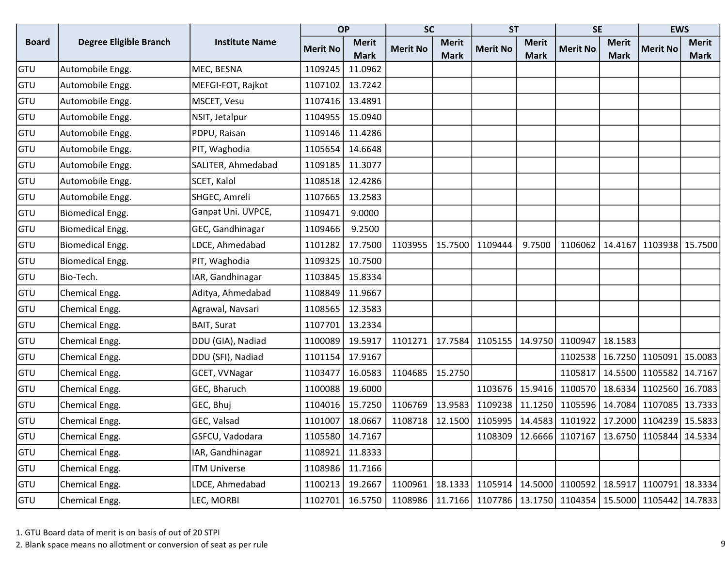| Board | Degree Eligible Branch | Institute Name | OP | | SC | | ST | | SE | | EWS | |
|---|---|---|---|---|---|---|---|---|---|---|---|---|
| | | | Merit No | Merit Mark | Merit No | Merit Mark | Merit No | Merit Mark | Merit No | Merit Mark | Merit No | Merit Mark |
| GTU | Automobile Engg. | MEC, BESNA | 1109245 | 11.0962 | | | | | | | | |
| GTU | Automobile Engg. | MEFGI-FOT, Rajkot | 1107102 | 13.7242 | | | | | | | | |
| GTU | Automobile Engg. | MSCET, Vesu | 1107416 | 13.4891 | | | | | | | | |
| GTU | Automobile Engg. | NSIT, Jetalpur | 1104955 | 15.0940 | | | | | | | | |
| GTU | Automobile Engg. | PDPU, Raisan | 1109146 | 11.4286 | | | | | | | | |
| GTU | Automobile Engg. | PIT, Waghodia | 1105654 | 14.6648 | | | | | | | | |
| GTU | Automobile Engg. | SALITER, Ahmedabad | 1109185 | 11.3077 | | | | | | | | |
| GTU | Automobile Engg. | SCET, Kalol | 1108518 | 12.4286 | | | | | | | | |
| GTU | Automobile Engg. | SHGEC, Amreli | 1107665 | 13.2583 | | | | | | | | |
| GTU | Biomedical Engg. | Ganpat Uni. UVPCE, | 1109471 | 9.0000 | | | | | | | | |
| GTU | Biomedical Engg. | GEC, Gandhinagar | 1109466 | 9.2500 | | | | | | | | |
| GTU | Biomedical Engg. | LDCE, Ahmedabad | 1101282 | 17.7500 | 1103955 | 15.7500 | 1109444 | 9.7500 | 1106062 | 14.4167 | 1103938 | 15.7500 |
| GTU | Biomedical Engg. | PIT, Waghodia | 1109325 | 10.7500 | | | | | | | | |
| GTU | Bio-Tech. | IAR, Gandhinagar | 1103845 | 15.8334 | | | | | | | | |
| GTU | Chemical Engg. | Aditya, Ahmedabad | 1108849 | 11.9667 | | | | | | | | |
| GTU | Chemical Engg. | Agrawal, Navsari | 1108565 | 12.3583 | | | | | | | | |
| GTU | Chemical Engg. | BAIT, Surat | 1107701 | 13.2334 | | | | | | | | |
| GTU | Chemical Engg. | DDU (GIA), Nadiad | 1100089 | 19.5917 | 1101271 | 17.7584 | 1105155 | 14.9750 | 1100947 | 18.1583 | | |
| GTU | Chemical Engg. | DDU (SFI), Nadiad | 1101154 | 17.9167 | | | | | 1102538 | 16.7250 | 1105091 | 15.0083 |
| GTU | Chemical Engg. | GCET, VVNagar | 1103477 | 16.0583 | 1104685 | 15.2750 | | | 1105817 | 14.5500 | 1105582 | 14.7167 |
| GTU | Chemical Engg. | GEC, Bharuch | 1100088 | 19.6000 | | | 1103676 | 15.9416 | 1100570 | 18.6334 | 1102560 | 16.7083 |
| GTU | Chemical Engg. | GEC, Bhuj | 1104016 | 15.7250 | 1106769 | 13.9583 | 1109238 | 11.1250 | 1105596 | 14.7084 | 1107085 | 13.7333 |
| GTU | Chemical Engg. | GEC, Valsad | 1101007 | 18.0667 | 1108718 | 12.1500 | 1105995 | 14.4583 | 1101922 | 17.2000 | 1104239 | 15.5833 |
| GTU | Chemical Engg. | GSFCU, Vadodara | 1105580 | 14.7167 | | | 1108309 | 12.6666 | 1107167 | 13.6750 | 1105844 | 14.5334 |
| GTU | Chemical Engg. | IAR, Gandhinagar | 1108921 | 11.8333 | | | | | | | | |
| GTU | Chemical Engg. | ITM Universe | 1108986 | 11.7166 | | | | | | | | |
| GTU | Chemical Engg. | LDCE, Ahmedabad | 1100213 | 19.2667 | 1100961 | 18.1333 | 1105914 | 14.5000 | 1100592 | 18.5917 | 1100791 | 18.3334 |
| GTU | Chemical Engg. | LEC, MORBI | 1102701 | 16.5750 | 1108986 | 11.7166 | 1107786 | 13.1750 | 1104354 | 15.5000 | 1105442 | 14.7833 |

1. GTU Board data of merit is on basis of out of 20 STPI
2. Blank space means no allotment or conversion of seat as per rule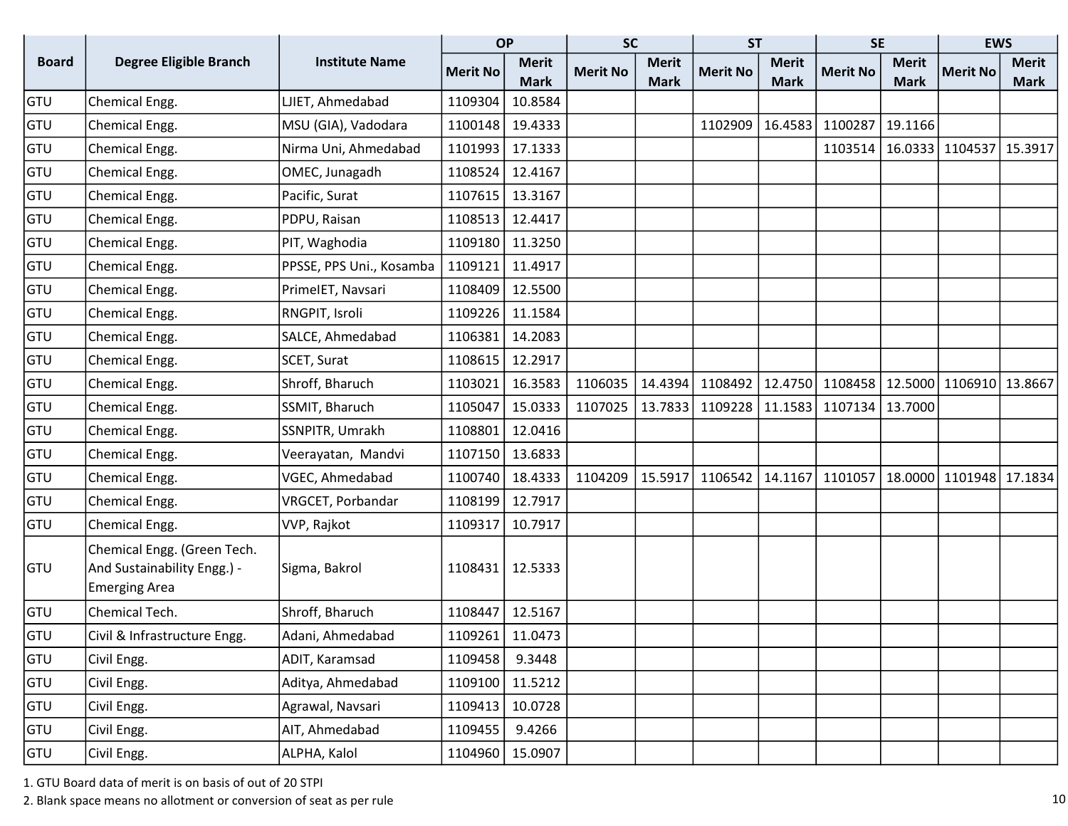| Board | Degree Eligible Branch | Institute Name | OP | | SC | | ST | | SE | | EWS | |
|---|---|---|---|---|---|---|---|---|---|---|---|---|
| | | | Merit No | Merit Mark | Merit No | Merit Mark | Merit No | Merit Mark | Merit No | Merit Mark | Merit No | Merit Mark |
| GTU | Chemical Engg. | LJIET, Ahmedabad | 1109304 | 10.8584 | | | | | | | | |
| GTU | Chemical Engg. | MSU (GIA), Vadodara | 1100148 | 19.4333 | | | 1102909 | 16.4583 | 1100287 | 19.1166 | | |
| GTU | Chemical Engg. | Nirma Uni, Ahmedabad | 1101993 | 17.1333 | | | | | 1103514 | 16.0333 | 1104537 | 15.3917 |
| GTU | Chemical Engg. | OMEC, Junagadh | 1108524 | 12.4167 | | | | | | | | |
| GTU | Chemical Engg. | Pacific, Surat | 1107615 | 13.3167 | | | | | | | | |
| GTU | Chemical Engg. | PDPU, Raisan | 1108513 | 12.4417 | | | | | | | | |
| GTU | Chemical Engg. | PIT, Waghodia | 1109180 | 11.3250 | | | | | | | | |
| GTU | Chemical Engg. | PPSSE, PPS Uni., Kosamba | 1109121 | 11.4917 | | | | | | | | |
| GTU | Chemical Engg. | PrimeIET, Navsari | 1108409 | 12.5500 | | | | | | | | |
| GTU | Chemical Engg. | RNGPIT, Isroli | 1109226 | 11.1584 | | | | | | | | |
| GTU | Chemical Engg. | SALCE, Ahmedabad | 1106381 | 14.2083 | | | | | | | | |
| GTU | Chemical Engg. | SCET, Surat | 1108615 | 12.2917 | | | | | | | | |
| GTU | Chemical Engg. | Shroff, Bharuch | 1103021 | 16.3583 | 1106035 | 14.4394 | 1108492 | 12.4750 | 1108458 | 12.5000 | 1106910 | 13.8667 |
| GTU | Chemical Engg. | SSMIT, Bharuch | 1105047 | 15.0333 | 1107025 | 13.7833 | 1109228 | 11.1583 | 1107134 | 13.7000 | | |
| GTU | Chemical Engg. | SSNPITR, Umrakh | 1108801 | 12.0416 | | | | | | | | |
| GTU | Chemical Engg. | Veerayatan, Mandvi | 1107150 | 13.6833 | | | | | | | | |
| GTU | Chemical Engg. | VGEC, Ahmedabad | 1100740 | 18.4333 | 1104209 | 15.5917 | 1106542 | 14.1167 | 1101057 | 18.0000 | 1101948 | 17.1834 |
| GTU | Chemical Engg. | VRGCET, Porbandar | 1108199 | 12.7917 | | | | | | | | |
| GTU | Chemical Engg. | VVP, Rajkot | 1109317 | 10.7917 | | | | | | | | |
| GTU | Chemical Engg. (Green Tech. And Sustainability Engg.) - Emerging Area | Sigma, Bakrol | 1108431 | 12.5333 | | | | | | | | |
| GTU | Chemical Tech. | Shroff, Bharuch | 1108447 | 12.5167 | | | | | | | | |
| GTU | Civil & Infrastructure Engg. | Adani, Ahmedabad | 1109261 | 11.0473 | | | | | | | | |
| GTU | Civil Engg. | ADIT, Karamsad | 1109458 | 9.3448 | | | | | | | | |
| GTU | Civil Engg. | Aditya, Ahmedabad | 1109100 | 11.5212 | | | | | | | | |
| GTU | Civil Engg. | Agrawal, Navsari | 1109413 | 10.0728 | | | | | | | | |
| GTU | Civil Engg. | AIT, Ahmedabad | 1109455 | 9.4266 | | | | | | | | |
| GTU | Civil Engg. | ALPHA, Kalol | 1104960 | 15.0907 | | | | | | | | |

1. GTU Board data of merit is on basis of out of 20 STPI
2. Blank space means no allotment or conversion of seat as per rule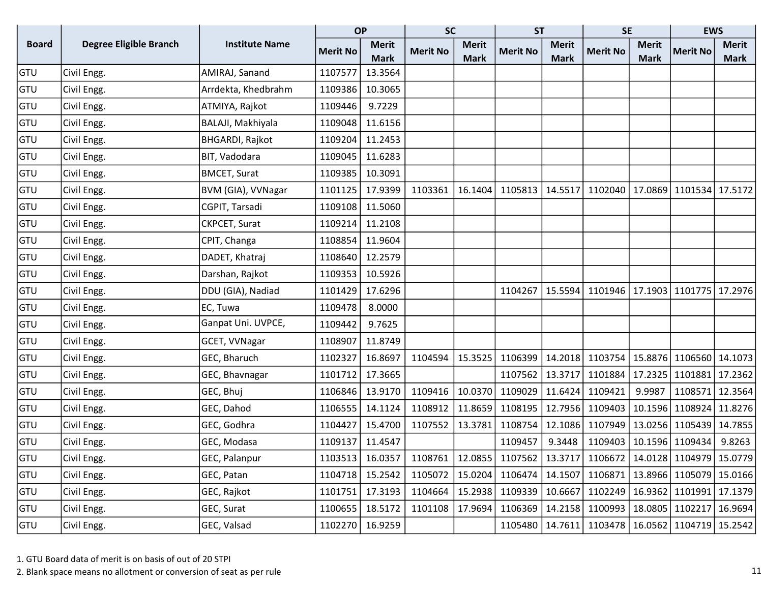| Board | Degree Eligible Branch | Institute Name | OP | | SC | | ST | | SE | | EWS | |
|---|---|---|---|---|---|---|---|---|---|---|---|---|
| | | | Merit No | Merit Mark | Merit No | Merit Mark | Merit No | Merit Mark | Merit No | Merit Mark | Merit No | Merit Mark |
| GTU | Civil Engg. | AMIRAJ, Sanand | 1107577 | 13.3564 | | | | | | | | |
| GTU | Civil Engg. | Arrdekta, Khedbrahm | 1109386 | 10.3065 | | | | | | | | |
| GTU | Civil Engg. | ATMIYA, Rajkot | 1109446 | 9.7229 | | | | | | | | |
| GTU | Civil Engg. | BALAJI, Makhiyala | 1109048 | 11.6156 | | | | | | | | |
| GTU | Civil Engg. | BHGARDI, Rajkot | 1109204 | 11.2453 | | | | | | | | |
| GTU | Civil Engg. | BIT, Vadodara | 1109045 | 11.6283 | | | | | | | | |
| GTU | Civil Engg. | BMCET, Surat | 1109385 | 10.3091 | | | | | | | | |
| GTU | Civil Engg. | BVM (GIA), VVNagar | 1101125 | 17.9399 | 1103361 | 16.1404 | 1105813 | 14.5517 | 1102040 | 17.0869 | 1101534 | 17.5172 |
| GTU | Civil Engg. | CGPIT, Tarsadi | 1109108 | 11.5060 | | | | | | | | |
| GTU | Civil Engg. | CKPCET, Surat | 1109214 | 11.2108 | | | | | | | | |
| GTU | Civil Engg. | CPIT, Changa | 1108854 | 11.9604 | | | | | | | | |
| GTU | Civil Engg. | DADET, Khatraj | 1108640 | 12.2579 | | | | | | | | |
| GTU | Civil Engg. | Darshan, Rajkot | 1109353 | 10.5926 | | | | | | | | |
| GTU | Civil Engg. | DDU (GIA), Nadiad | 1101429 | 17.6296 | | | 1104267 | 15.5594 | 1101946 | 17.1903 | 1101775 | 17.2976 |
| GTU | Civil Engg. | EC, Tuwa | 1109478 | 8.0000 | | | | | | | | |
| GTU | Civil Engg. | Ganpat Uni. UVPCE, | 1109442 | 9.7625 | | | | | | | | |
| GTU | Civil Engg. | GCET, VVNagar | 1108907 | 11.8749 | | | | | | | | |
| GTU | Civil Engg. | GEC, Bharuch | 1102327 | 16.8697 | 1104594 | 15.3525 | 1106399 | 14.2018 | 1103754 | 15.8876 | 1106560 | 14.1073 |
| GTU | Civil Engg. | GEC, Bhavnagar | 1101712 | 17.3665 | | | 1107562 | 13.3717 | 1101884 | 17.2325 | 1101881 | 17.2362 |
| GTU | Civil Engg. | GEC, Bhuj | 1106846 | 13.9170 | 1109416 | 10.0370 | 1109029 | 11.6424 | 1109421 | 9.9987 | 1108571 | 12.3564 |
| GTU | Civil Engg. | GEC, Dahod | 1106555 | 14.1124 | 1108912 | 11.8659 | 1108195 | 12.7956 | 1109403 | 10.1596 | 1108924 | 11.8276 |
| GTU | Civil Engg. | GEC, Godhra | 1104427 | 15.4700 | 1107552 | 13.3781 | 1108754 | 12.1086 | 1107949 | 13.0256 | 1105439 | 14.7855 |
| GTU | Civil Engg. | GEC, Modasa | 1109137 | 11.4547 | | | 1109457 | 9.3448 | 1109403 | 10.1596 | 1109434 | 9.8263 |
| GTU | Civil Engg. | GEC, Palanpur | 1103513 | 16.0357 | 1108761 | 12.0855 | 1107562 | 13.3717 | 1106672 | 14.0128 | 1104979 | 15.0779 |
| GTU | Civil Engg. | GEC, Patan | 1104718 | 15.2542 | 1105072 | 15.0204 | 1106474 | 14.1507 | 1106871 | 13.8966 | 1105079 | 15.0166 |
| GTU | Civil Engg. | GEC, Rajkot | 1101751 | 17.3193 | 1104664 | 15.2938 | 1109339 | 10.6667 | 1102249 | 16.9362 | 1101991 | 17.1379 |
| GTU | Civil Engg. | GEC, Surat | 1100655 | 18.5172 | 1101108 | 17.9694 | 1106369 | 14.2158 | 1100993 | 18.0805 | 1102217 | 16.9694 |
| GTU | Civil Engg. | GEC, Valsad | 1102270 | 16.9259 | | | 1105480 | 14.7611 | 1103478 | 16.0562 | 1104719 | 15.2542 |

1. GTU Board data of merit is on basis of out of 20 STPI
2. Blank space means no allotment or conversion of seat as per rule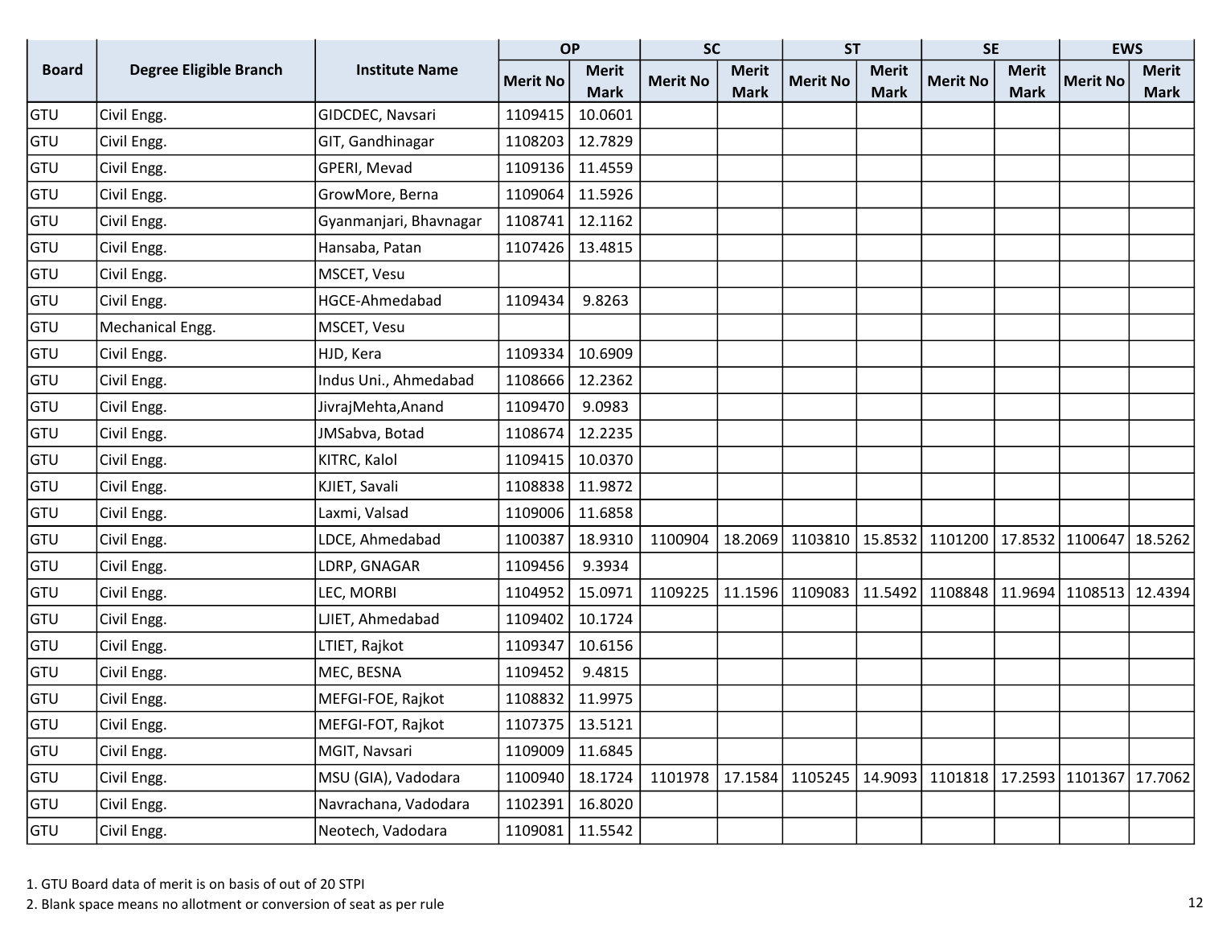| Board | Degree Eligible Branch | Institute Name | OP | | SC | | ST | | SE | | EWS | |
|---|---|---|---|---|---|---|---|---|---|---|---|---|
| | | | Merit No | Merit Mark | Merit No | Merit Mark | Merit No | Merit Mark | Merit No | Merit Mark | Merit No | Merit Mark |
| GTU | Civil Engg. | GIDCDEC, Navsari | 1109415 | 10.0601 | | | | | | | | |
| GTU | Civil Engg. | GIT, Gandhinagar | 1108203 | 12.7829 | | | | | | | | |
| GTU | Civil Engg. | GPERI, Mevad | 1109136 | 11.4559 | | | | | | | | |
| GTU | Civil Engg. | GrowMore, Berna | 1109064 | 11.5926 | | | | | | | | |
| GTU | Civil Engg. | Gyanmanjari, Bhavnagar | 1108741 | 12.1162 | | | | | | | | |
| GTU | Civil Engg. | Hansaba, Patan | 1107426 | 13.4815 | | | | | | | | |
| GTU | Civil Engg. | MSCET, Vesu | | | | | | | | | | |
| GTU | Civil Engg. | HGCE-Ahmedabad | 1109434 | 9.8263 | | | | | | | | |
| GTU | Mechanical Engg. | MSCET, Vesu | | | | | | | | | | |
| GTU | Civil Engg. | HJD, Kera | 1109334 | 10.6909 | | | | | | | | |
| GTU | Civil Engg. | Indus Uni., Ahmedabad | 1108666 | 12.2362 | | | | | | | | |
| GTU | Civil Engg. | JivrajMehta,Anand | 1109470 | 9.0983 | | | | | | | | |
| GTU | Civil Engg. | JMSabva, Botad | 1108674 | 12.2235 | | | | | | | | |
| GTU | Civil Engg. | KITRC, Kalol | 1109415 | 10.0370 | | | | | | | | |
| GTU | Civil Engg. | KJIET, Savali | 1108838 | 11.9872 | | | | | | | | |
| GTU | Civil Engg. | Laxmi, Valsad | 1109006 | 11.6858 | | | | | | | | |
| GTU | Civil Engg. | LDCE, Ahmedabad | 1100387 | 18.9310 | 1100904 | 18.2069 | 1103810 | 15.8532 | 1101200 | 17.8532 | 1100647 | 18.5262 |
| GTU | Civil Engg. | LDRP, GNAGAR | 1109456 | 9.3934 | | | | | | | | |
| GTU | Civil Engg. | LEC, MORBI | 1104952 | 15.0971 | 1109225 | 11.1596 | 1109083 | 11.5492 | 1108848 | 11.9694 | 1108513 | 12.4394 |
| GTU | Civil Engg. | LJIET, Ahmedabad | 1109402 | 10.1724 | | | | | | | | |
| GTU | Civil Engg. | LTIET, Rajkot | 1109347 | 10.6156 | | | | | | | | |
| GTU | Civil Engg. | MEC, BESNA | 1109452 | 9.4815 | | | | | | | | |
| GTU | Civil Engg. | MEFGI-FOE, Rajkot | 1108832 | 11.9975 | | | | | | | | |
| GTU | Civil Engg. | MEFGI-FOT, Rajkot | 1107375 | 13.5121 | | | | | | | | |
| GTU | Civil Engg. | MGIT, Navsari | 1109009 | 11.6845 | | | | | | | | |
| GTU | Civil Engg. | MSU (GIA), Vodadara | 1100940 | 18.1724 | 1101978 | 17.1584 | 1105245 | 14.9093 | 1101818 | 17.2593 | 1101367 | 17.7062 |
| GTU | Civil Engg. | Navrachana, Vodadara | 1102391 | 16.8020 | | | | | | | | |
| GTU | Civil Engg. | Neotech, Vodadara | 1109081 | 11.5542 | | | | | | | | |

1. GTU Board data of merit is on basis of out of 20 STPI
2. Blank space means no allotment or conversion of seat as per rule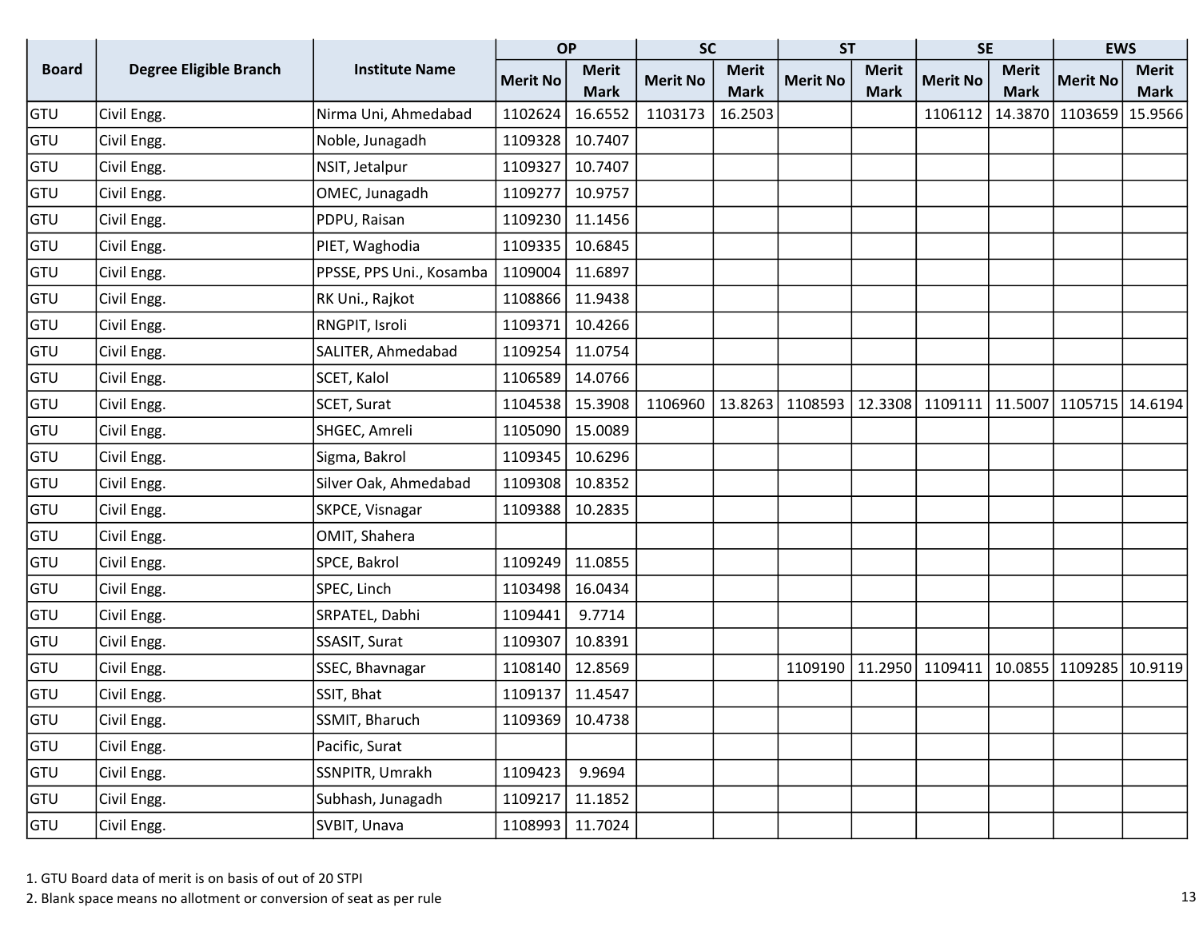| Board | Degree Eligible Branch | Institute Name | OP | | SC | | ST | | SE | | EWS | |
|---|---|---|---|---|---|---|---|---|---|---|---|---|
| | | | Merit No | Merit Mark | Merit No | Merit Mark | Merit No | Merit Mark | Merit No | Merit Mark | Merit No | Merit Mark |
| GTU | Civil Engg. | Nirma Uni, Ahmedabad | 1102624 | 16.6552 | 1103173 | 16.2503 | | | 1106112 | 14.3870 | 1103659 | 15.9566 |
| GTU | Civil Engg. | Noble, Junagadh | 1109328 | 10.7407 | | | | | | | | |
| GTU | Civil Engg. | NSIT, Jetalpur | 1109327 | 10.7407 | | | | | | | | |
| GTU | Civil Engg. | OMEC, Junagadh | 1109277 | 10.9757 | | | | | | | | |
| GTU | Civil Engg. | PDPU, Raisan | 1109230 | 11.1456 | | | | | | | | |
| GTU | Civil Engg. | PIET, Waghodia | 1109335 | 10.6845 | | | | | | | | |
| GTU | Civil Engg. | PPSSE, PPS Uni., Kosamba | 1109004 | 11.6897 | | | | | | | | |
| GTU | Civil Engg. | RK Uni., Rajkot | 1108866 | 11.9438 | | | | | | | | |
| GTU | Civil Engg. | RNGPIT, Isroli | 1109371 | 10.4266 | | | | | | | | |
| GTU | Civil Engg. | SALITER, Ahmedabad | 1109254 | 11.0754 | | | | | | | | |
| GTU | Civil Engg. | SCET, Kalol | 1106589 | 14.0766 | | | | | | | | |
| GTU | Civil Engg. | SCET, Surat | 1104538 | 15.3908 | 1106960 | 13.8263 | 1108593 | 12.3308 | 1109111 | 11.5007 | 1105715 | 14.6194 |
| GTU | Civil Engg. | SHGEC, Amreli | 1105090 | 15.0089 | | | | | | | | |
| GTU | Civil Engg. | Sigma, Bakrol | 1109345 | 10.6296 | | | | | | | | |
| GTU | Civil Engg. | Silver Oak, Ahmedabad | 1109308 | 10.8352 | | | | | | | | |
| GTU | Civil Engg. | SKPCE, Visnagar | 1109388 | 10.2835 | | | | | | | | |
| GTU | Civil Engg. | OMIT, Shahera | | | | | | | | | | |
| GTU | Civil Engg. | SPCE, Bakrol | 1109249 | 11.0855 | | | | | | | | |
| GTU | Civil Engg. | SPEC, Linch | 1103498 | 16.0434 | | | | | | | | |
| GTU | Civil Engg. | SRPATEL, Dabhi | 1109441 | 9.7714 | | | | | | | | |
| GTU | Civil Engg. | SSASIT, Surat | 1109307 | 10.8391 | | | | | | | | |
| GTU | Civil Engg. | SSEC, Bhavnagar | 1108140 | 12.8569 | | | 1109190 | 11.2950 | 1109411 | 10.0855 | 1109285 | 10.9119 |
| GTU | Civil Engg. | SSIT, Bhat | 1109137 | 11.4547 | | | | | | | | |
| GTU | Civil Engg. | SSMIT, Bharuch | 1109369 | 10.4738 | | | | | | | | |
| GTU | Civil Engg. | Pacific, Surat | | | | | | | | | | |
| GTU | Civil Engg. | SSNPITR, Umrakh | 1109423 | 9.9694 | | | | | | | | |
| GTU | Civil Engg. | Subhash, Junagadh | 1109217 | 11.1852 | | | | | | | | |
| GTU | Civil Engg. | SVBIT, Unava | 1108993 | 11.7024 | | | | | | | | |

1. GTU Board data of merit is on basis of out of 20 STPI
2. Blank space means no allotment or conversion of seat as per rule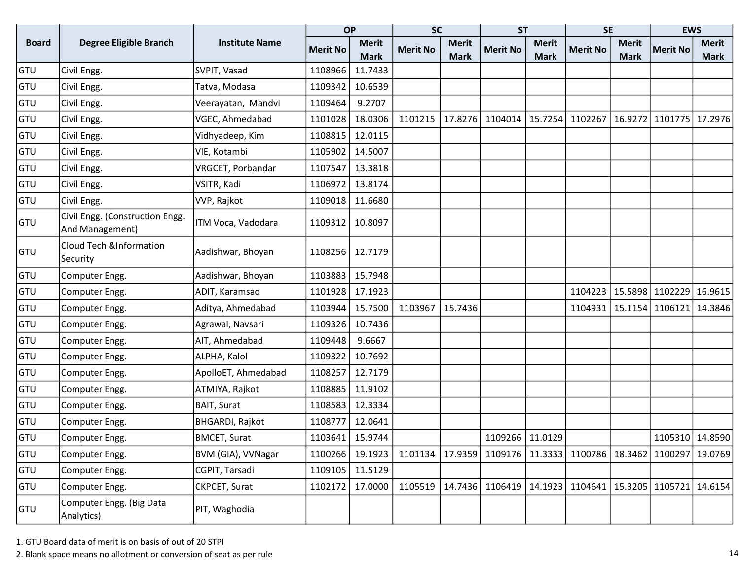| Board | Degree Eligible Branch | Institute Name | OP | | SC | | ST | | SE | | EWS | |
|---|---|---|---|---|---|---|---|---|---|---|---|---|
| | | | Merit No | Merit Mark | Merit No | Merit Mark | Merit No | Merit Mark | Merit No | Merit Mark | Merit No | Merit Mark |
| GTU | Civil Engg. | SVPIT, Vasad | 1108966 | 11.7433 | | | | | | | | |
| GTU | Civil Engg. | Tatva, Modasa | 1109342 | 10.6539 | | | | | | | | |
| GTU | Civil Engg. | Veerayatan, Mandvi | 1109464 | 9.2707 | | | | | | | | |
| GTU | Civil Engg. | VGEC, Ahmedabad | 1101028 | 18.0306 | 1101215 | 17.8276 | 1104014 | 15.7254 | 1102267 | 16.9272 | 1101775 | 17.2976 |
| GTU | Civil Engg. | Vidhyadeep, Kim | 1108815 | 12.0115 | | | | | | | | |
| GTU | Civil Engg. | VIE, Kotambi | 1105902 | 14.5007 | | | | | | | | |
| GTU | Civil Engg. | VRGCET, Porbandar | 1107547 | 13.3818 | | | | | | | | |
| GTU | Civil Engg. | VSITR, Kadi | 1106972 | 13.8174 | | | | | | | | |
| GTU | Civil Engg. | VVP, Rajkot | 1109018 | 11.6680 | | | | | | | | |
| GTU | Civil Engg. (Construction Engg. And Management) | ITM Voca, Vadodara | 1109312 | 10.8097 | | | | | | | | |
| GTU | Cloud Tech &Information Security | Aadishwar, Bhoyan | 1108256 | 12.7179 | | | | | | | | |
| GTU | Computer Engg. | Aadishwar, Bhoyan | 1103883 | 15.7948 | | | | | | | | |
| GTU | Computer Engg. | ADIT, Karamsad | 1101928 | 17.1923 | | | | | 1104223 | 15.5898 | 1102229 | 16.9615 |
| GTU | Computer Engg. | Aditya, Ahmedabad | 1103944 | 15.7500 | 1103967 | 15.7436 | | | 1104931 | 15.1154 | 1106121 | 14.3846 |
| GTU | Computer Engg. | Agrawal, Navsari | 1109326 | 10.7436 | | | | | | | | |
| GTU | Computer Engg. | AIT, Ahmedabad | 1109448 | 9.6667 | | | | | | | | |
| GTU | Computer Engg. | ALPHA, Kalol | 1109322 | 10.7692 | | | | | | | | |
| GTU | Computer Engg. | ApolloET, Ahmedabad | 1108257 | 12.7179 | | | | | | | | |
| GTU | Computer Engg. | ATMIYA, Rajkot | 1108885 | 11.9102 | | | | | | | | |
| GTU | Computer Engg. | BAIT, Surat | 1108583 | 12.3334 | | | | | | | | |
| GTU | Computer Engg. | BHGARDI, Rajkot | 1108777 | 12.0641 | | | | | | | | |
| GTU | Computer Engg. | BMCET, Surat | 1103641 | 15.9744 | | | 1109266 | 11.0129 | | | 1105310 | 14.8590 |
| GTU | Computer Engg. | BVM (GIA), VVNagar | 1100266 | 19.1923 | 1101134 | 17.9359 | 1109176 | 11.3333 | 1100786 | 18.3462 | 1100297 | 19.0769 |
| GTU | Computer Engg. | CGPIT, Tarsadi | 1109105 | 11.5129 | | | | | | | | |
| GTU | Computer Engg. | CKPCET, Surat | 1102172 | 17.0000 | 1105519 | 14.7436 | 1106419 | 14.1923 | 1104641 | 15.3205 | 1105721 | 14.6154 |
| GTU | Computer Engg. (Big Data Analytics) | PIT, Waghodia | | | | | | | | | | |

1. GTU Board data of merit is on basis of out of 20 STPI
2. Blank space means no allotment or conversion of seat as per rule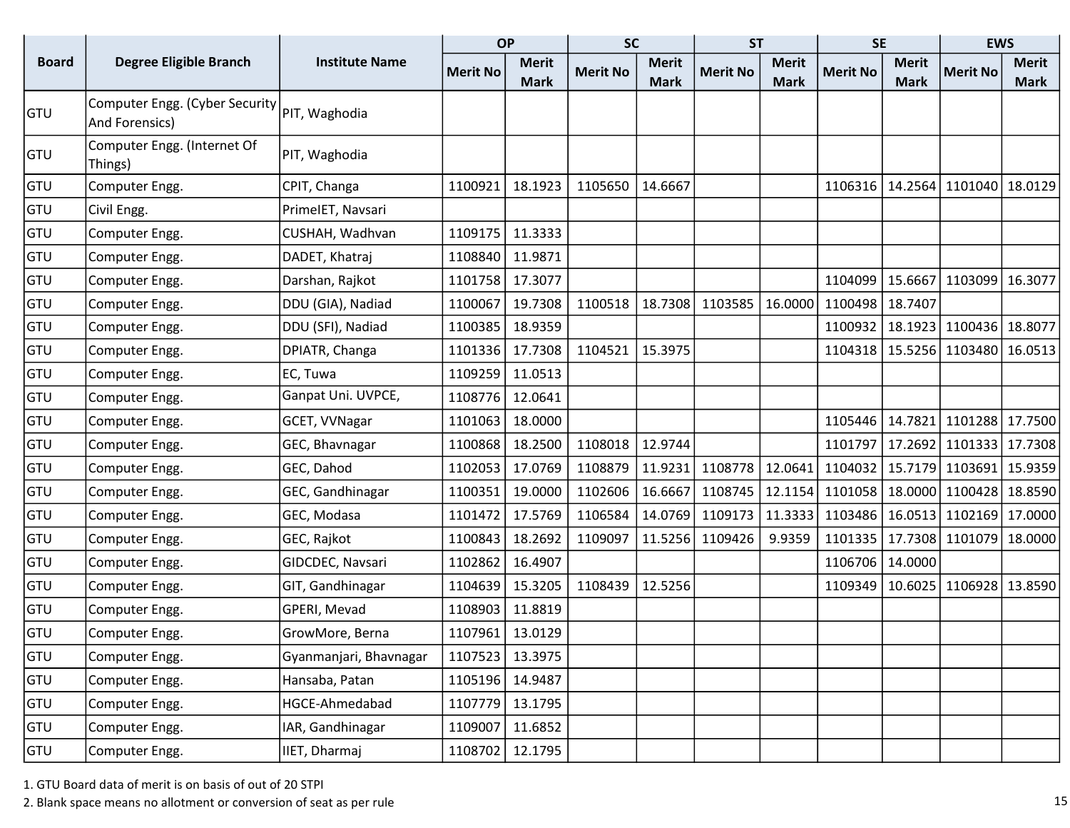| Board | Degree Eligible Branch | Institute Name | OP | | SC | | ST | | SE | | EWS | |
|---|---|---|---|---|---|---|---|---|---|---|---|---|
| | | | Merit No | Merit Mark | Merit No | Merit Mark | Merit No | Merit Mark | Merit No | Merit Mark | Merit No | Merit Mark |
| GTU | Computer Engg. (Cyber Security And Forensics) | PIT, Waghodia | | | | | | | | | | |
| GTU | Computer Engg. (Internet Of Things) | PIT, Waghodia | | | | | | | | | | |
| GTU | Computer Engg. | CPIT, Changa | 1100921 | 18.1923 | 1105650 | 14.6667 | | | 1106316 | 14.2564 | 1101040 | 18.0129 |
| GTU | Civil Engg. | PrimeIET, Navsari | | | | | | | | | | |
| GTU | Computer Engg. | CUSHAH, Wadhvan | 1109175 | 11.3333 | | | | | | | | |
| GTU | Computer Engg. | DADET, Khatraj | 1108840 | 11.9871 | | | | | | | | |
| GTU | Computer Engg. | Darshan, Rajkot | 1101758 | 17.3077 | | | | | 1104099 | 15.6667 | 1103099 | 16.3077 |
| GTU | Computer Engg. | DDU (GIA), Nadiad | 1100067 | 19.7308 | 1100518 | 18.7308 | 1103585 | 16.0000 | 1100498 | 18.7407 | | |
| GTU | Computer Engg. | DDU (SFI), Nadiad | 1100385 | 18.9359 | | | | | 1100932 | 18.1923 | 1100436 | 18.8077 |
| GTU | Computer Engg. | DPIATR, Changa | 1101336 | 17.7308 | 1104521 | 15.3975 | | | 1104318 | 15.5256 | 1103480 | 16.0513 |
| GTU | Computer Engg. | EC, Tuwa | 1109259 | 11.0513 | | | | | | | | |
| GTU | Computer Engg. | Ganpat Uni. UVPCE, | 1108776 | 12.0641 | | | | | | | | |
| GTU | Computer Engg. | GCET, VVNagar | 1101063 | 18.0000 | | | | | 1105446 | 14.7821 | 1101288 | 17.7500 |
| GTU | Computer Engg. | GEC, Bhavnagar | 1100868 | 18.2500 | 1108018 | 12.9744 | | | 1101797 | 17.2692 | 1101333 | 17.7308 |
| GTU | Computer Engg. | GEC, Dahod | 1102053 | 17.0769 | 1108879 | 11.9231 | 1108778 | 12.0641 | 1104032 | 15.7179 | 1103691 | 15.9359 |
| GTU | Computer Engg. | GEC, Gandhinagar | 1100351 | 19.0000 | 1102606 | 16.6667 | 1108745 | 12.1154 | 1101058 | 18.0000 | 1100428 | 18.8590 |
| GTU | Computer Engg. | GEC, Modasa | 1101472 | 17.5769 | 1106584 | 14.0769 | 1109173 | 11.3333 | 1103486 | 16.0513 | 1102169 | 17.0000 |
| GTU | Computer Engg. | GEC, Rajkot | 1100843 | 18.2692 | 1109097 | 11.5256 | 1109426 | 9.9359 | 1101335 | 17.7308 | 1101079 | 18.0000 |
| GTU | Computer Engg. | GIDCDEC, Navsari | 1102862 | 16.4907 | | | | | 1106706 | 14.0000 | | |
| GTU | Computer Engg. | GIT, Gandhinagar | 1104639 | 15.3205 | 1108439 | 12.5256 | | | 1109349 | 10.6025 | 1106928 | 13.8590 |
| GTU | Computer Engg. | GPERI, Mevad | 1108903 | 11.8819 | | | | | | | | |
| GTU | Computer Engg. | GrowMore, Berna | 1107961 | 13.0129 | | | | | | | | |
| GTU | Computer Engg. | Gyanmanjari, Bhavnagar | 1107523 | 13.3975 | | | | | | | | |
| GTU | Computer Engg. | Hansaba, Patan | 1105196 | 14.9487 | | | | | | | | |
| GTU | Computer Engg. | HGCE-Ahmedabad | 1107779 | 13.1795 | | | | | | | | |
| GTU | Computer Engg. | IAR, Gandhinagar | 1109007 | 11.6852 | | | | | | | | |
| GTU | Computer Engg. | IIET, Dharmaj | 1108702 | 12.1795 | | | | | | | | |

1. GTU Board data of merit is on basis of out of 20 STPI
2. Blank space means no allotment or conversion of seat as per rule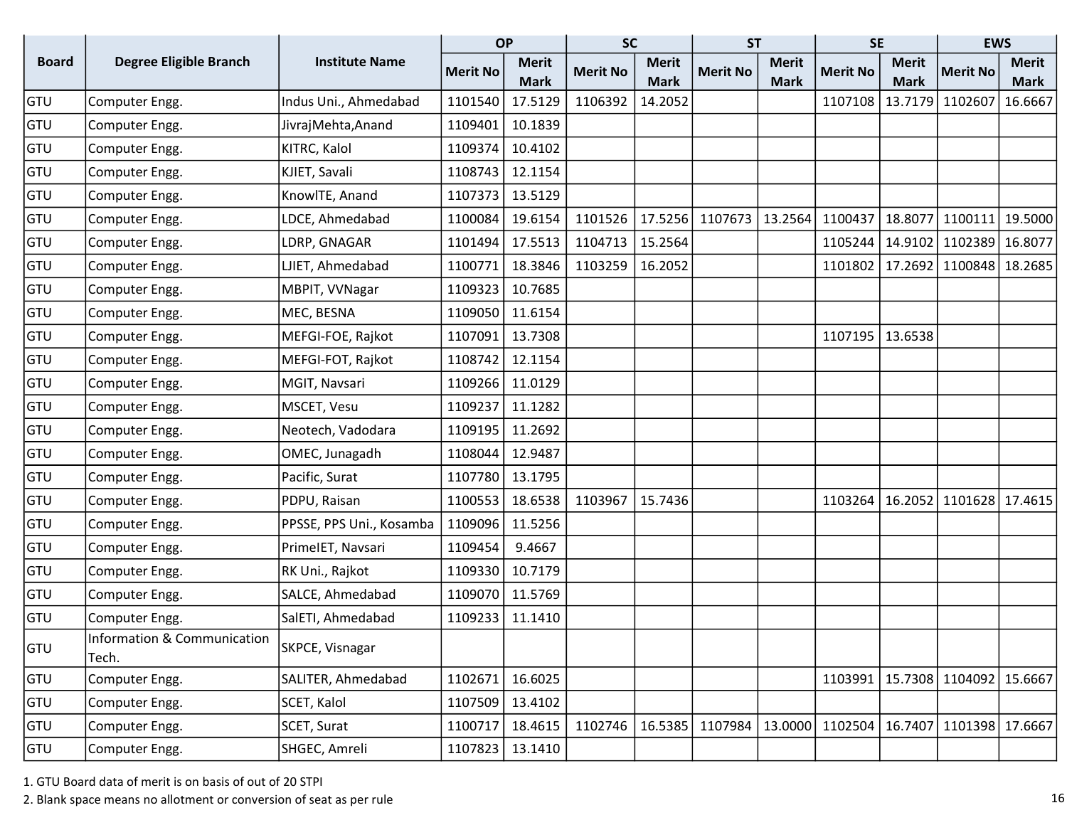| Board | Degree Eligible Branch | Institute Name | OP | | SC | | ST | | SE | | EWS | |
|---|---|---|---|---|---|---|---|---|---|---|---|---|
| | | | Merit No | Merit Mark | Merit No | Merit Mark | Merit No | Merit Mark | Merit No | Merit Mark | Merit No | Merit Mark |
| GTU | Computer Engg. | Indus Uni., Ahmedabad | 1101540 | 17.5129 | 1106392 | 14.2052 | | | 1107108 | 13.7179 | 1102607 | 16.6667 |
| GTU | Computer Engg. | JivrajMehta,Anand | 1109401 | 10.1839 | | | | | | | | |
| GTU | Computer Engg. | KITRC, Kalol | 1109374 | 10.4102 | | | | | | | | |
| GTU | Computer Engg. | KJIET, Savali | 1108743 | 12.1154 | | | | | | | | |
| GTU | Computer Engg. | KnowlTE, Anand | 1107373 | 13.5129 | | | | | | | | |
| GTU | Computer Engg. | LDCE, Ahmedabad | 1100084 | 19.6154 | 1101526 | 17.5256 | 1107673 | 13.2564 | 1100437 | 18.8077 | 1100111 | 19.5000 |
| GTU | Computer Engg. | LDRP, GNAGAR | 1101494 | 17.5513 | 1104713 | 15.2564 | | | 1105244 | 14.9102 | 1102389 | 16.8077 |
| GTU | Computer Engg. | LJIET, Ahmedabad | 1100771 | 18.3846 | 1103259 | 16.2052 | | | 1101802 | 17.2692 | 1100848 | 18.2685 |
| GTU | Computer Engg. | MBPIT, VVNagar | 1109323 | 10.7685 | | | | | | | | |
| GTU | Computer Engg. | MEC, BESNA | 1109050 | 11.6154 | | | | | | | | |
| GTU | Computer Engg. | MEFGI-FOE, Rajkot | 1107091 | 13.7308 | | | | | 1107195 | 13.6538 | | |
| GTU | Computer Engg. | MEFGI-FOT, Rajkot | 1108742 | 12.1154 | | | | | | | | |
| GTU | Computer Engg. | MGIT, Navsari | 1109266 | 11.0129 | | | | | | | | |
| GTU | Computer Engg. | MSCET, Vesu | 1109237 | 11.1282 | | | | | | | | |
| GTU | Computer Engg. | Neotech, Vadodara | 1109195 | 11.2692 | | | | | | | | |
| GTU | Computer Engg. | OMEC, Junagadh | 1108044 | 12.9487 | | | | | | | | |
| GTU | Computer Engg. | Pacific, Surat | 1107780 | 13.1795 | | | | | | | | |
| GTU | Computer Engg. | PDPU, Raisan | 1100553 | 18.6538 | 1103967 | 15.7436 | | | 1103264 | 16.2052 | 1101628 | 17.4615 |
| GTU | Computer Engg. | PPSSE, PPS Uni., Kosamba | 1109096 | 11.5256 | | | | | | | | |
| GTU | Computer Engg. | PrimeIET, Navsari | 1109454 | 9.4667 | | | | | | | | |
| GTU | Computer Engg. | RK Uni., Rajkot | 1109330 | 10.7179 | | | | | | | | |
| GTU | Computer Engg. | SALCE, Ahmedabad | 1109070 | 11.5769 | | | | | | | | |
| GTU | Computer Engg. | SalETI, Ahmedabad | 1109233 | 11.1410 | | | | | | | | |
| GTU | Information & Communication Tech. | SKPCE, Visnagar | | | | | | | | | | |
| GTU | Computer Engg. | SALITER, Ahmedabad | 1102671 | 16.6025 | | | | | 1103991 | 15.7308 | 1104092 | 15.6667 |
| GTU | Computer Engg. | SCET, Kalol | 1107509 | 13.4102 | | | | | | | | |
| GTU | Computer Engg. | SCET, Surat | 1100717 | 18.4615 | 1102746 | 16.5385 | 1107984 | 13.0000 | 1102504 | 16.7407 | 1101398 | 17.6667 |
| GTU | Computer Engg. | SHGEC, Amreli | 1107823 | 13.1410 | | | | | | | | |

1. GTU Board data of merit is on basis of out of 20 STPI
2. Blank space means no allotment or conversion of seat as per rule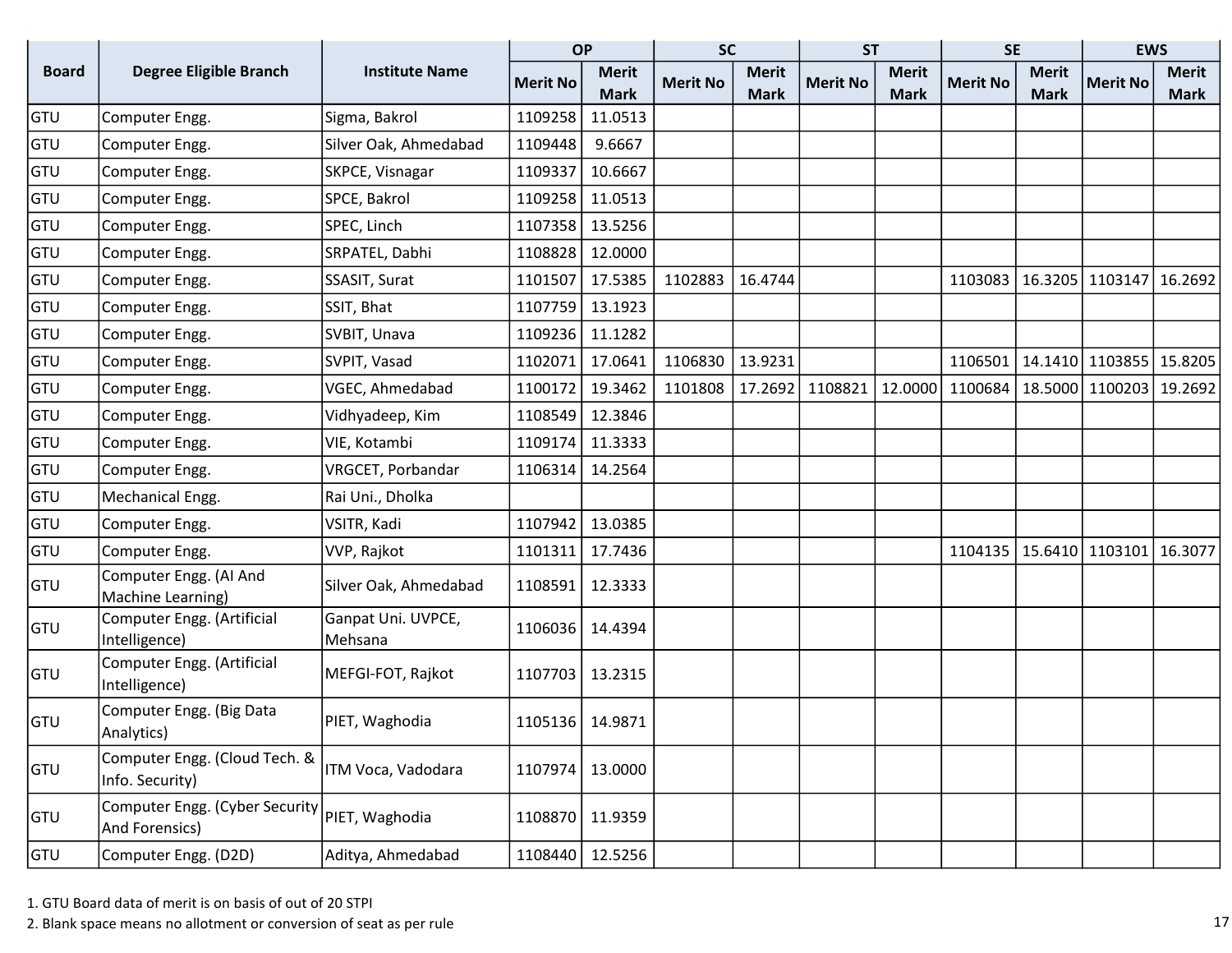| Board | Degree Eligible Branch | Institute Name | OP | | SC | | ST | | SE | | EWS | |
|---|---|---|---|---|---|---|---|---|---|---|---|---|
| | | | Merit No | Merit Mark | Merit No | Merit Mark | Merit No | Merit Mark | Merit No | Merit Mark | Merit No | Merit Mark |
| GTU | Computer Engg. | Sigma, Bakrol | 1109258 | 11.0513 | | | | | | | | |
| GTU | Computer Engg. | Silver Oak, Ahmedabad | 1109448 | 9.6667 | | | | | | | | |
| GTU | Computer Engg. | SKPCE, Visnagar | 1109337 | 10.6667 | | | | | | | | |
| GTU | Computer Engg. | SPCE, Bakrol | 1109258 | 11.0513 | | | | | | | | |
| GTU | Computer Engg. | SPEC, Linch | 1107358 | 13.5256 | | | | | | | | |
| GTU | Computer Engg. | SRPATEL, Dabhi | 1108828 | 12.0000 | | | | | | | | |
| GTU | Computer Engg. | SSASIT, Surat | 1101507 | 17.5385 | 1102883 | 16.4744 | | | 1103083 | 16.3205 | 1103147 | 16.2692 |
| GTU | Computer Engg. | SSIT, Bhat | 1107759 | 13.1923 | | | | | | | | |
| GTU | Computer Engg. | SVBIT, Unava | 1109236 | 11.1282 | | | | | | | | |
| GTU | Computer Engg. | SVPIT, Vasad | 1102071 | 17.0641 | 1106830 | 13.9231 | | | 1106501 | 14.1410 | 1103855 | 15.8205 |
| GTU | Computer Engg. | VGEC, Ahmedabad | 1100172 | 19.3462 | 1101808 | 17.2692 | 1108821 | 12.0000 | 1100684 | 18.5000 | 1100203 | 19.2692 |
| GTU | Computer Engg. | Vidhyadeep, Kim | 1108549 | 12.3846 | | | | | | | | |
| GTU | Computer Engg. | VIE, Kotambi | 1109174 | 11.3333 | | | | | | | | |
| GTU | Computer Engg. | VRGCET, Porbandar | 1106314 | 14.2564 | | | | | | | | |
| GTU | Mechanical Engg. | Rai Uni., Dholka | | | | | | | | | | |
| GTU | Computer Engg. | VSITR, Kadi | 1107942 | 13.0385 | | | | | | | | |
| GTU | Computer Engg. | VVP, Rajkot | 1101311 | 17.7436 | | | | | 1104135 | 15.6410 | 1103101 | 16.3077 |
| GTU | Computer Engg. (AI And Machine Learning) | Silver Oak, Ahmedabad | 1108591 | 12.3333 | | | | | | | | |
| GTU | Computer Engg. (Artificial Intelligence) | Ganpat Uni. UVPCE, Mehsana | 1106036 | 14.4394 | | | | | | | | |
| GTU | Computer Engg. (Artificial Intelligence) | MEFGI-FOT, Rajkot | 1107703 | 13.2315 | | | | | | | | |
| GTU | Computer Engg. (Big Data Analytics) | PIET, Waghodia | 1105136 | 14.9871 | | | | | | | | |
| GTU | Computer Engg. (Cloud Tech. & Info. Security) | ITM Voca, Vadodara | 1107974 | 13.0000 | | | | | | | | |
| GTU | Computer Engg. (Cyber Security And Forensics) | PIET, Waghodia | 1108870 | 11.9359 | | | | | | | | |
| GTU | Computer Engg. (D2D) | Aditya, Ahmedabad | 1108440 | 12.5256 | | | | | | | | |

1. GTU Board data of merit is on basis of out of 20 STPI
2. Blank space means no allotment or conversion of seat as per rule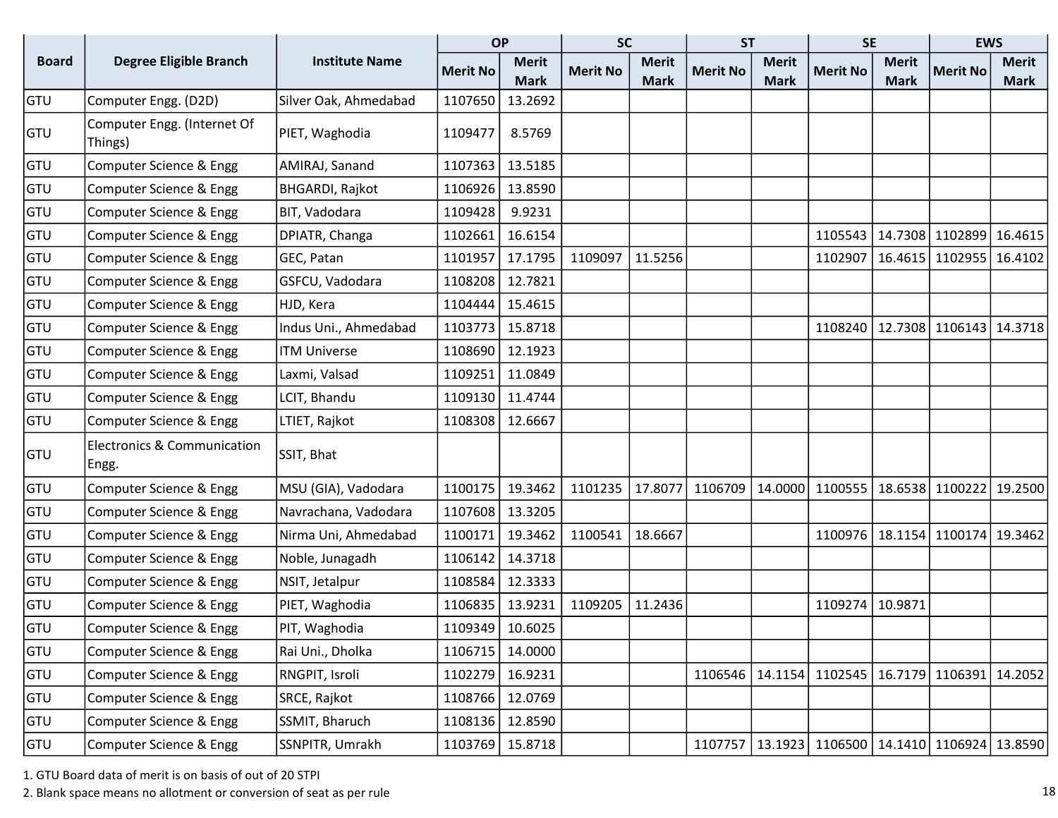| Board | Degree Eligible Branch | Institute Name | OP | | SC | | ST | | SE | | EWS | |
|---|---|---|---|---|---|---|---|---|---|---|---|---|
| | | | Merit No | Merit Mark | Merit No | Merit Mark | Merit No | Merit Mark | Merit No | Merit Mark | Merit No | Merit Mark |
| GTU | Computer Engg. (D2D) | Silver Oak, Ahmedabad | 1107650 | 13.2692 | | | | | | | | |
| GTU | Computer Engg. (Internet Of Things) | PIET, Waghodia | 1109477 | 8.5769 | | | | | | | | |
| GTU | Computer Science & Engg | AMIRAJ, Sanand | 1107363 | 13.5185 | | | | | | | | |
| GTU | Computer Science & Engg | BHGARDI, Rajkot | 1106926 | 13.8590 | | | | | | | | |
| GTU | Computer Science & Engg | BIT, Vadodara | 1109428 | 9.9231 | | | | | | | | |
| GTU | Computer Science & Engg | DPIATR, Changa | 1102661 | 16.6154 | | | | | 1105543 | 14.7308 | 1102899 | 16.4615 |
| GTU | Computer Science & Engg | GEC, Patan | 1101957 | 17.1795 | 1109097 | 11.5256 | | | 1102907 | 16.4615 | 1102955 | 16.4102 |
| GTU | Computer Science & Engg | GSFCU, Vadodara | 1108208 | 12.7821 | | | | | | | | |
| GTU | Computer Science & Engg | HJD, Kera | 1104444 | 15.4615 | | | | | | | | |
| GTU | Computer Science & Engg | Indus Uni., Ahmedabad | 1103773 | 15.8718 | | | | | 1108240 | 12.7308 | 1106143 | 14.3718 |
| GTU | Computer Science & Engg | ITM Universe | 1108690 | 12.1923 | | | | | | | | |
| GTU | Computer Science & Engg | Laxmi, Valsad | 1109251 | 11.0849 | | | | | | | | |
| GTU | Computer Science & Engg | LCIT, Bhandu | 1109130 | 11.4744 | | | | | | | | |
| GTU | Computer Science & Engg | LTIET, Rajkot | 1108308 | 12.6667 | | | | | | | | |
| GTU | Electronics & Communication Engg. | SSIT, Bhat | | | | | | | | | | |
| GTU | Computer Science & Engg | MSU (GIA), Vadodara | 1100175 | 19.3462 | 1101235 | 17.8077 | 1106709 | 14.0000 | 1100555 | 18.6538 | 1100222 | 19.2500 |
| GTU | Computer Science & Engg | Navrachana, Vadodara | 1107608 | 13.3205 | | | | | | | | |
| GTU | Computer Science & Engg | Nirma Uni, Ahmedabad | 1100171 | 19.3462 | 1100541 | 18.6667 | | | 1100976 | 18.1154 | 1100174 | 19.3462 |
| GTU | Computer Science & Engg | Noble, Junagadh | 1106142 | 14.3718 | | | | | | | | |
| GTU | Computer Science & Engg | NSIT, Jetalpur | 1108584 | 12.3333 | | | | | | | | |
| GTU | Computer Science & Engg | PIET, Waghodia | 1106835 | 13.9231 | 1109205 | 11.2436 | | | 1109274 | 10.9871 | | |
| GTU | Computer Science & Engg | PIT, Waghodia | 1109349 | 10.6025 | | | | | | | | |
| GTU | Computer Science & Engg | Rai Uni., Dholka | 1106715 | 14.0000 | | | | | | | | |
| GTU | Computer Science & Engg | RNGPIT, Isroli | 1102279 | 16.9231 | | | 1106546 | 14.1154 | 1102545 | 16.7179 | 1106391 | 14.2052 |
| GTU | Computer Science & Engg | SRCE, Rajkot | 1108766 | 12.0769 | | | | | | | | |
| GTU | Computer Science & Engg | SSMIT, Bharuch | 1108136 | 12.8590 | | | | | | | | |
| GTU | Computer Science & Engg | SSNPITR, Umrakh | 1103769 | 15.8718 | | | 1107757 | 13.1923 | 1106500 | 14.1410 | 1106924 | 13.8590 |

1. GTU Board data of merit is on basis of out of 20 STPI
2. Blank space means no allotment or conversion of seat as per rule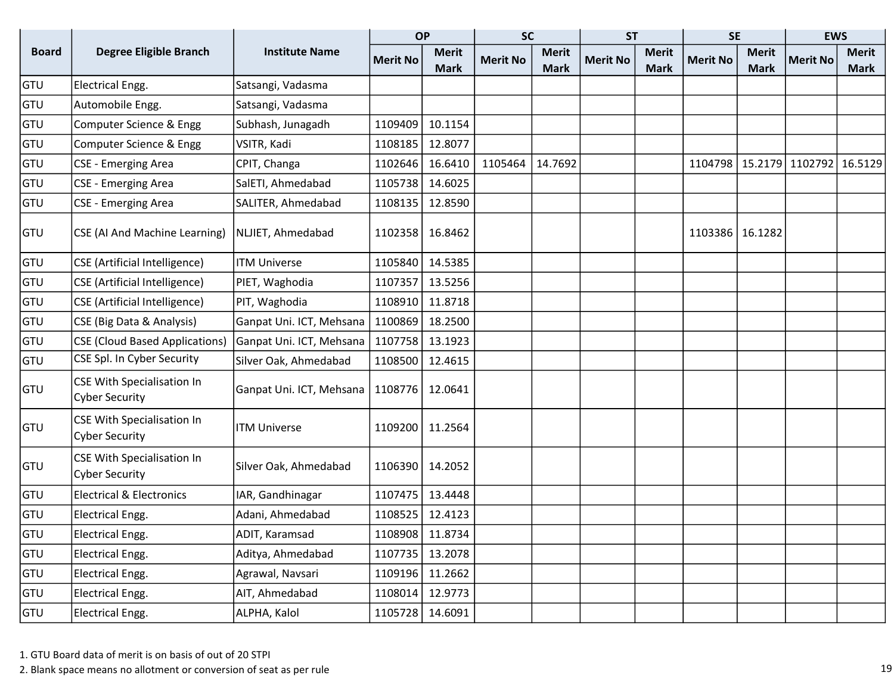| Board | Degree Eligible Branch | Institute Name | OP | | SC | | ST | | SE | | EWS | |
|---|---|---|---|---|---|---|---|---|---|---|---|---|
| | | | Merit No | Merit Mark | Merit No | Merit Mark | Merit No | Merit Mark | Merit No | Merit Mark | Merit No | Merit Mark |
| GTU | Electrical Engg. | Satsangi, Vadasma | | | | | | | | | | |
| GTU | Automobile Engg. | Satsangi, Vadasma | | | | | | | | | | |
| GTU | Computer Science & Engg | Subhash, Junagadh | 1109409 | 10.1154 | | | | | | | | |
| GTU | Computer Science & Engg | VSITR, Kadi | 1108185 | 12.8077 | | | | | | | | |
| GTU | CSE - Emerging Area | CPIT, Changa | 1102646 | 16.6410 | 1105464 | 14.7692 | | | 1104798 | 15.2179 | 1102792 | 16.5129 |
| GTU | CSE - Emerging Area | SalETI, Ahmedabad | 1105738 | 14.6025 | | | | | | | | |
| GTU | CSE - Emerging Area | SALITER, Ahmedabad | 1108135 | 12.8590 | | | | | | | | |
| GTU | CSE (AI And Machine Learning) | NLJIET, Ahmedabad | 1102358 | 16.8462 | | | | | 1103386 | 16.1282 | | |
| GTU | CSE (Artificial Intelligence) | ITM Universe | 1105840 | 14.5385 | | | | | | | | |
| GTU | CSE (Artificial Intelligence) | PIET, Waghodia | 1107357 | 13.5256 | | | | | | | | |
| GTU | CSE (Artificial Intelligence) | PIT, Waghodia | 1108910 | 11.8718 | | | | | | | | |
| GTU | CSE (Big Data & Analysis) | Ganpat Uni. ICT, Mehsana | 1100869 | 18.2500 | | | | | | | | |
| GTU | CSE (Cloud Based Applications) | Ganpat Uni. ICT, Mehsana | 1107758 | 13.1923 | | | | | | | | |
| GTU | CSE Spl. In Cyber Security | Silver Oak, Ahmedabad | 1108500 | 12.4615 | | | | | | | | |
| GTU | CSE With Specialisation In Cyber Security | Ganpat Uni. ICT, Mehsana | 1108776 | 12.0641 | | | | | | | | |
| GTU | CSE With Specialisation In Cyber Security | ITM Universe | 1109200 | 11.2564 | | | | | | | | |
| GTU | CSE With Specialisation In Cyber Security | Silver Oak, Ahmedabad | 1106390 | 14.2052 | | | | | | | | |
| GTU | Electrical & Electronics | IAR, Gandhinagar | 1107475 | 13.4448 | | | | | | | | |
| GTU | Electrical Engg. | Adani, Ahmedabad | 1108525 | 12.4123 | | | | | | | | |
| GTU | Electrical Engg. | ADIT, Karamsad | 1108908 | 11.8734 | | | | | | | | |
| GTU | Electrical Engg. | Aditya, Ahmedabad | 1107735 | 13.2078 | | | | | | | | |
| GTU | Electrical Engg. | Agrawal, Navsari | 1109196 | 11.2662 | | | | | | | | |
| GTU | Electrical Engg. | AIT, Ahmedabad | 1108014 | 12.9773 | | | | | | | | |
| GTU | Electrical Engg. | ALPHA, Kalol | 1105728 | 14.6091 | | | | | | | | |

1. GTU Board data of merit is on basis of out of 20 STPI
2. Blank space means no allotment or conversion of seat as per rule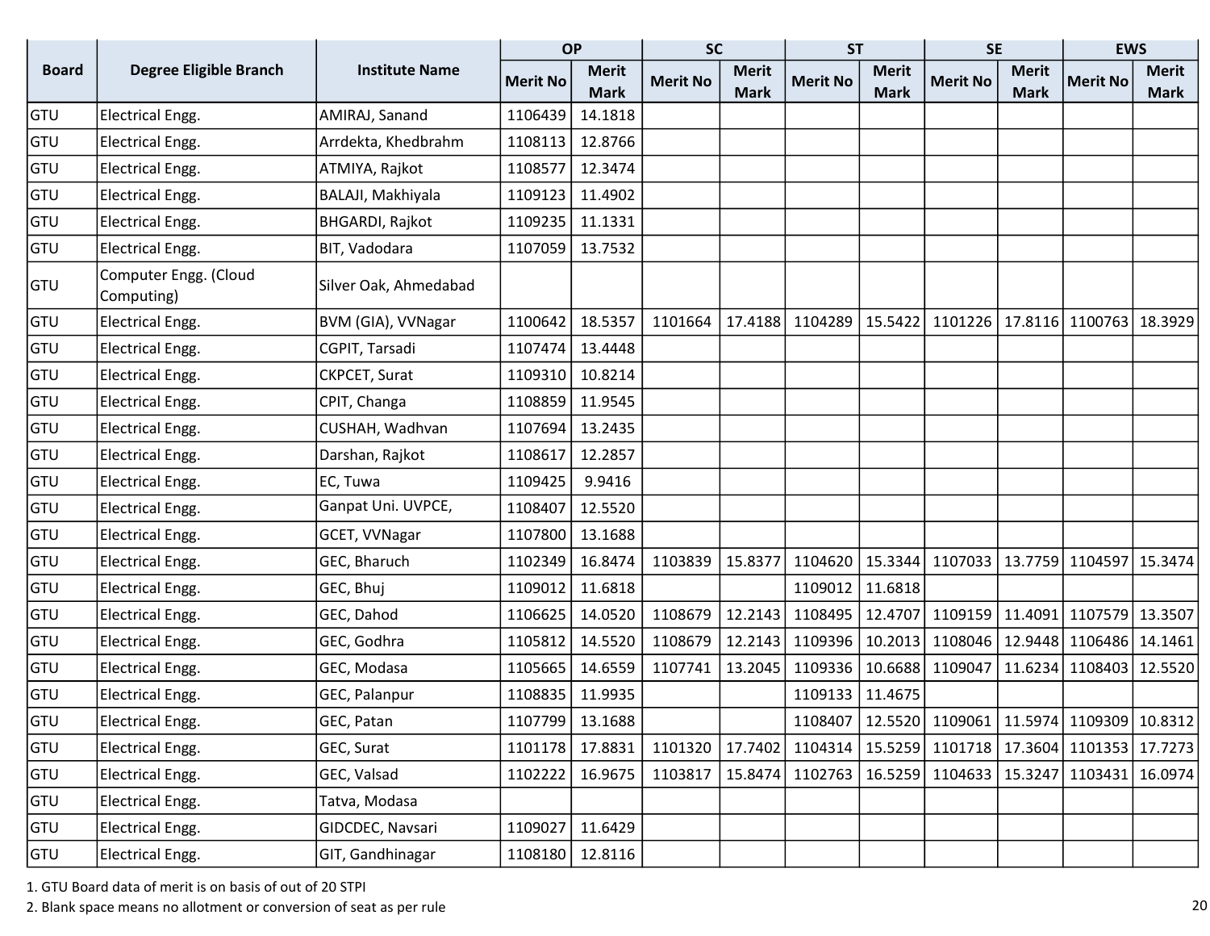| Board | Degree Eligible Branch | Institute Name | OP | | SC | | ST | | SE | | EWS | |
|---|---|---|---|---|---|---|---|---|---|---|---|---|
| | | | Merit No | Merit Mark | Merit No | Merit Mark | Merit No | Merit Mark | Merit No | Merit Mark | Merit No | Merit Mark |
| GTU | Electrical Engg. | AMIRAJ, Sanand | 1106439 | 14.1818 | | | | | | | | |
| GTU | Electrical Engg. | Arrdekta, Khedbrahm | 1108113 | 12.8766 | | | | | | | | |
| GTU | Electrical Engg. | ATMIYA, Rajkot | 1108577 | 12.3474 | | | | | | | | |
| GTU | Electrical Engg. | BALAJI, Makhiyala | 1109123 | 11.4902 | | | | | | | | |
| GTU | Electrical Engg. | BHGARDI, Rajkot | 1109235 | 11.1331 | | | | | | | | |
| GTU | Electrical Engg. | BIT, Vadodara | 1107059 | 13.7532 | | | | | | | | |
| GTU | Computer Engg. (Cloud Computing) | Silver Oak, Ahmedabad | | | | | | | | | | |
| GTU | Electrical Engg. | BVM (GIA), VVNagar | 1100642 | 18.5357 | 1101664 | 17.4188 | 1104289 | 15.5422 | 1101226 | 17.8116 | 1100763 | 18.3929 |
| GTU | Electrical Engg. | CGPIT, Tarsadi | 1107474 | 13.4448 | | | | | | | | |
| GTU | Electrical Engg. | CKPCET, Surat | 1109310 | 10.8214 | | | | | | | | |
| GTU | Electrical Engg. | CPIT, Changa | 1108859 | 11.9545 | | | | | | | | |
| GTU | Electrical Engg. | CUSHAH, Wadhvan | 1107694 | 13.2435 | | | | | | | | |
| GTU | Electrical Engg. | Darshan, Rajkot | 1108617 | 12.2857 | | | | | | | | |
| GTU | Electrical Engg. | EC, Tuwa | 1109425 | 9.9416 | | | | | | | | |
| GTU | Electrical Engg. | Ganpat Uni. UVPCE, | 1108407 | 12.5520 | | | | | | | | |
| GTU | Electrical Engg. | GCET, VVNagar | 1107800 | 13.1688 | | | | | | | | |
| GTU | Electrical Engg. | GEC, Bharuch | 1102349 | 16.8474 | 1103839 | 15.8377 | 1104620 | 15.3344 | 1107033 | 13.7759 | 1104597 | 15.3474 |
| GTU | Electrical Engg. | GEC, Bhuj | 1109012 | 11.6818 | | | 1109012 | 11.6818 | | | | |
| GTU | Electrical Engg. | GEC, Dahod | 1106625 | 14.0520 | 1108679 | 12.2143 | 1108495 | 12.4707 | 1109159 | 11.4091 | 1107579 | 13.3507 |
| GTU | Electrical Engg. | GEC, Godhra | 1105812 | 14.5520 | 1108679 | 12.2143 | 1109396 | 10.2013 | 1108046 | 12.9448 | 1106486 | 14.1461 |
| GTU | Electrical Engg. | GEC, Modasa | 1105665 | 14.6559 | 1107741 | 13.2045 | 1109336 | 10.6688 | 1109047 | 11.6234 | 1108403 | 12.5520 |
| GTU | Electrical Engg. | GEC, Palanpur | 1108835 | 11.9935 | | | 1109133 | 11.4675 | | | | |
| GTU | Electrical Engg. | GEC, Patan | 1107799 | 13.1688 | | | 1108407 | 12.5520 | 1109061 | 11.5974 | 1109309 | 10.8312 |
| GTU | Electrical Engg. | GEC, Surat | 1101178 | 17.8831 | 1101320 | 17.7402 | 1104314 | 15.5259 | 1101718 | 17.3604 | 1101353 | 17.7273 |
| GTU | Electrical Engg. | GEC, Valsad | 1102222 | 16.9675 | 1103817 | 15.8474 | 1102763 | 16.5259 | 1104633 | 15.3247 | 1103431 | 16.0974 |
| GTU | Electrical Engg. | Tatva, Modasa | | | | | | | | | | |
| GTU | Electrical Engg. | GIDCDEC, Navsari | 1109027 | 11.6429 | | | | | | | | |
| GTU | Electrical Engg. | GIT, Gandhinagar | 1108180 | 12.8116 | | | | | | | | |

1. GTU Board data of merit is on basis of out of 20 STPI
2. Blank space means no allotment or conversion of seat as per rule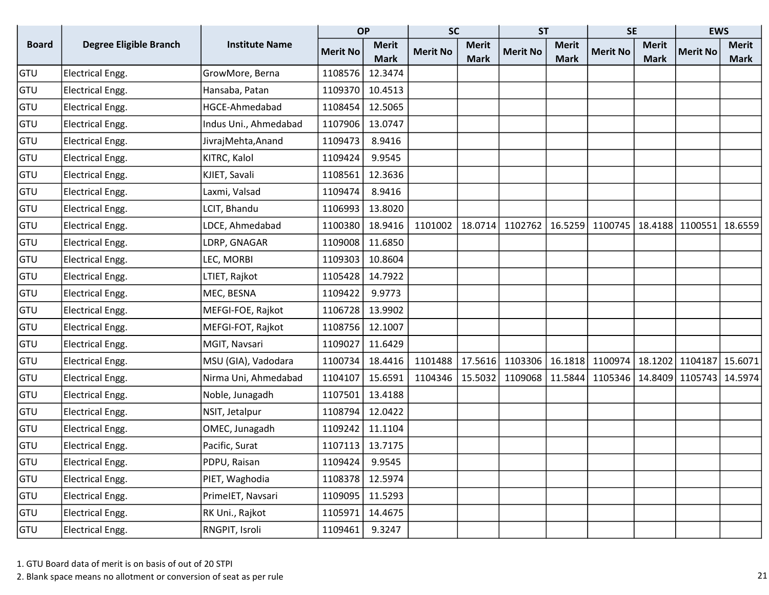| Board | Degree Eligible Branch | Institute Name | OP | | SC | | ST | | SE | | EWS | |
|---|---|---|---|---|---|---|---|---|---|---|---|---|
| | | | Merit No | Merit Mark | Merit No | Merit Mark | Merit No | Merit Mark | Merit No | Merit Mark | Merit No | Merit Mark |
| GTU | Electrical Engg. | GrowMore, Berna | 1108576 | 12.3474 | | | | | | | | |
| GTU | Electrical Engg. | Hansaba, Patan | 1109370 | 10.4513 | | | | | | | | |
| GTU | Electrical Engg. | HGCE-Ahmedabad | 1108454 | 12.5065 | | | | | | | | |
| GTU | Electrical Engg. | Indus Uni., Ahmedabad | 1107906 | 13.0747 | | | | | | | | |
| GTU | Electrical Engg. | JivrajMehta,Anand | 1109473 | 8.9416 | | | | | | | | |
| GTU | Electrical Engg. | KITRC, Kalol | 1109424 | 9.9545 | | | | | | | | |
| GTU | Electrical Engg. | KJIET, Savali | 1108561 | 12.3636 | | | | | | | | |
| GTU | Electrical Engg. | Laxmi, Valsad | 1109474 | 8.9416 | | | | | | | | |
| GTU | Electrical Engg. | LCIT, Bhandu | 1106993 | 13.8020 | | | | | | | | |
| GTU | Electrical Engg. | LDCE, Ahmedabad | 1100380 | 18.9416 | 1101002 | 18.0714 | 1102762 | 16.5259 | 1100745 | 18.4188 | 1100551 | 18.6559 |
| GTU | Electrical Engg. | LDRP, GNAGAR | 1109008 | 11.6850 | | | | | | | | |
| GTU | Electrical Engg. | LEC, MORBI | 1109303 | 10.8604 | | | | | | | | |
| GTU | Electrical Engg. | LTIET, Rajkot | 1105428 | 14.7922 | | | | | | | | |
| GTU | Electrical Engg. | MEC, BESNA | 1109422 | 9.9773 | | | | | | | | |
| GTU | Electrical Engg. | MEFGI-FOE, Rajkot | 1106728 | 13.9902 | | | | | | | | |
| GTU | Electrical Engg. | MEFGI-FOT, Rajkot | 1108756 | 12.1007 | | | | | | | | |
| GTU | Electrical Engg. | MGIT, Navsari | 1109027 | 11.6429 | | | | | | | | |
| GTU | Electrical Engg. | MSU (GIA), Vadodara | 1100734 | 18.4416 | 1101488 | 17.5616 | 1103306 | 16.1818 | 1100974 | 18.1202 | 1104187 | 15.6071 |
| GTU | Electrical Engg. | Nirma Uni, Ahmedabad | 1104107 | 15.6591 | 1104346 | 15.5032 | 1109068 | 11.5844 | 1105346 | 14.8409 | 1105743 | 14.5974 |
| GTU | Electrical Engg. | Noble, Junagadh | 1107501 | 13.4188 | | | | | | | | |
| GTU | Electrical Engg. | NSIT, Jetalpur | 1108794 | 12.0422 | | | | | | | | |
| GTU | Electrical Engg. | OMEC, Junagadh | 1109242 | 11.1104 | | | | | | | | |
| GTU | Electrical Engg. | Pacific, Surat | 1107113 | 13.7175 | | | | | | | | |
| GTU | Electrical Engg. | PDPU, Raisan | 1109424 | 9.9545 | | | | | | | | |
| GTU | Electrical Engg. | PIET, Waghodia | 1108378 | 12.5974 | | | | | | | | |
| GTU | Electrical Engg. | PrimeIET, Navsari | 1109095 | 11.5293 | | | | | | | | |
| GTU | Electrical Engg. | RK Uni., Rajkot | 1105971 | 14.4675 | | | | | | | | |
| GTU | Electrical Engg. | RNGPIT, Isroli | 1109461 | 9.3247 | | | | | | | | |

1. GTU Board data of merit is on basis of out of 20 STPI
2. Blank space means no allotment or conversion of seat as per rule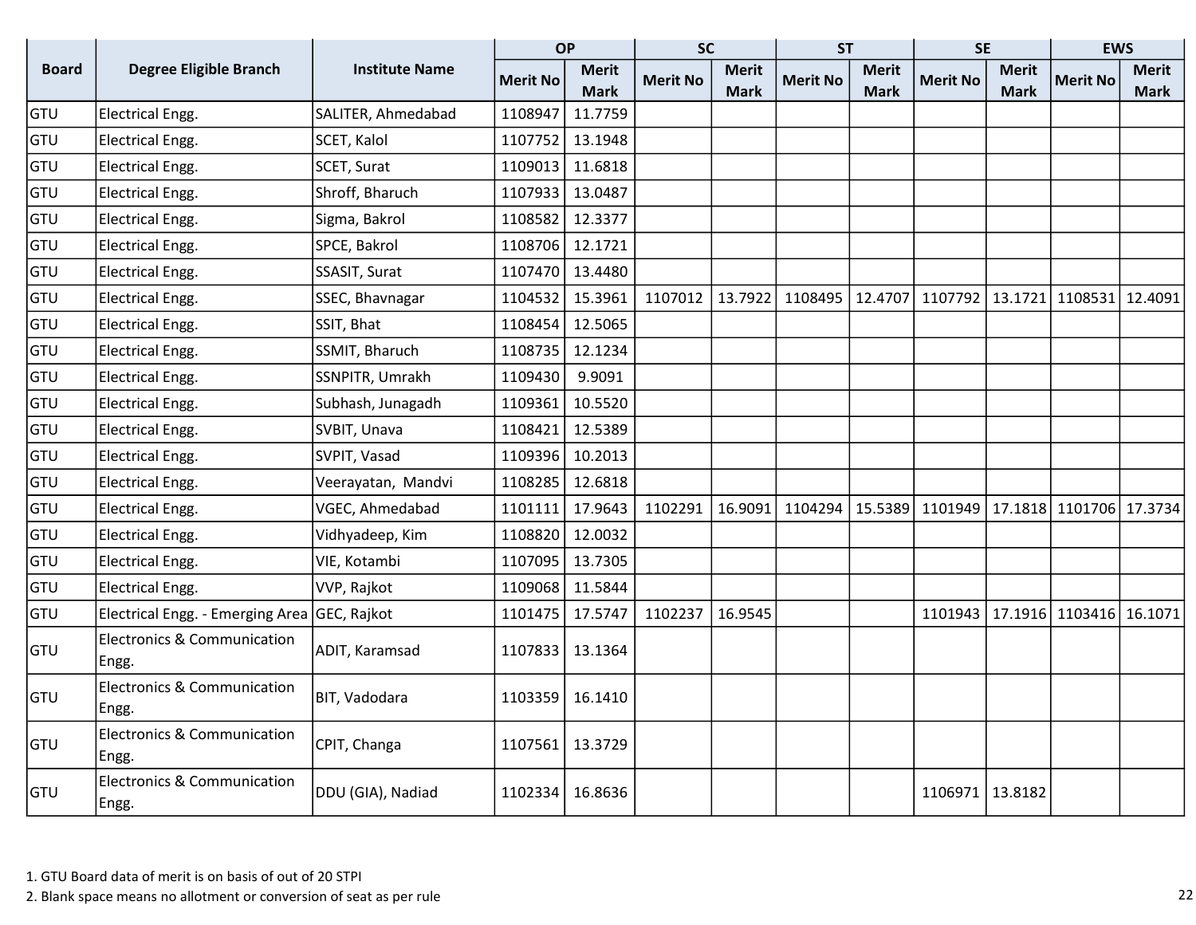| Board | Degree Eligible Branch | Institute Name | OP | | SC | | ST | | SE | | EWS | |
|---|---|---|---|---|---|---|---|---|---|---|---|---|
| | | | Merit No | Merit Mark | Merit No | Merit Mark | Merit No | Merit Mark | Merit No | Merit Mark | Merit No | Merit Mark |
| GTU | Electrical Engg. | SALITER, Ahmedabad | 1108947 | 11.7759 | | | | | | | | |
| GTU | Electrical Engg. | SCET, Kalol | 1107752 | 13.1948 | | | | | | | | |
| GTU | Electrical Engg. | SCET, Surat | 1109013 | 11.6818 | | | | | | | | |
| GTU | Electrical Engg. | Shroff, Bharuch | 1107933 | 13.0487 | | | | | | | | |
| GTU | Electrical Engg. | Sigma, Bakrol | 1108582 | 12.3377 | | | | | | | | |
| GTU | Electrical Engg. | SPCE, Bakrol | 1108706 | 12.1721 | | | | | | | | |
| GTU | Electrical Engg. | SSASIT, Surat | 1107470 | 13.4480 | | | | | | | | |
| GTU | Electrical Engg. | SSEC, Bhavnagar | 1104532 | 15.3961 | 1107012 | 13.7922 | 1108495 | 12.4707 | 1107792 | 13.1721 | 1108531 | 12.4091 |
| GTU | Electrical Engg. | SSIT, Bhat | 1108454 | 12.5065 | | | | | | | | |
| GTU | Electrical Engg. | SSMIT, Bharuch | 1108735 | 12.1234 | | | | | | | | |
| GTU | Electrical Engg. | SSNPITR, Umrakh | 1109430 | 9.9091 | | | | | | | | |
| GTU | Electrical Engg. | Subhash, Junagadh | 1109361 | 10.5520 | | | | | | | | |
| GTU | Electrical Engg. | SVBIT, Unava | 1108421 | 12.5389 | | | | | | | | |
| GTU | Electrical Engg. | SVPIT, Vasad | 1109396 | 10.2013 | | | | | | | | |
| GTU | Electrical Engg. | Veerayatan, Mandvi | 1108285 | 12.6818 | | | | | | | | |
| GTU | Electrical Engg. | VGEC, Ahmedabad | 1101111 | 17.9643 | 1102291 | 16.9091 | 1104294 | 15.5389 | 1101949 | 17.1818 | 1101706 | 17.3734 |
| GTU | Electrical Engg. | Vidhyadeep, Kim | 1108820 | 12.0032 | | | | | | | | |
| GTU | Electrical Engg. | VIE, Kotambi | 1107095 | 13.7305 | | | | | | | | |
| GTU | Electrical Engg. | VVP, Rajkot | 1109068 | 11.5844 | | | | | | | | |
| GTU | Electrical Engg. - Emerging Area | GEC, Rajkot | 1101475 | 17.5747 | 1102237 | 16.9545 | | | 1101943 | 17.1916 | 1103416 | 16.1071 |
| GTU | Electronics & Communication Engg. | ADIT, Karamsad | 1107833 | 13.1364 | | | | | | | | |
| GTU | Electronics & Communication Engg. | BIT, Vadodara | 1103359 | 16.1410 | | | | | | | | |
| GTU | Electronics & Communication Engg. | CPIT, Changa | 1107561 | 13.3729 | | | | | | | | |
| GTU | Electronics & Communication Engg. | DDU (GIA), Nadiad | 1102334 | 16.8636 | | | | | 1106971 | 13.8182 | | |

1. GTU Board data of merit is on basis of out of 20 STPI
2. Blank space means no allotment or conversion of seat as per rule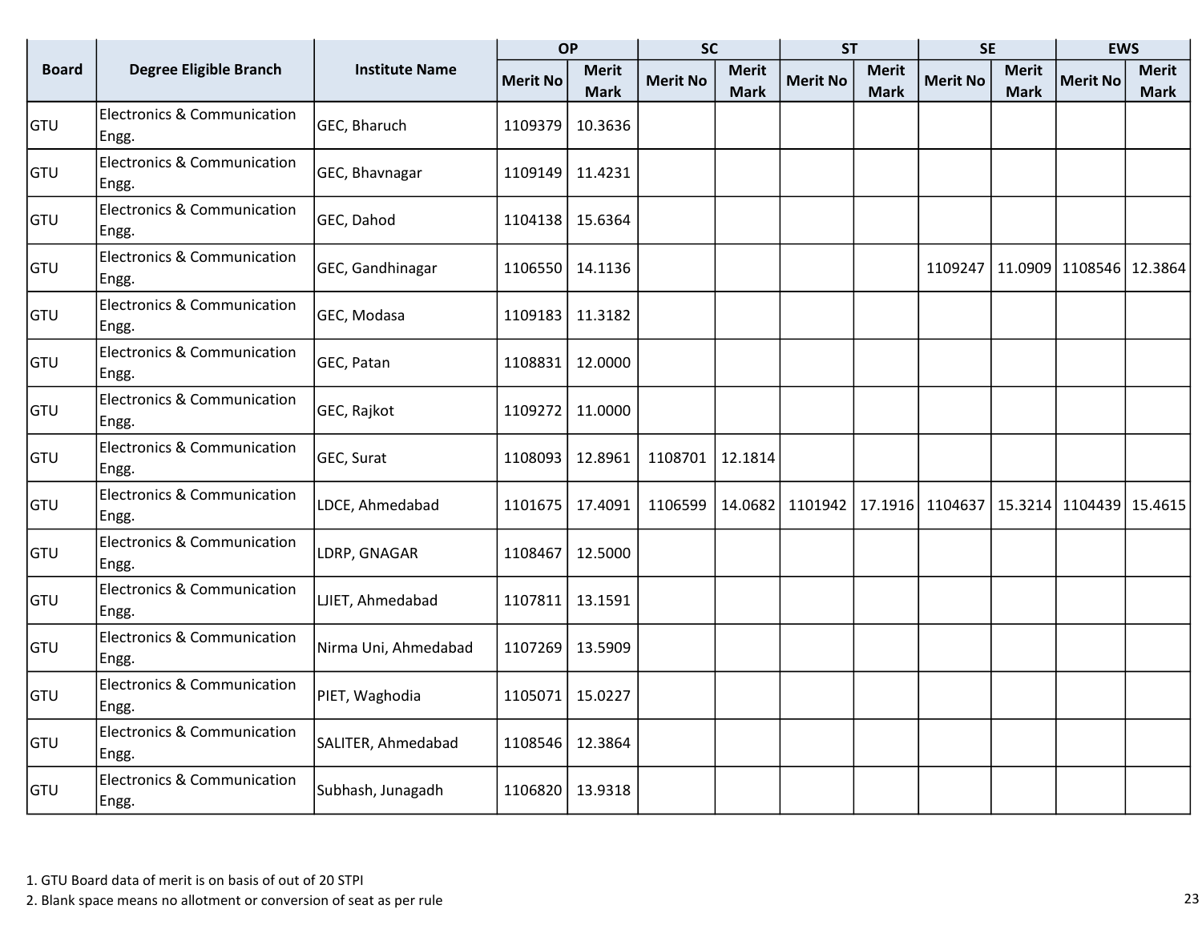| Board | Degree Eligible Branch | Institute Name | OP | | SC | | ST | | SE | | EWS | |
|---|---|---|---|---|---|---|---|---|---|---|---|---|
| | | | Merit No | Merit Mark | Merit No | Merit Mark | Merit No | Merit Mark | Merit No | Merit Mark | Merit No | Merit Mark |
| GTU | Electronics & Communication Engg. | GEC, Bharuch | 1109379 | 10.3636 | | | | | | | | |
| GTU | Electronics & Communication Engg. | GEC, Bhavnagar | 1109149 | 11.4231 | | | | | | | | |
| GTU | Electronics & Communication Engg. | GEC, Dahod | 1104138 | 15.6364 | | | | | | | | |
| GTU | Electronics & Communication Engg. | GEC, Gandhinagar | 1106550 | 14.1136 | | | | | 1109247 | 11.0909 | 1108546 | 12.3864 |
| GTU | Electronics & Communication Engg. | GEC, Modasa | 1109183 | 11.3182 | | | | | | | | |
| GTU | Electronics & Communication Engg. | GEC, Patan | 1108831 | 12.0000 | | | | | | | | |
| GTU | Electronics & Communication Engg. | GEC, Rajkot | 1109272 | 11.0000 | | | | | | | | |
| GTU | Electronics & Communication Engg. | GEC, Surat | 1108093 | 12.8961 | 1108701 | 12.1814 | | | | | | |
| GTU | Electronics & Communication Engg. | LDCE, Ahmedabad | 1101675 | 17.4091 | 1106599 | 14.0682 | 1101942 | 17.1916 | 1104637 | 15.3214 | 1104439 | 15.4615 |
| GTU | Electronics & Communication Engg. | LDRP, GNAGAR | 1108467 | 12.5000 | | | | | | | | |
| GTU | Electronics & Communication Engg. | LJIET, Ahmedabad | 1107811 | 13.1591 | | | | | | | | |
| GTU | Electronics & Communication Engg. | Nirma Uni, Ahmedabad | 1107269 | 13.5909 | | | | | | | | |
| GTU | Electronics & Communication Engg. | PIET, Waghodia | 1105071 | 15.0227 | | | | | | | | |
| GTU | Electronics & Communication Engg. | SALITER, Ahmedabad | 1108546 | 12.3864 | | | | | | | | |
| GTU | Electronics & Communication Engg. | Subhash, Junagadh | 1106820 | 13.9318 | | | | | | | | |

1. GTU Board data of merit is on basis of out of 20 STPI
2. Blank space means no allotment or conversion of seat as per rule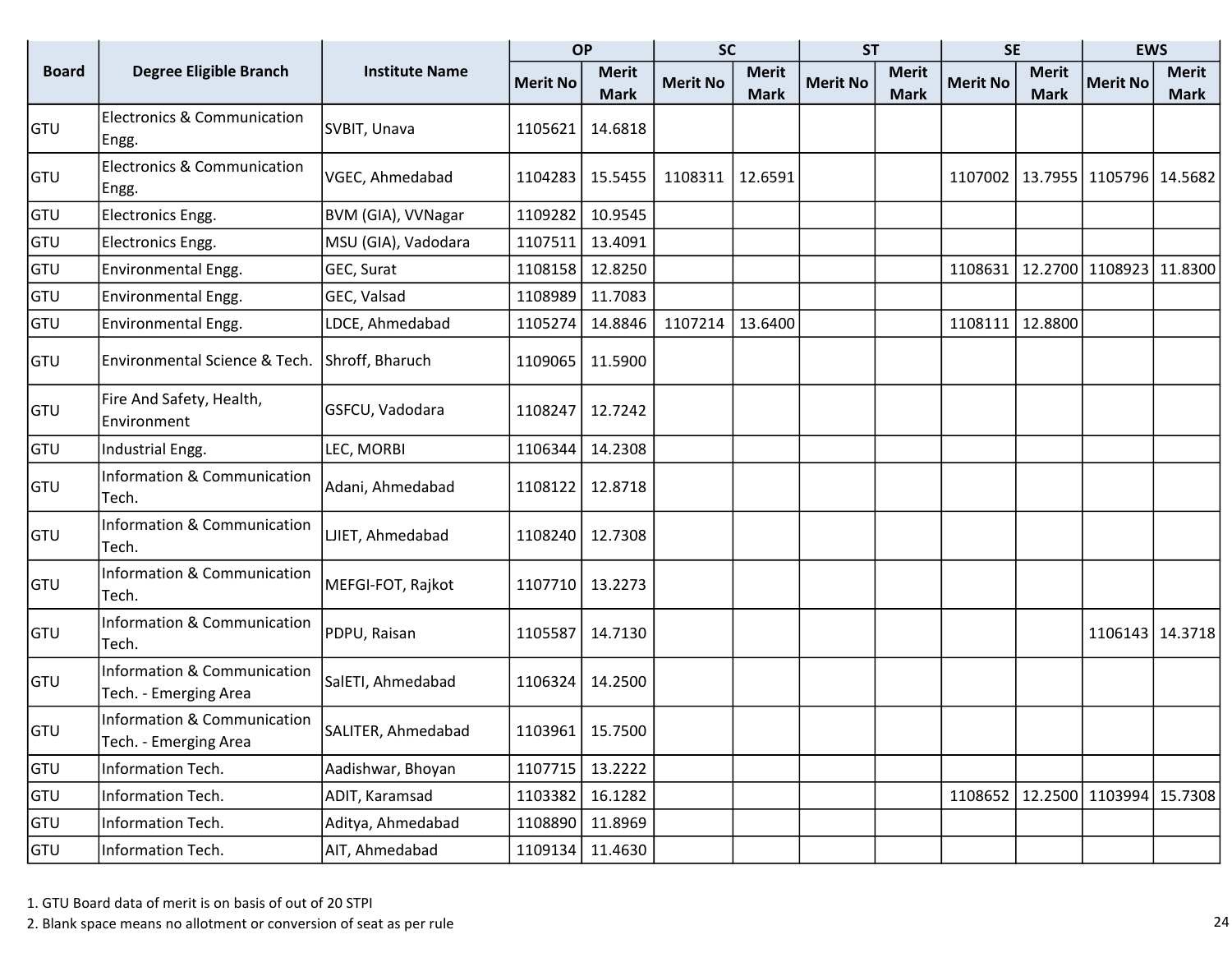| Board | Degree Eligible Branch | Institute Name | OP | | SC | | ST | | SE | | EWS | |
|---|---|---|---|---|---|---|---|---|---|---|---|---|
| | | | Merit No | Merit Mark | Merit No | Merit Mark | Merit No | Merit Mark | Merit No | Merit Mark | Merit No | Merit Mark |
| GTU | Electronics & Communication Engg. | SVBIT, Unava | 1105621 | 14.6818 | | | | | | | | |
| GTU | Electronics & Communication Engg. | VGEC, Ahmedabad | 1104283 | 15.5455 | 1108311 | 12.6591 | | | 1107002 | 13.7955 | 1105796 | 14.5682 |
| GTU | Electronics Engg. | BVM (GIA), VVNagar | 1109282 | 10.9545 | | | | | | | | |
| GTU | Electronics Engg. | MSU (GIA), Vadodara | 1107511 | 13.4091 | | | | | | | | |
| GTU | Environmental Engg. | GEC, Surat | 1108158 | 12.8250 | | | | | 1108631 | 12.2700 | 1108923 | 11.8300 |
| GTU | Environmental Engg. | GEC, Valsad | 1108989 | 11.7083 | | | | | | | | |
| GTU | Environmental Engg. | LDCE, Ahmedabad | 1105274 | 14.8846 | 1107214 | 13.6400 | | | 1108111 | 12.8800 | | |
| GTU | Environmental Science & Tech. | Shroff, Bharuch | 1109065 | 11.5900 | | | | | | | | |
| GTU | Fire And Safety, Health, Environment | GSFCU, Vadodara | 1108247 | 12.7242 | | | | | | | | |
| GTU | Industrial Engg. | LEC, MORBI | 1106344 | 14.2308 | | | | | | | | |
| GTU | Information & Communication Tech. | Adani, Ahmedabad | 1108122 | 12.8718 | | | | | | | | |
| GTU | Information & Communication Tech. | LJIET, Ahmedabad | 1108240 | 12.7308 | | | | | | | | |
| GTU | Information & Communication Tech. | MEFGI-FOT, Rajkot | 1107710 | 13.2273 | | | | | | | | |
| GTU | Information & Communication Tech. | PDPU, Raisan | 1105587 | 14.7130 | | | | | | | 1106143 | 14.3718 |
| GTU | Information & Communication Tech. - Emerging Area | SalETI, Ahmedabad | 1106324 | 14.2500 | | | | | | | | |
| GTU | Information & Communication Tech. - Emerging Area | SALITER, Ahmedabad | 1103961 | 15.7500 | | | | | | | | |
| GTU | Information Tech. | Aadishwar, Bhoyan | 1107715 | 13.2222 | | | | | | | | |
| GTU | Information Tech. | ADIT, Karamsad | 1103382 | 16.1282 | | | | | 1108652 | 12.2500 | 1103994 | 15.7308 |
| GTU | Information Tech. | Aditya, Ahmedabad | 1108890 | 11.8969 | | | | | | | | |
| GTU | Information Tech. | AIT, Ahmedabad | 1109134 | 11.4630 | | | | | | | | |

1. GTU Board data of merit is on basis of out of 20 STPI
2. Blank space means no allotment or conversion of seat as per rule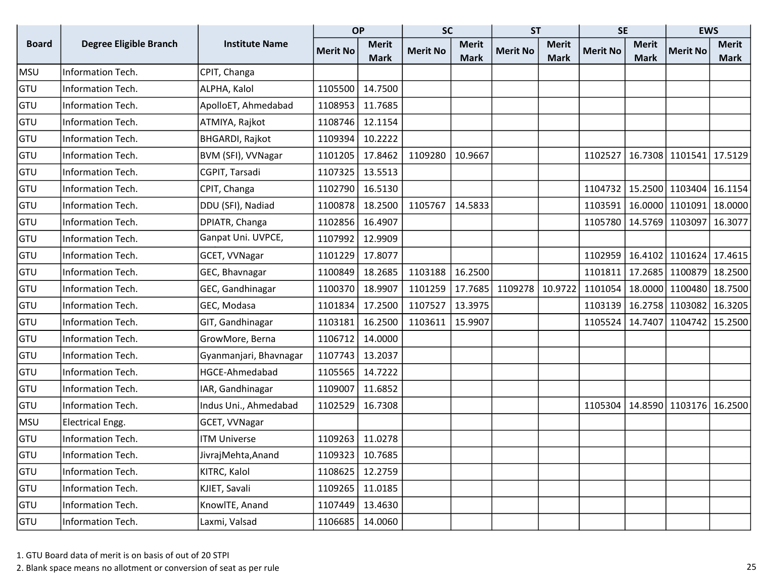| Board | Degree Eligible Branch | Institute Name | OP | | SC | | ST | | SE | | EWS | |
|---|---|---|---|---|---|---|---|---|---|---|---|---|
| | | | Merit No | Merit Mark | Merit No | Merit Mark | Merit No | Merit Mark | Merit No | Merit Mark | Merit No | Merit Mark |
| MSU | Information Tech. | CPIT, Changa | | | | | | | | | | |
| GTU | Information Tech. | ALPHA, Kalol | 1105500 | 14.7500 | | | | | | | | |
| GTU | Information Tech. | ApolloET, Ahmedabad | 1108953 | 11.7685 | | | | | | | | |
| GTU | Information Tech. | ATMIYA, Rajkot | 1108746 | 12.1154 | | | | | | | | |
| GTU | Information Tech. | BHGARDI, Rajkot | 1109394 | 10.2222 | | | | | | | | |
| GTU | Information Tech. | BVM (SFI), VVNagar | 1101205 | 17.8462 | 1109280 | 10.9667 | | | 1102527 | 16.7308 | 1101541 | 17.5129 |
| GTU | Information Tech. | CGPIT, Tarsadi | 1107325 | 13.5513 | | | | | | | | |
| GTU | Information Tech. | CPIT, Changa | 1102790 | 16.5130 | | | | | 1104732 | 15.2500 | 1103404 | 16.1154 |
| GTU | Information Tech. | DDU (SFI), Nadiad | 1100878 | 18.2500 | 1105767 | 14.5833 | | | 1103591 | 16.0000 | 1101091 | 18.0000 |
| GTU | Information Tech. | DPIATR, Changa | 1102856 | 16.4907 | | | | | 1105780 | 14.5769 | 1103097 | 16.3077 |
| GTU | Information Tech. | Ganpat Uni. UVPCE, | 1107992 | 12.9909 | | | | | | | | |
| GTU | Information Tech. | GCET, VVNagar | 1101229 | 17.8077 | | | | | 1102959 | 16.4102 | 1101624 | 17.4615 |
| GTU | Information Tech. | GEC, Bhavnagar | 1100849 | 18.2685 | 1103188 | 16.2500 | | | 1101811 | 17.2685 | 1100879 | 18.2500 |
| GTU | Information Tech. | GEC, Gandhinagar | 1100370 | 18.9907 | 1101259 | 17.7685 | 1109278 | 10.9722 | 1101054 | 18.0000 | 1100480 | 18.7500 |
| GTU | Information Tech. | GEC, Modasa | 1101834 | 17.2500 | 1107527 | 13.3975 | | | 1103139 | 16.2758 | 1103082 | 16.3205 |
| GTU | Information Tech. | GIT, Gandhinagar | 1103181 | 16.2500 | 1103611 | 15.9907 | | | 1105524 | 14.7407 | 1104742 | 15.2500 |
| GTU | Information Tech. | GrowMore, Berna | 1106712 | 14.0000 | | | | | | | | |
| GTU | Information Tech. | Gyanmanjari, Bhavnagar | 1107743 | 13.2037 | | | | | | | | |
| GTU | Information Tech. | HGCE-Ahmedabad | 1105565 | 14.7222 | | | | | | | | |
| GTU | Information Tech. | IAR, Gandhinagar | 1109007 | 11.6852 | | | | | | | | |
| GTU | Information Tech. | Indus Uni., Ahmedabad | 1102529 | 16.7308 | | | | | 1105304 | 14.8590 | 1103176 | 16.2500 |
| MSU | Electrical Engg. | GCET, VVNagar | | | | | | | | | | |
| GTU | Information Tech. | ITM Universe | 1109263 | 11.0278 | | | | | | | | |
| GTU | Information Tech. | JivrajMehta,Anand | 1109323 | 10.7685 | | | | | | | | |
| GTU | Information Tech. | KITRC, Kalol | 1108625 | 12.2759 | | | | | | | | |
| GTU | Information Tech. | KJIET, Savali | 1109265 | 11.0185 | | | | | | | | |
| GTU | Information Tech. | KnowlTE, Anand | 1107449 | 13.4630 | | | | | | | | |
| GTU | Information Tech. | Laxmi, Valsad | 1106685 | 14.0060 | | | | | | | | |

1. GTU Board data of merit is on basis of out of 20 STPI
2. Blank space means no allotment or conversion of seat as per rule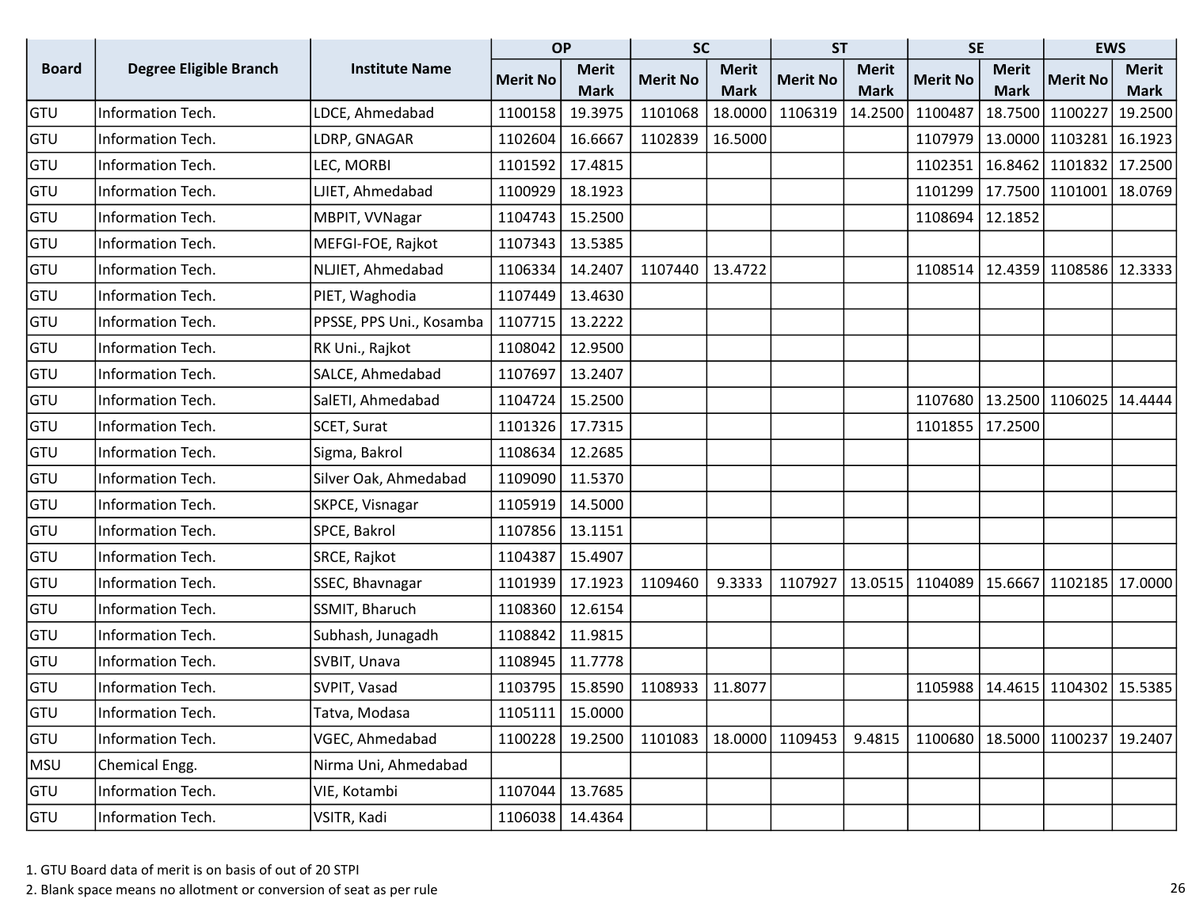| Board | Degree Eligible Branch | Institute Name | OP | | SC | | ST | | SE | | EWS | |
|---|---|---|---|---|---|---|---|---|---|---|---|---|
| | | | Merit No | Merit Mark | Merit No | Merit Mark | Merit No | Merit Mark | Merit No | Merit Mark | Merit No | Merit Mark |
| GTU | Information Tech. | LDCE, Ahmedabad | 1100158 | 19.3975 | 1101068 | 18.0000 | 1106319 | 14.2500 | 1100487 | 18.7500 | 1100227 | 19.2500 |
| GTU | Information Tech. | LDRP, GNAGAR | 1102604 | 16.6667 | 1102839 | 16.5000 | | | 1107979 | 13.0000 | 1103281 | 16.1923 |
| GTU | Information Tech. | LEC, MORBI | 1101592 | 17.4815 | | | | | 1102351 | 16.8462 | 1101832 | 17.2500 |
| GTU | Information Tech. | LJIET, Ahmedabad | 1100929 | 18.1923 | | | | | 1101299 | 17.7500 | 1101001 | 18.0769 |
| GTU | Information Tech. | MBPIT, VVNagar | 1104743 | 15.2500 | | | | | 1108694 | 12.1852 | | |
| GTU | Information Tech. | MEFGI-FOE, Rajkot | 1107343 | 13.5385 | | | | | | | | |
| GTU | Information Tech. | NLJIET, Ahmedabad | 1106334 | 14.2407 | 1107440 | 13.4722 | | | 1108514 | 12.4359 | 1108586 | 12.3333 |
| GTU | Information Tech. | PIET, Waghodia | 1107449 | 13.4630 | | | | | | | | |
| GTU | Information Tech. | PPSSE, PPS Uni., Kosamba | 1107715 | 13.2222 | | | | | | | | |
| GTU | Information Tech. | RK Uni., Rajkot | 1108042 | 12.9500 | | | | | | | | |
| GTU | Information Tech. | SALCE, Ahmedabad | 1107697 | 13.2407 | | | | | | | | |
| GTU | Information Tech. | SalETI, Ahmedabad | 1104724 | 15.2500 | | | | | 1107680 | 13.2500 | 1106025 | 14.4444 |
| GTU | Information Tech. | SCET, Surat | 1101326 | 17.7315 | | | | | 1101855 | 17.2500 | | |
| GTU | Information Tech. | Sigma, Bakrol | 1108634 | 12.2685 | | | | | | | | |
| GTU | Information Tech. | Silver Oak, Ahmedabad | 1109090 | 11.5370 | | | | | | | | |
| GTU | Information Tech. | SKPCE, Visnagar | 1105919 | 14.5000 | | | | | | | | |
| GTU | Information Tech. | SPCE, Bakrol | 1107856 | 13.1151 | | | | | | | | |
| GTU | Information Tech. | SRCE, Rajkot | 1104387 | 15.4907 | | | | | | | | |
| GTU | Information Tech. | SSEC, Bhavnagar | 1101939 | 17.1923 | 1109460 | 9.3333 | 1107927 | 13.0515 | 1104089 | 15.6667 | 1102185 | 17.0000 |
| GTU | Information Tech. | SSMIT, Bharuch | 1108360 | 12.6154 | | | | | | | | |
| GTU | Information Tech. | Subhash, Junagadh | 1108842 | 11.9815 | | | | | | | | |
| GTU | Information Tech. | SVBIT, Unava | 1108945 | 11.7778 | | | | | | | | |
| GTU | Information Tech. | SVPIT, Vasad | 1103795 | 15.8590 | 1108933 | 11.8077 | | | 1105988 | 14.4615 | 1104302 | 15.5385 |
| GTU | Information Tech. | Tatva, Modasa | 1105111 | 15.0000 | | | | | | | | |
| GTU | Information Tech. | VGEC, Ahmedabad | 1100228 | 19.2500 | 1101083 | 18.0000 | 1109453 | 9.4815 | 1100680 | 18.5000 | 1100237 | 19.2407 |
| MSU | Chemical Engg. | Nirma Uni, Ahmedabad | | | | | | | | | | |
| GTU | Information Tech. | VIE, Kotambi | 1107044 | 13.7685 | | | | | | | | |
| GTU | Information Tech. | VSITR, Kadi | 1106038 | 14.4364 | | | | | | | | |

1. GTU Board data of merit is on basis of out of 20 STPI
2. Blank space means no allotment or conversion of seat as per rule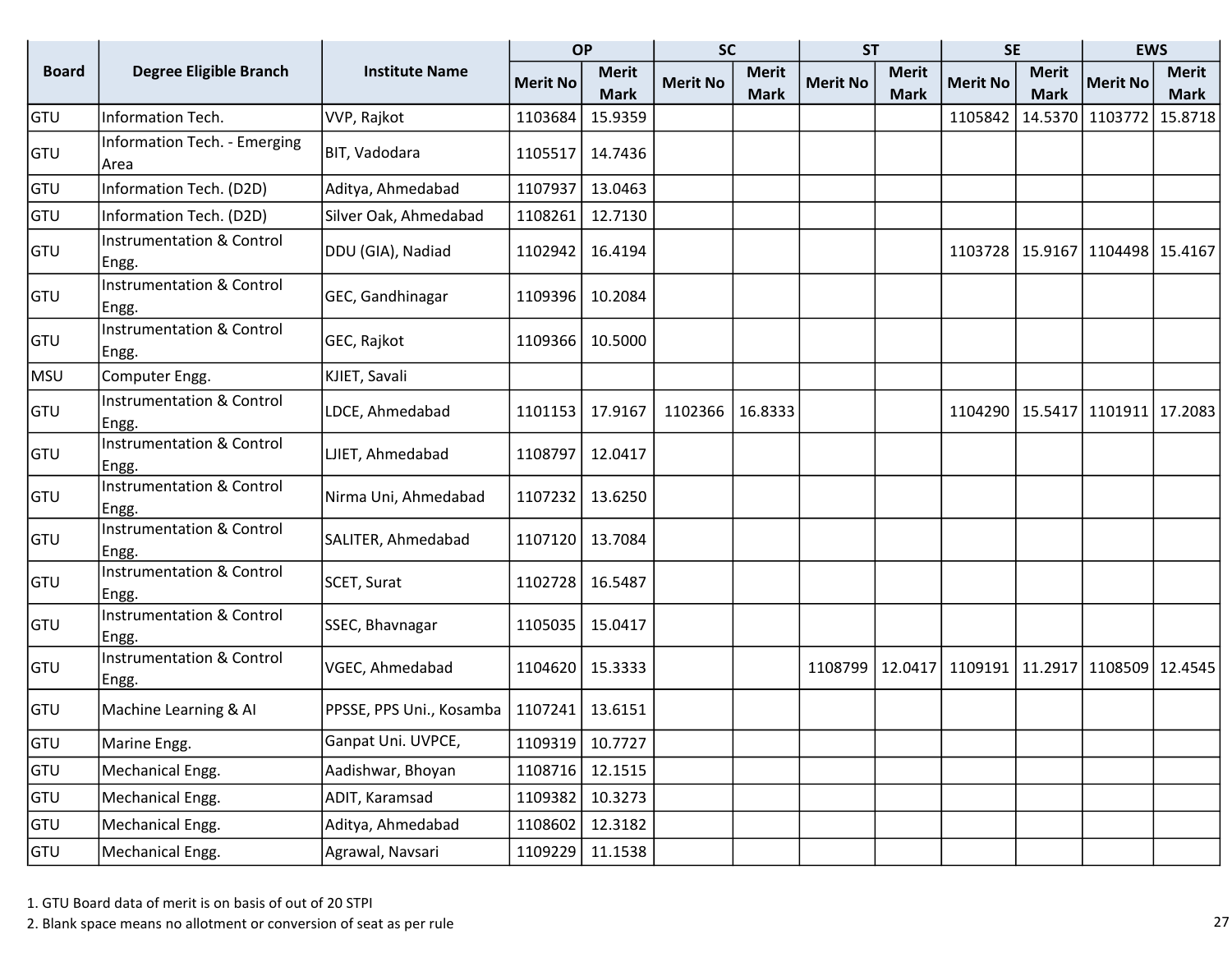| Board | Degree Eligible Branch | Institute Name | OP | | SC | | ST | | SE | | EWS | |
|---|---|---|---|---|---|---|---|---|---|---|---|---|
| | | | Merit No | Merit Mark | Merit No | Merit Mark | Merit No | Merit Mark | Merit No | Merit Mark | Merit No | Merit Mark |
| GTU | Information Tech. | VVP, Rajkot | 1103684 | 15.9359 | | | | | 1105842 | 14.5370 | 1103772 | 15.8718 |
| GTU | Information Tech. - Emerging Area | BIT, Vadodara | 1105517 | 14.7436 | | | | | | | | |
| GTU | Information Tech. (D2D) | Aditya, Ahmedabad | 1107937 | 13.0463 | | | | | | | | |
| GTU | Information Tech. (D2D) | Silver Oak, Ahmedabad | 1108261 | 12.7130 | | | | | | | | |
| GTU | Instrumentation & Control Engg. | DDU (GIA), Nadiad | 1102942 | 16.4194 | | | | | 1103728 | 15.9167 | 1104498 | 15.4167 |
| GTU | Instrumentation & Control Engg. | GEC, Gandhinagar | 1109396 | 10.2084 | | | | | | | | |
| GTU | Instrumentation & Control Engg. | GEC, Rajkot | 1109366 | 10.5000 | | | | | | | | |
| MSU | Computer Engg. | KJIET, Savali | | | | | | | | | | |
| GTU | Instrumentation & Control Engg. | LDCE, Ahmedabad | 1101153 | 17.9167 | 1102366 | 16.8333 | | | 1104290 | 15.5417 | 1101911 | 17.2083 |
| GTU | Instrumentation & Control Engg. | LJIET, Ahmedabad | 1108797 | 12.0417 | | | | | | | | |
| GTU | Instrumentation & Control Engg. | Nirma Uni, Ahmedabad | 1107232 | 13.6250 | | | | | | | | |
| GTU | Instrumentation & Control Engg. | SALITER, Ahmedabad | 1107120 | 13.7084 | | | | | | | | |
| GTU | Instrumentation & Control Engg. | SCET, Surat | 1102728 | 16.5487 | | | | | | | | |
| GTU | Instrumentation & Control Engg. | SSEC, Bhavnagar | 1105035 | 15.0417 | | | | | | | | |
| GTU | Instrumentation & Control Engg. | VGEC, Ahmedabad | 1104620 | 15.3333 | | | 1108799 | 12.0417 | 1109191 | 11.2917 | 1108509 | 12.4545 |
| GTU | Machine Learning & AI | PPSSE, PPS Uni., Kosamba | 1107241 | 13.6151 | | | | | | | | |
| GTU | Marine Engg. | Ganpat Uni. UVPCE, | 1109319 | 10.7727 | | | | | | | | |
| GTU | Mechanical Engg. | Aadishwar, Bhoyan | 1108716 | 12.1515 | | | | | | | | |
| GTU | Mechanical Engg. | ADIT, Karamsad | 1109382 | 10.3273 | | | | | | | | |
| GTU | Mechanical Engg. | Aditya, Ahmedabad | 1108602 | 12.3182 | | | | | | | | |
| GTU | Mechanical Engg. | Agrawal, Navsari | 1109229 | 11.1538 | | | | | | | | |

1. GTU Board data of merit is on basis of out of 20 STPI
2. Blank space means no allotment or conversion of seat as per rule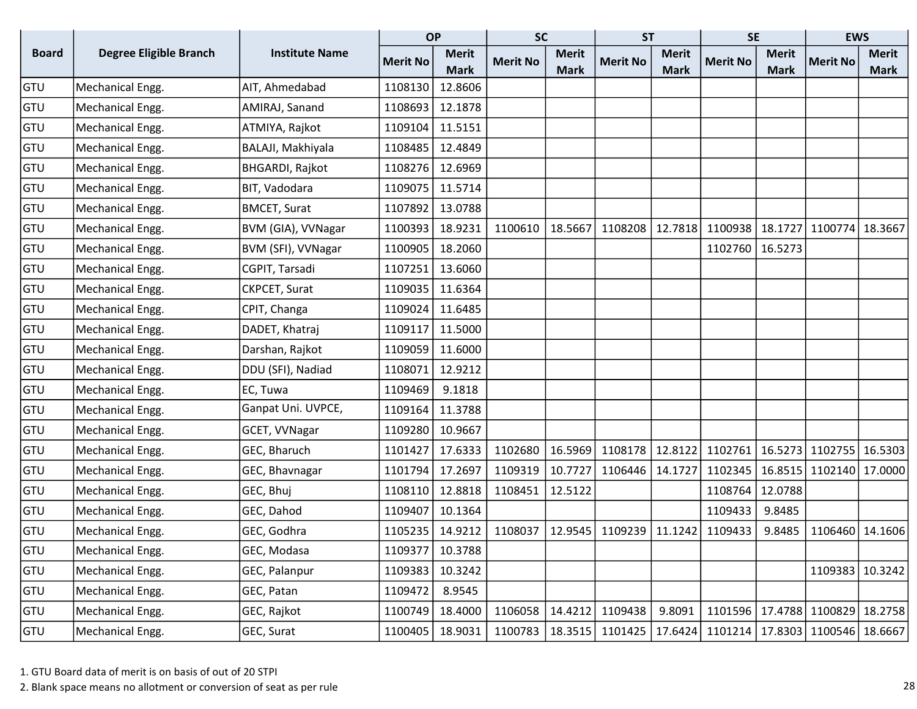| Board | Degree Eligible Branch | Institute Name | OP | | SC | | ST | | SE | | EWS | |
|---|---|---|---|---|---|---|---|---|---|---|---|---|
| | | | Merit No | Merit Mark | Merit No | Merit Mark | Merit No | Merit Mark | Merit No | Merit Mark | Merit No | Merit Mark |
| GTU | Mechanical Engg. | AIT, Ahmedabad | 1108130 | 12.8606 | | | | | | | | |
| GTU | Mechanical Engg. | AMIRAJ, Sanand | 1108693 | 12.1878 | | | | | | | | |
| GTU | Mechanical Engg. | ATMIYA, Rajkot | 1109104 | 11.5151 | | | | | | | | |
| GTU | Mechanical Engg. | BALAJI, Makhiyala | 1108485 | 12.4849 | | | | | | | | |
| GTU | Mechanical Engg. | BHGARDI, Rajkot | 1108276 | 12.6969 | | | | | | | | |
| GTU | Mechanical Engg. | BIT, Vadodara | 1109075 | 11.5714 | | | | | | | | |
| GTU | Mechanical Engg. | BMCET, Surat | 1107892 | 13.0788 | | | | | | | | |
| GTU | Mechanical Engg. | BVM (GIA), VVNagar | 1100393 | 18.9231 | 1100610 | 18.5667 | 1108208 | 12.7818 | 1100938 | 18.1727 | 1100774 | 18.3667 |
| GTU | Mechanical Engg. | BVM (SFI), VVNagar | 1100905 | 18.2060 | | | | | 1102760 | 16.5273 | | |
| GTU | Mechanical Engg. | CGPIT, Tarsadi | 1107251 | 13.6060 | | | | | | | | |
| GTU | Mechanical Engg. | CKPCET, Surat | 1109035 | 11.6364 | | | | | | | | |
| GTU | Mechanical Engg. | CPIT, Changa | 1109024 | 11.6485 | | | | | | | | |
| GTU | Mechanical Engg. | DADET, Khatraj | 1109117 | 11.5000 | | | | | | | | |
| GTU | Mechanical Engg. | Darshan, Rajkot | 1109059 | 11.6000 | | | | | | | | |
| GTU | Mechanical Engg. | DDU (SFI), Nadiad | 1108071 | 12.9212 | | | | | | | | |
| GTU | Mechanical Engg. | EC, Tuwa | 1109469 | 9.1818 | | | | | | | | |
| GTU | Mechanical Engg. | Ganpat Uni. UVPCE, | 1109164 | 11.3788 | | | | | | | | |
| GTU | Mechanical Engg. | GCET, VVNagar | 1109280 | 10.9667 | | | | | | | | |
| GTU | Mechanical Engg. | GEC, Bharuch | 1101427 | 17.6333 | 1102680 | 16.5969 | 1108178 | 12.8122 | 1102761 | 16.5273 | 1102755 | 16.5303 |
| GTU | Mechanical Engg. | GEC, Bhavnagar | 1101794 | 17.2697 | 1109319 | 10.7727 | 1106446 | 14.1727 | 1102345 | 16.8515 | 1102140 | 17.0000 |
| GTU | Mechanical Engg. | GEC, Bhuj | 1108110 | 12.8818 | 1108451 | 12.5122 | | | 1108764 | 12.0788 | | |
| GTU | Mechanical Engg. | GEC, Dahod | 1109407 | 10.1364 | | | | | 1109433 | 9.8485 | | |
| GTU | Mechanical Engg. | GEC, Godhra | 1105235 | 14.9212 | 1108037 | 12.9545 | 1109239 | 11.1242 | 1109433 | 9.8485 | 1106460 | 14.1606 |
| GTU | Mechanical Engg. | GEC, Modasa | 1109377 | 10.3788 | | | | | | | | |
| GTU | Mechanical Engg. | GEC, Palanpur | 1109383 | 10.3242 | | | | | | | 1109383 | 10.3242 |
| GTU | Mechanical Engg. | GEC, Patan | 1109472 | 8.9545 | | | | | | | | |
| GTU | Mechanical Engg. | GEC, Rajkot | 1100749 | 18.4000 | 1106058 | 14.4212 | 1109438 | 9.8091 | 1101596 | 17.4788 | 1100829 | 18.2758 |
| GTU | Mechanical Engg. | GEC, Surat | 1100405 | 18.9031 | 1100783 | 18.3515 | 1101425 | 17.6424 | 1101214 | 17.8303 | 1100546 | 18.6667 |

1. GTU Board data of merit is on basis of out of 20 STPI
2. Blank space means no allotment or conversion of seat as per rule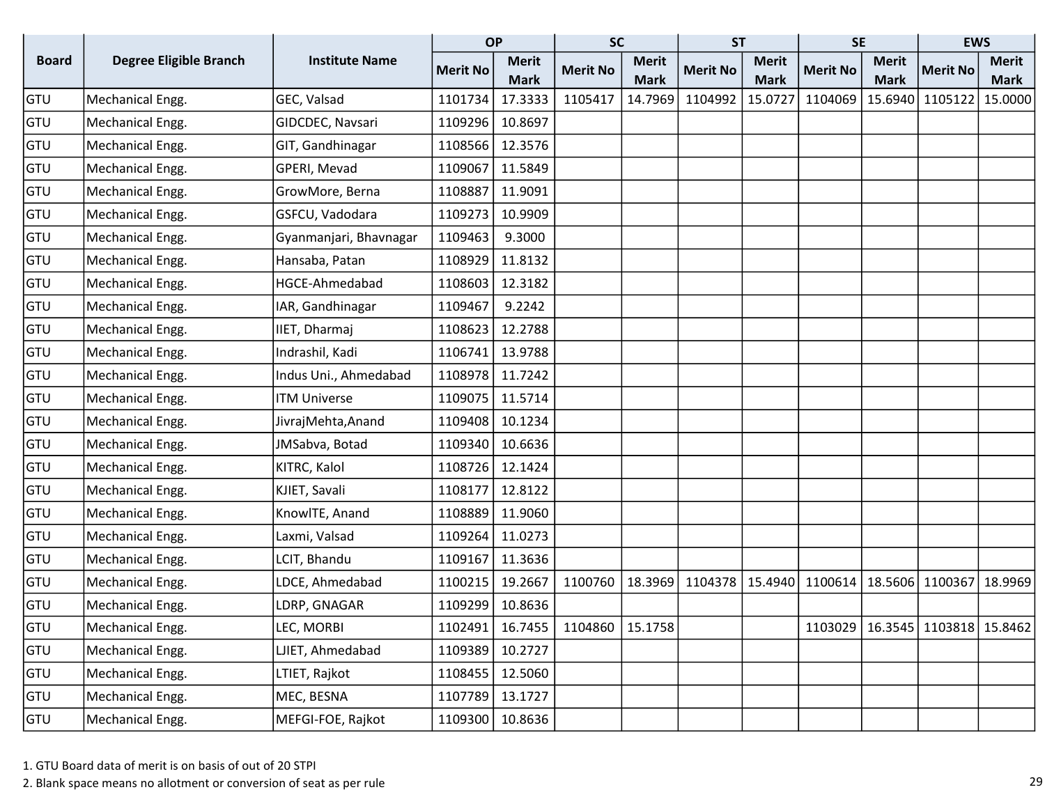| Board | Degree Eligible Branch | Institute Name | OP | | SC | | ST | | SE | | EWS | |
|---|---|---|---|---|---|---|---|---|---|---|---|---|
| | | | Merit No | Merit Mark | Merit No | Merit Mark | Merit No | Merit Mark | Merit No | Merit Mark | Merit No | Merit Mark |
| GTU | Mechanical Engg. | GEC, Valsad | 1101734 | 17.3333 | 1105417 | 14.7969 | 1104992 | 15.0727 | 1104069 | 15.6940 | 1105122 | 15.0000 |
| GTU | Mechanical Engg. | GIDCDEC, Navsari | 1109296 | 10.8697 | | | | | | | | |
| GTU | Mechanical Engg. | GIT, Gandhinagar | 1108566 | 12.3576 | | | | | | | | |
| GTU | Mechanical Engg. | GPERI, Mevad | 1109067 | 11.5849 | | | | | | | | |
| GTU | Mechanical Engg. | GrowMore, Berna | 1108887 | 11.9091 | | | | | | | | |
| GTU | Mechanical Engg. | GSFCU, Vadodara | 1109273 | 10.9909 | | | | | | | | |
| GTU | Mechanical Engg. | Gyanmanjari, Bhavnagar | 1109463 | 9.3000 | | | | | | | | |
| GTU | Mechanical Engg. | Hansaba, Patan | 1108929 | 11.8132 | | | | | | | | |
| GTU | Mechanical Engg. | HGCE-Ahmedabad | 1108603 | 12.3182 | | | | | | | | |
| GTU | Mechanical Engg. | IAR, Gandhinagar | 1109467 | 9.2242 | | | | | | | | |
| GTU | Mechanical Engg. | IIET, Dharmaj | 1108623 | 12.2788 | | | | | | | | |
| GTU | Mechanical Engg. | Indrashil, Kadi | 1106741 | 13.9788 | | | | | | | | |
| GTU | Mechanical Engg. | Indus Uni., Ahmedabad | 1108978 | 11.7242 | | | | | | | | |
| GTU | Mechanical Engg. | ITM Universe | 1109075 | 11.5714 | | | | | | | | |
| GTU | Mechanical Engg. | JivrajMehta,Anand | 1109408 | 10.1234 | | | | | | | | |
| GTU | Mechanical Engg. | JMSabva, Botad | 1109340 | 10.6636 | | | | | | | | |
| GTU | Mechanical Engg. | KITRC, Kalol | 1108726 | 12.1424 | | | | | | | | |
| GTU | Mechanical Engg. | KJIET, Savali | 1108177 | 12.8122 | | | | | | | | |
| GTU | Mechanical Engg. | KnowlTE, Anand | 1108889 | 11.9060 | | | | | | | | |
| GTU | Mechanical Engg. | Laxmi, Valsad | 1109264 | 11.0273 | | | | | | | | |
| GTU | Mechanical Engg. | LCIT, Bhandu | 1109167 | 11.3636 | | | | | | | | |
| GTU | Mechanical Engg. | LDCE, Ahmedabad | 1100215 | 19.2667 | 1100760 | 18.3969 | 1104378 | 15.4940 | 1100614 | 18.5606 | 1100367 | 18.9969 |
| GTU | Mechanical Engg. | LDRP, GNAGAR | 1109299 | 10.8636 | | | | | | | | |
| GTU | Mechanical Engg. | LEC, MORBI | 1102491 | 16.7455 | 1104860 | 15.1758 | | | 1103029 | 16.3545 | 1103818 | 15.8462 |
| GTU | Mechanical Engg. | LJIET, Ahmedabad | 1109389 | 10.2727 | | | | | | | | |
| GTU | Mechanical Engg. | LTIET, Rajkot | 1108455 | 12.5060 | | | | | | | | |
| GTU | Mechanical Engg. | MEC, BESNA | 1107789 | 13.1727 | | | | | | | | |
| GTU | Mechanical Engg. | MEFGI-FOE, Rajkot | 1109300 | 10.8636 | | | | | | | | |

1. GTU Board data of merit is on basis of out of 20 STPI
2. Blank space means no allotment or conversion of seat as per rule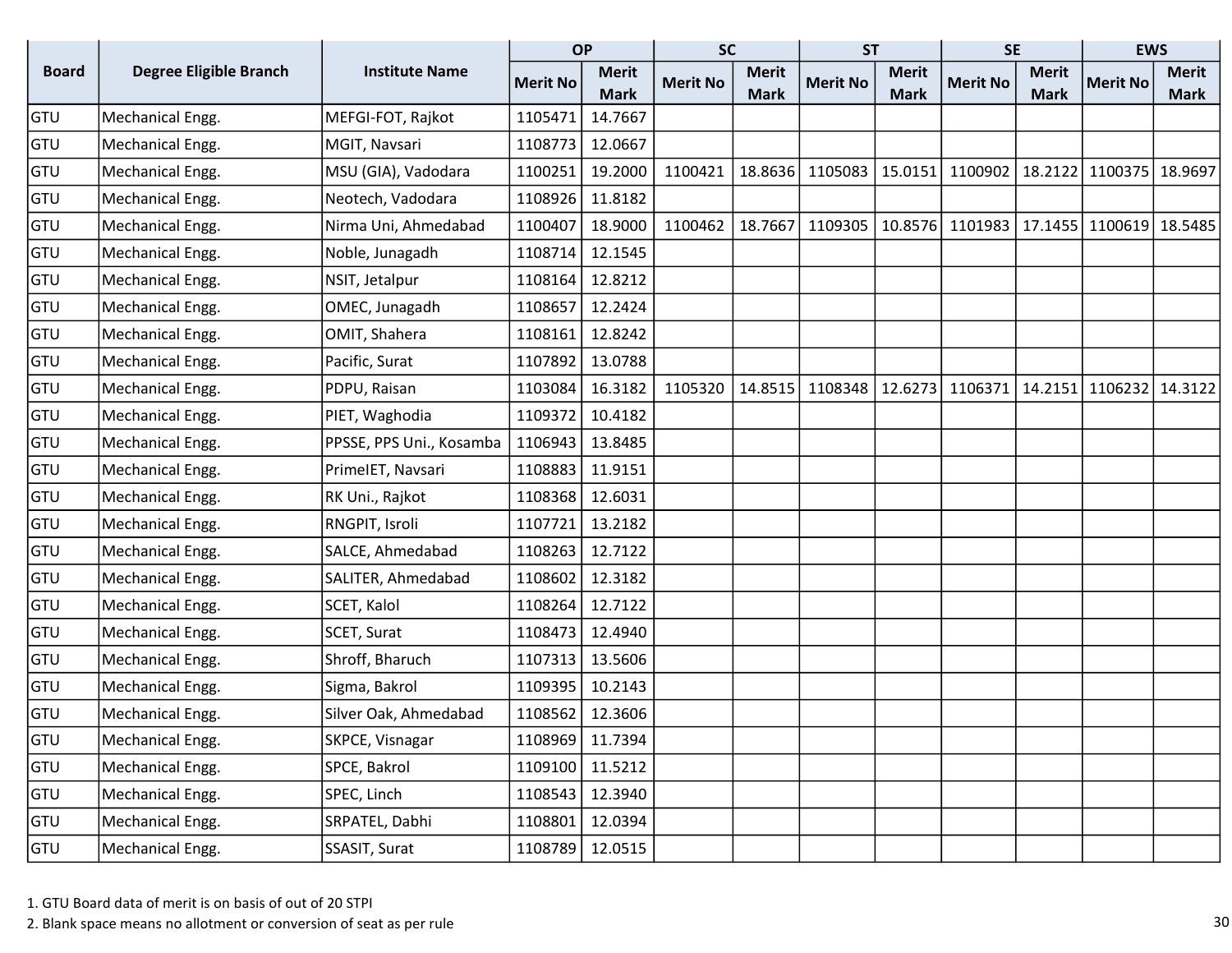| Board | Degree Eligible Branch | Institute Name | OP | | SC | | ST | | SE | | EWS | |
|---|---|---|---|---|---|---|---|---|---|---|---|---|
| | | | Merit No | Merit Mark | Merit No | Merit Mark | Merit No | Merit Mark | Merit No | Merit Mark | Merit No | Merit Mark |
| GTU | Mechanical Engg. | MEFGI-FOT, Rajkot | 1105471 | 14.7667 | | | | | | | | |
| GTU | Mechanical Engg. | MGIT, Navsari | 1108773 | 12.0667 | | | | | | | | |
| GTU | Mechanical Engg. | MSU (GIA), Vodadara | 1100251 | 19.2000 | 1100421 | 18.8636 | 1105083 | 15.0151 | 1100902 | 18.2122 | 1100375 | 18.9697 |
| GTU | Mechanical Engg. | Neotech, Vadodara | 1108926 | 11.8182 | | | | | | | | |
| GTU | Mechanical Engg. | Nirma Uni, Ahmedabad | 1100407 | 18.9000 | 1100462 | 18.7667 | 1109305 | 10.8576 | 1101983 | 17.1455 | 1100619 | 18.5485 |
| GTU | Mechanical Engg. | Noble, Junagadh | 1108714 | 12.1545 | | | | | | | | |
| GTU | Mechanical Engg. | NSIT, Jetalpur | 1108164 | 12.8212 | | | | | | | | |
| GTU | Mechanical Engg. | OMEC, Junagadh | 1108657 | 12.2424 | | | | | | | | |
| GTU | Mechanical Engg. | OMIT, Shahera | 1108161 | 12.8242 | | | | | | | | |
| GTU | Mechanical Engg. | Pacific, Surat | 1107892 | 13.0788 | | | | | | | | |
| GTU | Mechanical Engg. | PDPU, Raisan | 1103084 | 16.3182 | 1105320 | 14.8515 | 1108348 | 12.6273 | 1106371 | 14.2151 | 1106232 | 14.3122 |
| GTU | Mechanical Engg. | PIET, Waghodia | 1109372 | 10.4182 | | | | | | | | |
| GTU | Mechanical Engg. | PPSSE, PPS Uni., Kosamba | 1106943 | 13.8485 | | | | | | | | |
| GTU | Mechanical Engg. | PrimeIET, Navsari | 1108883 | 11.9151 | | | | | | | | |
| GTU | Mechanical Engg. | RK Uni., Rajkot | 1108368 | 12.6031 | | | | | | | | |
| GTU | Mechanical Engg. | RNGPIT, Isroli | 1107721 | 13.2182 | | | | | | | | |
| GTU | Mechanical Engg. | SALCE, Ahmedabad | 1108263 | 12.7122 | | | | | | | | |
| GTU | Mechanical Engg. | SALITER, Ahmedabad | 1108602 | 12.3182 | | | | | | | | |
| GTU | Mechanical Engg. | SCET, Kalol | 1108264 | 12.7122 | | | | | | | | |
| GTU | Mechanical Engg. | SCET, Surat | 1108473 | 12.4940 | | | | | | | | |
| GTU | Mechanical Engg. | Shroff, Bharuch | 1107313 | 13.5606 | | | | | | | | |
| GTU | Mechanical Engg. | Sigma, Bakrol | 1109395 | 10.2143 | | | | | | | | |
| GTU | Mechanical Engg. | Silver Oak, Ahmedabad | 1108562 | 12.3606 | | | | | | | | |
| GTU | Mechanical Engg. | SKPCE, Visnagar | 1108969 | 11.7394 | | | | | | | | |
| GTU | Mechanical Engg. | SPCE, Bakrol | 1109100 | 11.5212 | | | | | | | | |
| GTU | Mechanical Engg. | SPEC, Linch | 1108543 | 12.3940 | | | | | | | | |
| GTU | Mechanical Engg. | SRPATEL, Dabhi | 1108801 | 12.0394 | | | | | | | | |
| GTU | Mechanical Engg. | SSASIT, Surat | 1108789 | 12.0515 | | | | | | | | |

1. GTU Board data of merit is on basis of out of 20 STPI
2. Blank space means no allotment or conversion of seat as per rule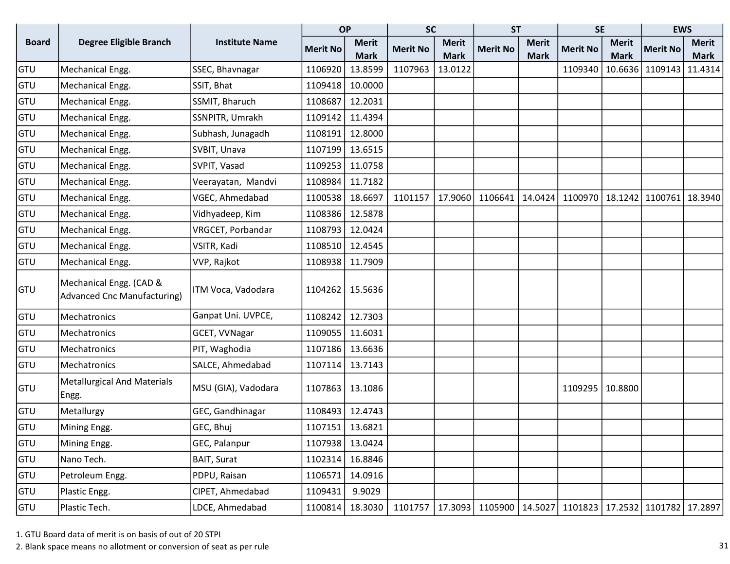| Board | Degree Eligible Branch | Institute Name | OP | | SC | | ST | | SE | | EWS | |
|---|---|---|---|---|---|---|---|---|---|---|---|---|
| | | | Merit No | Merit Mark | Merit No | Merit Mark | Merit No | Merit Mark | Merit No | Merit Mark | Merit No | Merit Mark |
| GTU | Mechanical Engg. | SSEC, Bhavnagar | 1106920 | 13.8599 | 1107963 | 13.0122 | | | 1109340 | 10.6636 | 1109143 | 11.4314 |
| GTU | Mechanical Engg. | SSIT, Bhat | 1109418 | 10.0000 | | | | | | | | |
| GTU | Mechanical Engg. | SSMIT, Bharuch | 1108687 | 12.2031 | | | | | | | | |
| GTU | Mechanical Engg. | SSNPITR, Umrakh | 1109142 | 11.4394 | | | | | | | | |
| GTU | Mechanical Engg. | Subhash, Junagadh | 1108191 | 12.8000 | | | | | | | | |
| GTU | Mechanical Engg. | SVBIT, Unava | 1107199 | 13.6515 | | | | | | | | |
| GTU | Mechanical Engg. | SVPIT, Vasad | 1109253 | 11.0758 | | | | | | | | |
| GTU | Mechanical Engg. | Veerayatan, Mandvi | 1108984 | 11.7182 | | | | | | | | |
| GTU | Mechanical Engg. | VGEC, Ahmedabad | 1100538 | 18.6697 | 1101157 | 17.9060 | 1106641 | 14.0424 | 1100970 | 18.1242 | 1100761 | 18.3940 |
| GTU | Mechanical Engg. | Vidhyadeep, Kim | 1108386 | 12.5878 | | | | | | | | |
| GTU | Mechanical Engg. | VRGCET, Porbandar | 1108793 | 12.0424 | | | | | | | | |
| GTU | Mechanical Engg. | VSITR, Kadi | 1108510 | 12.4545 | | | | | | | | |
| GTU | Mechanical Engg. | VVP, Rajkot | 1108938 | 11.7909 | | | | | | | | |
| GTU | Mechanical Engg. (CAD & Advanced Cnc Manufacturing) | ITM Voca, Vadodara | 1104262 | 15.5636 | | | | | | | | |
| GTU | Mechatronics | Ganpat Uni. UVPCE, | 1108242 | 12.7303 | | | | | | | | |
| GTU | Mechatronics | GCET, VVNagar | 1109055 | 11.6031 | | | | | | | | |
| GTU | Mechatronics | PIT, Waghodia | 1107186 | 13.6636 | | | | | | | | |
| GTU | Mechatronics | SALCE, Ahmedabad | 1107114 | 13.7143 | | | | | | | | |
| GTU | Metallurgical And Materials Engg. | MSU (GIA), Vadodara | 1107863 | 13.1086 | | | | | 1109295 | 10.8800 | | |
| GTU | Metallurgy | GEC, Gandhinagar | 1108493 | 12.4743 | | | | | | | | |
| GTU | Mining Engg. | GEC, Bhuj | 1107151 | 13.6821 | | | | | | | | |
| GTU | Mining Engg. | GEC, Palanpur | 1107938 | 13.0424 | | | | | | | | |
| GTU | Nano Tech. | BAIT, Surat | 1102314 | 16.8846 | | | | | | | | |
| GTU | Petroleum Engg. | PDPU, Raisan | 1106571 | 14.0916 | | | | | | | | |
| GTU | Plastic Engg. | CIPET, Ahmedabad | 1109431 | 9.9029 | | | | | | | | |
| GTU | Plastic Tech. | LDCE, Ahmedabad | 1100814 | 18.3030 | 1101757 | 17.3093 | 1105900 | 14.5027 | 1101823 | 17.2532 | 1101782 | 17.2897 |

1. GTU Board data of merit is on basis of out of 20 STPI
2. Blank space means no allotment or conversion of seat as per rule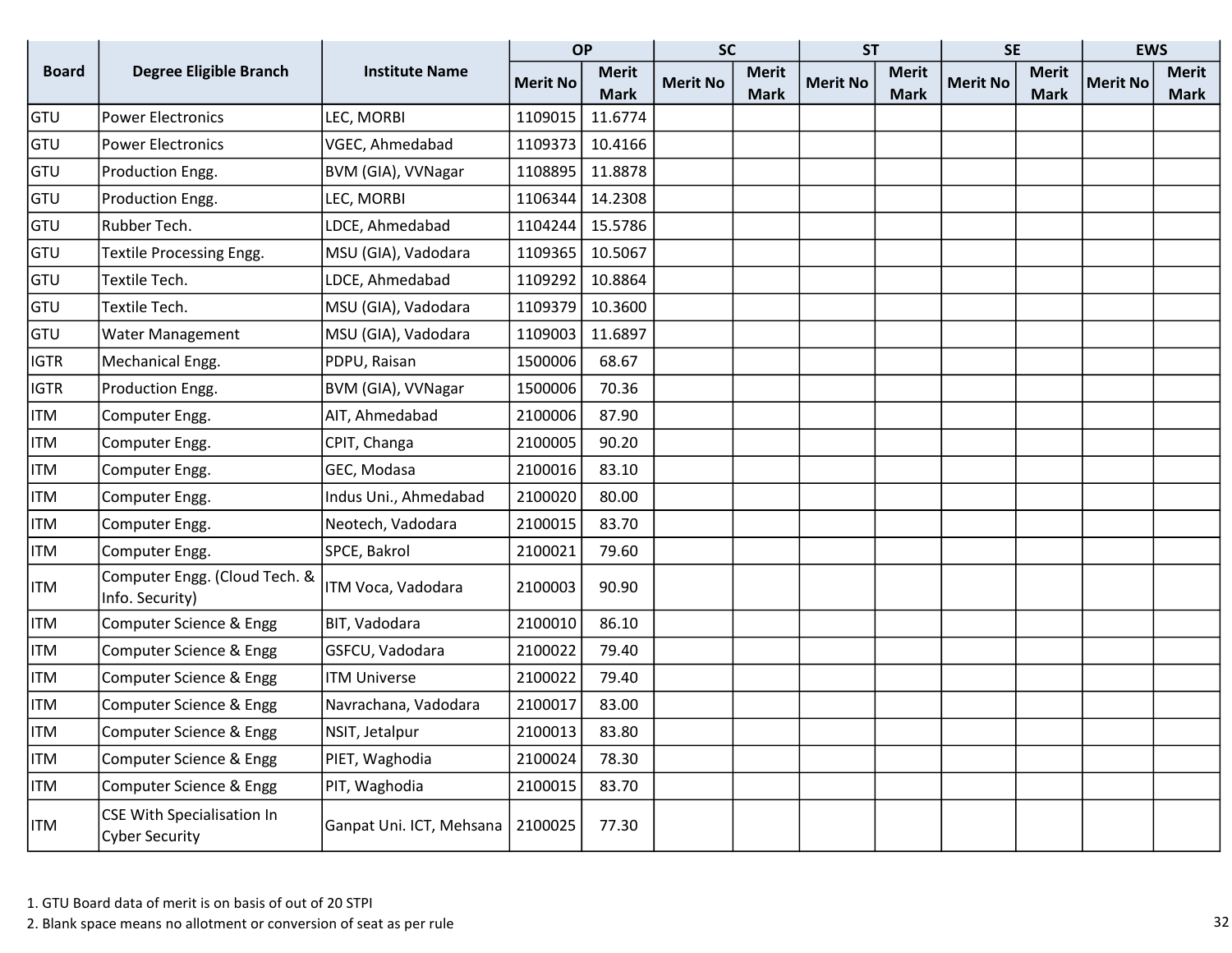| Board | Degree Eligible Branch | Institute Name | OP | | SC | | ST | | SE | | EWS | |
|---|---|---|---|---|---|---|---|---|---|---|---|---|
| | | | Merit No | Merit Mark | Merit No | Merit Mark | Merit No | Merit Mark | Merit No | Merit Mark | Merit No | Merit Mark |
| GTU | Power Electronics | LEC, MORBI | 1109015 | 11.6774 | | | | | | | | |
| GTU | Power Electronics | VGEC, Ahmedabad | 1109373 | 10.4166 | | | | | | | | |
| GTU | Production Engg. | BVM (GIA), VVNagar | 1108895 | 11.8878 | | | | | | | | |
| GTU | Production Engg. | LEC, MORBI | 1106344 | 14.2308 | | | | | | | | |
| GTU | Rubber Tech. | LDCE, Ahmedabad | 1104244 | 15.5786 | | | | | | | | |
| GTU | Textile Processing Engg. | MSU (GIA), Vadodara | 1109365 | 10.5067 | | | | | | | | |
| GTU | Textile Tech. | LDCE, Ahmedabad | 1109292 | 10.8864 | | | | | | | | |
| GTU | Textile Tech. | MSU (GIA), Vadodara | 1109379 | 10.3600 | | | | | | | | |
| GTU | Water Management | MSU (GIA), Vadodara | 1109003 | 11.6897 | | | | | | | | |
| IGTR | Mechanical Engg. | PDPU, Raisan | 1500006 | 68.67 | | | | | | | | |
| IGTR | Production Engg. | BVM (GIA), VVNagar | 1500006 | 70.36 | | | | | | | | |
| ITM | Computer Engg. | AIT, Ahmedabad | 2100006 | 87.90 | | | | | | | | |
| ITM | Computer Engg. | CPIT, Changa | 2100005 | 90.20 | | | | | | | | |
| ITM | Computer Engg. | GEC, Modasa | 2100016 | 83.10 | | | | | | | | |
| ITM | Computer Engg. | Indus Uni., Ahmedabad | 2100020 | 80.00 | | | | | | | | |
| ITM | Computer Engg. | Neotech, Vadodara | 2100015 | 83.70 | | | | | | | | |
| ITM | Computer Engg. | SPCE, Bakrol | 2100021 | 79.60 | | | | | | | | |
| ITM | Computer Engg. (Cloud Tech. & Info. Security) | ITM Voca, Vadodara | 2100003 | 90.90 | | | | | | | | |
| ITM | Computer Science & Engg | BIT, Vadodara | 2100010 | 86.10 | | | | | | | | |
| ITM | Computer Science & Engg | GSFCU, Vadodara | 2100022 | 79.40 | | | | | | | | |
| ITM | Computer Science & Engg | ITM Universe | 2100022 | 79.40 | | | | | | | | |
| ITM | Computer Science & Engg | Navrachana, Vadodara | 2100017 | 83.00 | | | | | | | | |
| ITM | Computer Science & Engg | NSIT, Jetalpur | 2100013 | 83.80 | | | | | | | | |
| ITM | Computer Science & Engg | PIET, Waghodia | 2100024 | 78.30 | | | | | | | | |
| ITM | Computer Science & Engg | PIT, Waghodia | 2100015 | 83.70 | | | | | | | | |
| ITM | CSE With Specialisation In Cyber Security | Ganpat Uni. ICT, Mehsana | 2100025 | 77.30 | | | | | | | | |

1. GTU Board data of merit is on basis of out of 20 STPI
2. Blank space means no allotment or conversion of seat as per rule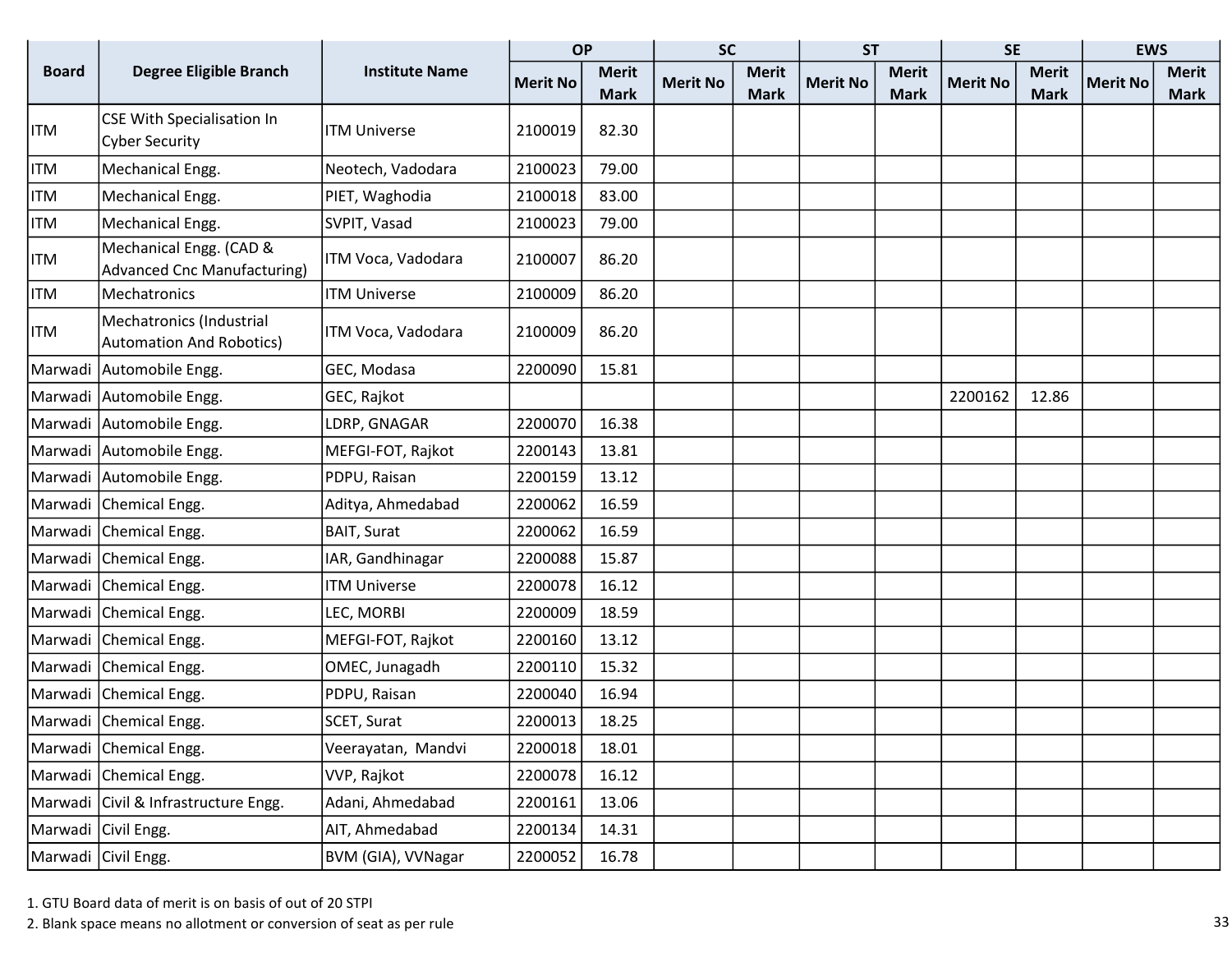| Board | Degree Eligible Branch | Institute Name | OP | | SC | | ST | | SE | | EWS | |
|---|---|---|---|---|---|---|---|---|---|---|---|---|
| | | | Merit No | Merit Mark | Merit No | Merit Mark | Merit No | Merit Mark | Merit No | Merit Mark | Merit No | Merit Mark |
| ITM | CSE With Specialisation In Cyber Security | ITM Universe | 2100019 | 82.30 | | | | | | | | |
| ITM | Mechanical Engg. | Neotech, Vadodara | 2100023 | 79.00 | | | | | | | | |
| ITM | Mechanical Engg. | PIET, Waghodia | 2100018 | 83.00 | | | | | | | | |
| ITM | Mechanical Engg. | SVPIT, Vasad | 2100023 | 79.00 | | | | | | | | |
| ITM | Mechanical Engg. (CAD & Advanced Cnc Manufacturing) | ITM Voca, Vadodara | 2100007 | 86.20 | | | | | | | | |
| ITM | Mechatronics | ITM Universe | 2100009 | 86.20 | | | | | | | | |
| ITM | Mechatronics (Industrial Automation And Robotics) | ITM Voca, Vadodara | 2100009 | 86.20 | | | | | | | | |
| Marwadi | Automobile Engg. | GEC, Modasa | 2200090 | 15.81 | | | | | | | | |
| Marwadi | Automobile Engg. | GEC, Rajkot | | | | | | | 2200162 | 12.86 | | |
| Marwadi | Automobile Engg. | LDRP, GNAGAR | 2200070 | 16.38 | | | | | | | | |
| Marwadi | Automobile Engg. | MEFGI-FOT, Rajkot | 2200143 | 13.81 | | | | | | | | |
| Marwadi | Automobile Engg. | PDPU, Raisan | 2200159 | 13.12 | | | | | | | | |
| Marwadi | Chemical Engg. | Aditya, Ahmedabad | 2200062 | 16.59 | | | | | | | | |
| Marwadi | Chemical Engg. | BAIT, Surat | 2200062 | 16.59 | | | | | | | | |
| Marwadi | Chemical Engg. | IAR, Gandhinagar | 2200088 | 15.87 | | | | | | | | |
| Marwadi | Chemical Engg. | ITM Universe | 2200078 | 16.12 | | | | | | | | |
| Marwadi | Chemical Engg. | LEC, MORBI | 2200009 | 18.59 | | | | | | | | |
| Marwadi | Chemical Engg. | MEFGI-FOT, Rajkot | 2200160 | 13.12 | | | | | | | | |
| Marwadi | Chemical Engg. | OMEC, Junagadh | 2200110 | 15.32 | | | | | | | | |
| Marwadi | Chemical Engg. | PDPU, Raisan | 2200040 | 16.94 | | | | | | | | |
| Marwadi | Chemical Engg. | SCET, Surat | 2200013 | 18.25 | | | | | | | | |
| Marwadi | Chemical Engg. | Veerayatan, Mandvi | 2200018 | 18.01 | | | | | | | | |
| Marwadi | Chemical Engg. | VVP, Rajkot | 2200078 | 16.12 | | | | | | | | |
| Marwadi | Civil & Infrastructure Engg. | Adani, Ahmedabad | 2200161 | 13.06 | | | | | | | | |
| Marwadi | Civil Engg. | AIT, Ahmedabad | 2200134 | 14.31 | | | | | | | | |
| Marwadi | Civil Engg. | BVM (GIA), VVNagar | 2200052 | 16.78 | | | | | | | | |

1. GTU Board data of merit is on basis of out of 20 STPI
2. Blank space means no allotment or conversion of seat as per rule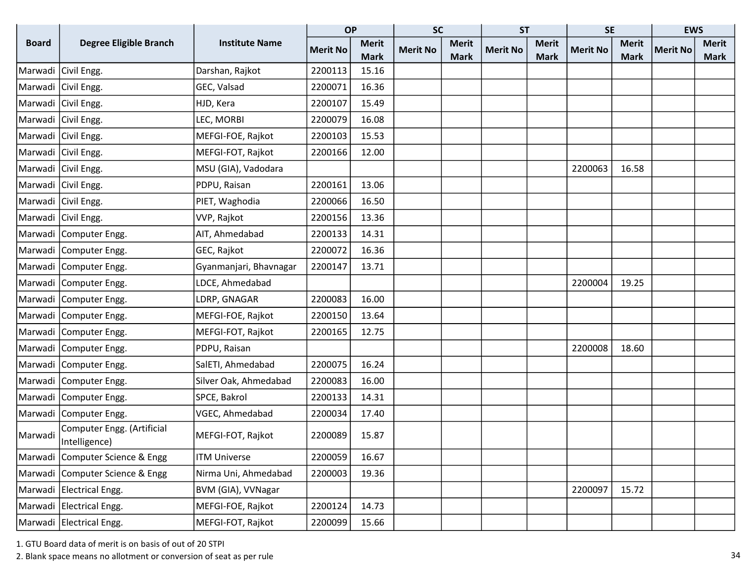| Board | Degree Eligible Branch | Institute Name | OP | | SC | | ST | | SE | | EWS | |
|---|---|---|---|---|---|---|---|---|---|---|---|---|
| | | | Merit No | Merit Mark | Merit No | Merit Mark | Merit No | Merit Mark | Merit No | Merit Mark | Merit No | Merit Mark |
| Marwadi | Civil Engg. | Darshan, Rajkot | 2200113 | 15.16 | | | | | | | | |
| Marwadi | Civil Engg. | GEC, Valsad | 2200071 | 16.36 | | | | | | | | |
| Marwadi | Civil Engg. | HJD, Kera | 2200107 | 15.49 | | | | | | | | |
| Marwadi | Civil Engg. | LEC, MORBI | 2200079 | 16.08 | | | | | | | | |
| Marwadi | Civil Engg. | MEFGI-FOE, Rajkot | 2200103 | 15.53 | | | | | | | | |
| Marwadi | Civil Engg. | MEFGI-FOT, Rajkot | 2200166 | 12.00 | | | | | | | | |
| Marwadi | Civil Engg. | MSU (GIA), Vadodara | | | | | | | 2200063 | 16.58 | | |
| Marwadi | Civil Engg. | PDPU, Raisan | 2200161 | 13.06 | | | | | | | | |
| Marwadi | Civil Engg. | PIET, Waghodia | 2200066 | 16.50 | | | | | | | | |
| Marwadi | Civil Engg. | VVP, Rajkot | 2200156 | 13.36 | | | | | | | | |
| Marwadi | Computer Engg. | AIT, Ahmedabad | 2200133 | 14.31 | | | | | | | | |
| Marwadi | Computer Engg. | GEC, Rajkot | 2200072 | 16.36 | | | | | | | | |
| Marwadi | Computer Engg. | Gyanmanjari, Bhavnagar | 2200147 | 13.71 | | | | | | | | |
| Marwadi | Computer Engg. | LDCE, Ahmedabad | | | | | | | 2200004 | 19.25 | | |
| Marwadi | Computer Engg. | LDRP, GNAGAR | 2200083 | 16.00 | | | | | | | | |
| Marwadi | Computer Engg. | MEFGI-FOE, Rajkot | 2200150 | 13.64 | | | | | | | | |
| Marwadi | Computer Engg. | MEFGI-FOT, Rajkot | 2200165 | 12.75 | | | | | | | | |
| Marwadi | Computer Engg. | PDPU, Raisan | | | | | | | 2200008 | 18.60 | | |
| Marwadi | Computer Engg. | SalETI, Ahmedabad | 2200075 | 16.24 | | | | | | | | |
| Marwadi | Computer Engg. | Silver Oak, Ahmedabad | 2200083 | 16.00 | | | | | | | | |
| Marwadi | Computer Engg. | SPCE, Bakrol | 2200133 | 14.31 | | | | | | | | |
| Marwadi | Computer Engg. | VGEC, Ahmedabad | 2200034 | 17.40 | | | | | | | | |
| Marwadi | Computer Engg. (Artificial Intelligence) | MEFGI-FOT, Rajkot | 2200089 | 15.87 | | | | | | | | |
| Marwadi | Computer Science & Engg | ITM Universe | 2200059 | 16.67 | | | | | | | | |
| Marwadi | Computer Science & Engg | Nirma Uni, Ahmedabad | 2200003 | 19.36 | | | | | | | | |
| Marwadi | Electrical Engg. | BVM (GIA), VVNagar | | | | | | | 2200097 | 15.72 | | |
| Marwadi | Electrical Engg. | MEFGI-FOE, Rajkot | 2200124 | 14.73 | | | | | | | | |
| Marwadi | Electrical Engg. | MEFGI-FOT, Rajkot | 2200099 | 15.66 | | | | | | | | |

1. GTU Board data of merit is on basis of out of 20 STPI
2. Blank space means no allotment or conversion of seat as per rule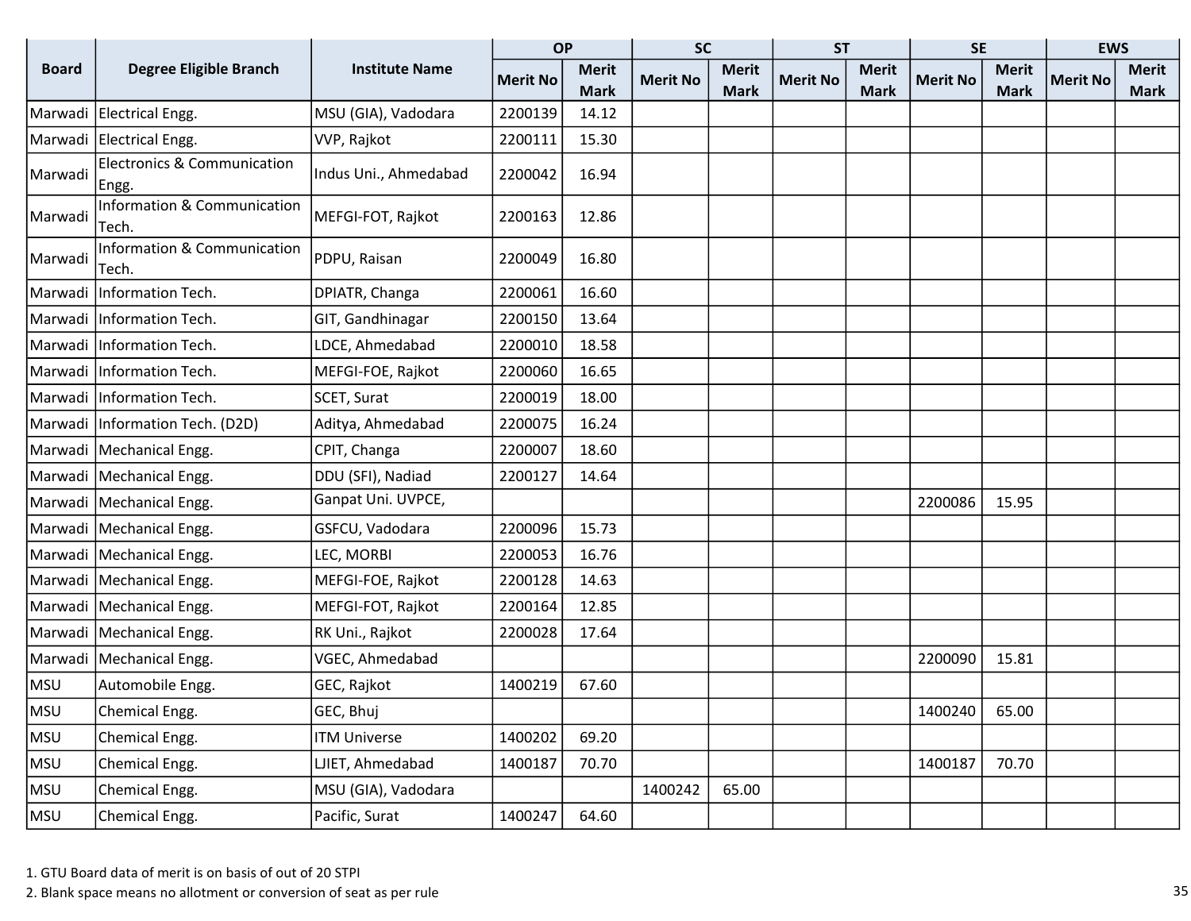| Board | Degree Eligible Branch | Institute Name | OP | | SC | | ST | | SE | | EWS | |
|---|---|---|---|---|---|---|---|---|---|---|---|---|
| | | | Merit No | Merit Mark | Merit No | Merit Mark | Merit No | Merit Mark | Merit No | Merit Mark | Merit No | Merit Mark |
| Marwadi | Electrical Engg. | MSU (GIA), Vadodara | 2200139 | 14.12 | | | | | | | | |
| Marwadi | Electrical Engg. | VVP, Rajkot | 2200111 | 15.30 | | | | | | | | |
| Marwadi | Electronics & Communication Engg. | Indus Uni., Ahmedabad | 2200042 | 16.94 | | | | | | | | |
| Marwadi | Information & Communication Tech. | MEFGI-FOT, Rajkot | 2200163 | 12.86 | | | | | | | | |
| Marwadi | Information & Communication Tech. | PDPU, Raisan | 2200049 | 16.80 | | | | | | | | |
| Marwadi | Information Tech. | DPIATR, Changa | 2200061 | 16.60 | | | | | | | | |
| Marwadi | Information Tech. | GIT, Gandhinagar | 2200150 | 13.64 | | | | | | | | |
| Marwadi | Information Tech. | LDCE, Ahmedabad | 2200010 | 18.58 | | | | | | | | |
| Marwadi | Information Tech. | MEFGI-FOE, Rajkot | 2200060 | 16.65 | | | | | | | | |
| Marwadi | Information Tech. | SCET, Surat | 2200019 | 18.00 | | | | | | | | |
| Marwadi | Information Tech. (D2D) | Aditya, Ahmedabad | 2200075 | 16.24 | | | | | | | | |
| Marwadi | Mechanical Engg. | CPIT, Changa | 2200007 | 18.60 | | | | | | | | |
| Marwadi | Mechanical Engg. | DDU (SFI), Nadiad | 2200127 | 14.64 | | | | | | | | |
| Marwadi | Mechanical Engg. | Ganpat Uni. UVPCE, | | | | | | | 2200086 | 15.95 | | |
| Marwadi | Mechanical Engg. | GSFCU, Vadodara | 2200096 | 15.73 | | | | | | | | |
| Marwadi | Mechanical Engg. | LEC, MORBI | 2200053 | 16.76 | | | | | | | | |
| Marwadi | Mechanical Engg. | MEFGI-FOE, Rajkot | 2200128 | 14.63 | | | | | | | | |
| Marwadi | Mechanical Engg. | MEFGI-FOT, Rajkot | 2200164 | 12.85 | | | | | | | | |
| Marwadi | Mechanical Engg. | RK Uni., Rajkot | 2200028 | 17.64 | | | | | | | | |
| Marwadi | Mechanical Engg. | VGEC, Ahmedabad | | | | | | | 2200090 | 15.81 | | |
| MSU | Automobile Engg. | GEC, Rajkot | 1400219 | 67.60 | | | | | | | | |
| MSU | Chemical Engg. | GEC, Bhuj | | | | | | | 1400240 | 65.00 | | |
| MSU | Chemical Engg. | ITM Universe | 1400202 | 69.20 | | | | | | | | |
| MSU | Chemical Engg. | LJIET, Ahmedabad | 1400187 | 70.70 | | | | | 1400187 | 70.70 | | |
| MSU | Chemical Engg. | MSU (GIA), Vadodara | | | 1400242 | 65.00 | | | | | | |
| MSU | Chemical Engg. | Pacific, Surat | 1400247 | 64.60 | | | | | | | | |

1. GTU Board data of merit is on basis of out of 20 STPI
2. Blank space means no allotment or conversion of seat as per rule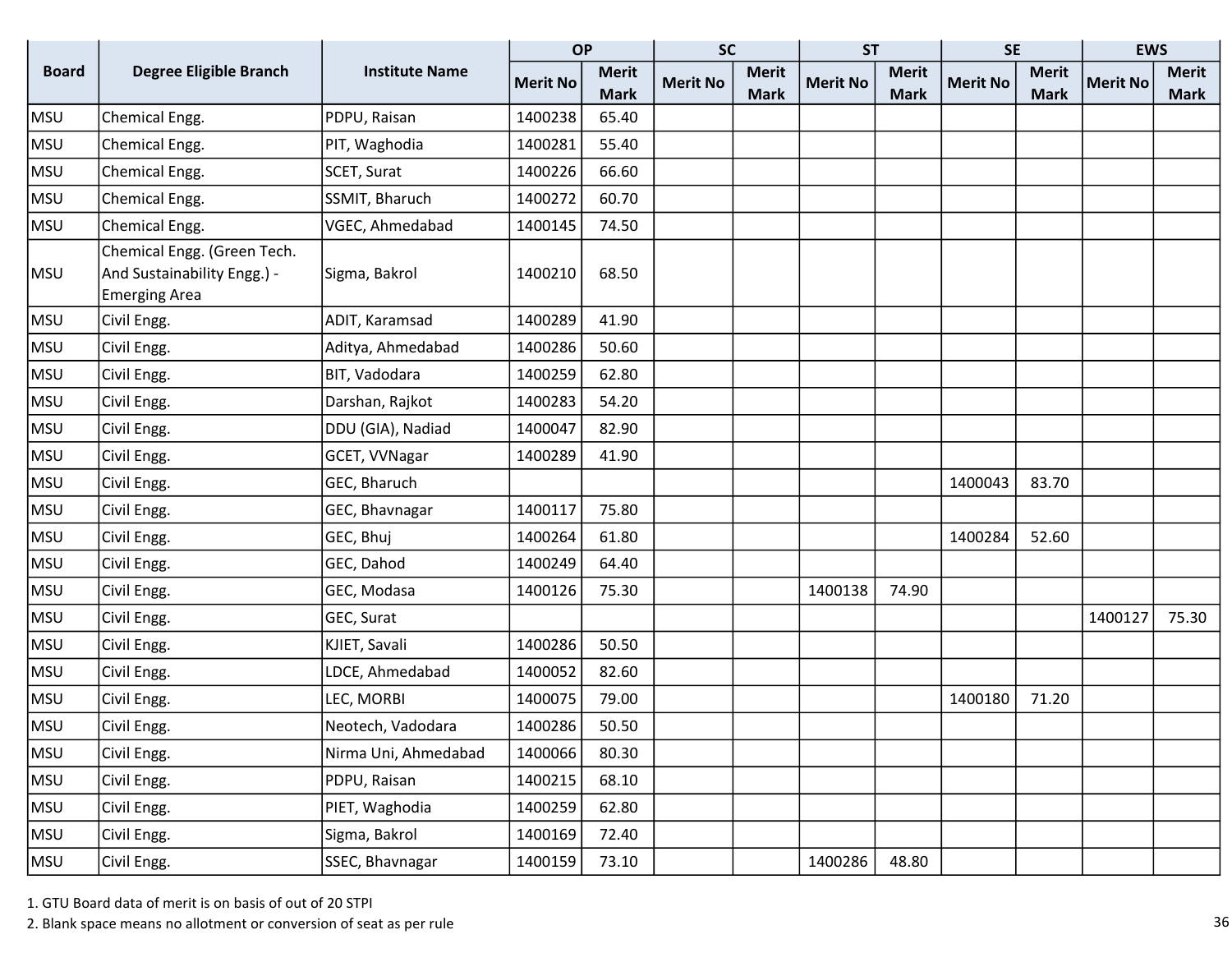| Board | Degree Eligible Branch | Institute Name | OP | | SC | | ST | | SE | | EWS | |
|---|---|---|---|---|---|---|---|---|---|---|---|---|
| | | | Merit No | Merit Mark | Merit No | Merit Mark | Merit No | Merit Mark | Merit No | Merit Mark | Merit No | Merit Mark |
| MSU | Chemical Engg. | PDPU, Raisan | 1400238 | 65.40 | | | | | | | | |
| MSU | Chemical Engg. | PIT, Waghodia | 1400281 | 55.40 | | | | | | | | |
| MSU | Chemical Engg. | SCET, Surat | 1400226 | 66.60 | | | | | | | | |
| MSU | Chemical Engg. | SSMIT, Bharuch | 1400272 | 60.70 | | | | | | | | |
| MSU | Chemical Engg. | VGEC, Ahmedabad | 1400145 | 74.50 | | | | | | | | |
| MSU | Chemical Engg. (Green Tech. And Sustainability Engg.) - Emerging Area | Sigma, Bakrol | 1400210 | 68.50 | | | | | | | | |
| MSU | Civil Engg. | ADIT, Karamsad | 1400289 | 41.90 | | | | | | | | |
| MSU | Civil Engg. | Aditya, Ahmedabad | 1400286 | 50.60 | | | | | | | | |
| MSU | Civil Engg. | BIT, Vadodara | 1400259 | 62.80 | | | | | | | | |
| MSU | Civil Engg. | Darshan, Rajkot | 1400283 | 54.20 | | | | | | | | |
| MSU | Civil Engg. | DDU (GIA), Nadiad | 1400047 | 82.90 | | | | | | | | |
| MSU | Civil Engg. | GCET, VVNagar | 1400289 | 41.90 | | | | | | | | |
| MSU | Civil Engg. | GEC, Bharuch | | | | | | | 1400043 | 83.70 | | |
| MSU | Civil Engg. | GEC, Bhavnagar | 1400117 | 75.80 | | | | | | | | |
| MSU | Civil Engg. | GEC, Bhuj | 1400264 | 61.80 | | | | | 1400284 | 52.60 | | |
| MSU | Civil Engg. | GEC, Dahod | 1400249 | 64.40 | | | | | | | | |
| MSU | Civil Engg. | GEC, Modasa | 1400126 | 75.30 | | | 1400138 | 74.90 | | | | |
| MSU | Civil Engg. | GEC, Surat | | | | | | | | | 1400127 | 75.30 |
| MSU | Civil Engg. | KJIET, Savali | 1400286 | 50.50 | | | | | | | | |
| MSU | Civil Engg. | LDCE, Ahmedabad | 1400052 | 82.60 | | | | | | | | |
| MSU | Civil Engg. | LEC, MORBI | 1400075 | 79.00 | | | | | 1400180 | 71.20 | | |
| MSU | Civil Engg. | Neotech, Vadodara | 1400286 | 50.50 | | | | | | | | |
| MSU | Civil Engg. | Nirma Uni, Ahmedabad | 1400066 | 80.30 | | | | | | | | |
| MSU | Civil Engg. | PDPU, Raisan | 1400215 | 68.10 | | | | | | | | |
| MSU | Civil Engg. | PIET, Waghodia | 1400259 | 62.80 | | | | | | | | |
| MSU | Civil Engg. | Sigma, Bakrol | 1400169 | 72.40 | | | | | | | | |
| MSU | Civil Engg. | SSEC, Bhavnagar | 1400159 | 73.10 | | | 1400286 | 48.80 | | | | |

1. GTU Board data of merit is on basis of out of 20 STPI
2. Blank space means no allotment or conversion of seat as per rule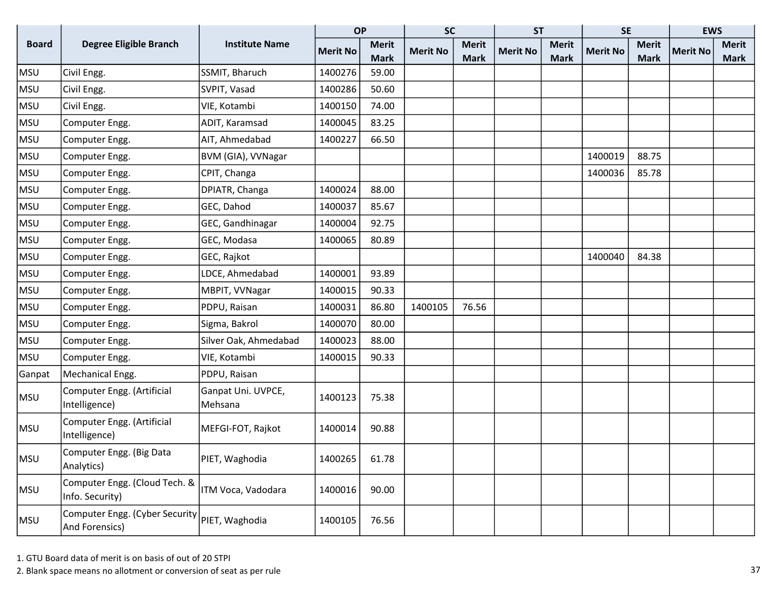| Board | Degree Eligible Branch | Institute Name | OP | | SC | | ST | | SE | | EWS | |
|---|---|---|---|---|---|---|---|---|---|---|---|---|
| | | | Merit No | Merit Mark | Merit No | Merit Mark | Merit No | Merit Mark | Merit No | Merit Mark | Merit No | Merit Mark |
| MSU | Civil Engg. | SSMIT, Bharuch | 1400276 | 59.00 | | | | | | | | |
| MSU | Civil Engg. | SVPIT, Vasad | 1400286 | 50.60 | | | | | | | | |
| MSU | Civil Engg. | VIE, Kotambi | 1400150 | 74.00 | | | | | | | | |
| MSU | Computer Engg. | ADIT, Karamsad | 1400045 | 83.25 | | | | | | | | |
| MSU | Computer Engg. | AIT, Ahmedabad | 1400227 | 66.50 | | | | | | | | |
| MSU | Computer Engg. | BVM (GIA), VVNagar | | | | | | | 1400019 | 88.75 | | |
| MSU | Computer Engg. | CPIT, Changa | | | | | | | 1400036 | 85.78 | | |
| MSU | Computer Engg. | DPIATR, Changa | 1400024 | 88.00 | | | | | | | | |
| MSU | Computer Engg. | GEC, Dahod | 1400037 | 85.67 | | | | | | | | |
| MSU | Computer Engg. | GEC, Gandhinagar | 1400004 | 92.75 | | | | | | | | |
| MSU | Computer Engg. | GEC, Modasa | 1400065 | 80.89 | | | | | | | | |
| MSU | Computer Engg. | GEC, Rajkot | | | | | | | 1400040 | 84.38 | | |
| MSU | Computer Engg. | LDCE, Ahmedabad | 1400001 | 93.89 | | | | | | | | |
| MSU | Computer Engg. | MBPIT, VVNagar | 1400015 | 90.33 | | | | | | | | |
| MSU | Computer Engg. | PDPU, Raisan | 1400031 | 86.80 | 1400105 | 76.56 | | | | | | |
| MSU | Computer Engg. | Sigma, Bakrol | 1400070 | 80.00 | | | | | | | | |
| MSU | Computer Engg. | Silver Oak, Ahmedabad | 1400023 | 88.00 | | | | | | | | |
| MSU | Computer Engg. | VIE, Kotambi | 1400015 | 90.33 | | | | | | | | |
| Ganpat | Mechanical Engg. | PDPU, Raisan | | | | | | | | | | |
| MSU | Computer Engg. (Artificial Intelligence) | Ganpat Uni. UVPCE, Mehsana | 1400123 | 75.38 | | | | | | | | |
| MSU | Computer Engg. (Artificial Intelligence) | MEFGI-FOT, Rajkot | 1400014 | 90.88 | | | | | | | | |
| MSU | Computer Engg. (Big Data Analytics) | PIET, Waghodia | 1400265 | 61.78 | | | | | | | | |
| MSU | Computer Engg. (Cloud Tech. & Info. Security) | ITM Voca, Vadodara | 1400016 | 90.00 | | | | | | | | |
| MSU | Computer Engg. (Cyber Security And Forensics) | PIET, Waghodia | 1400105 | 76.56 | | | | | | | | |

1. GTU Board data of merit is on basis of out of 20 STPI
2. Blank space means no allotment or conversion of seat as per rule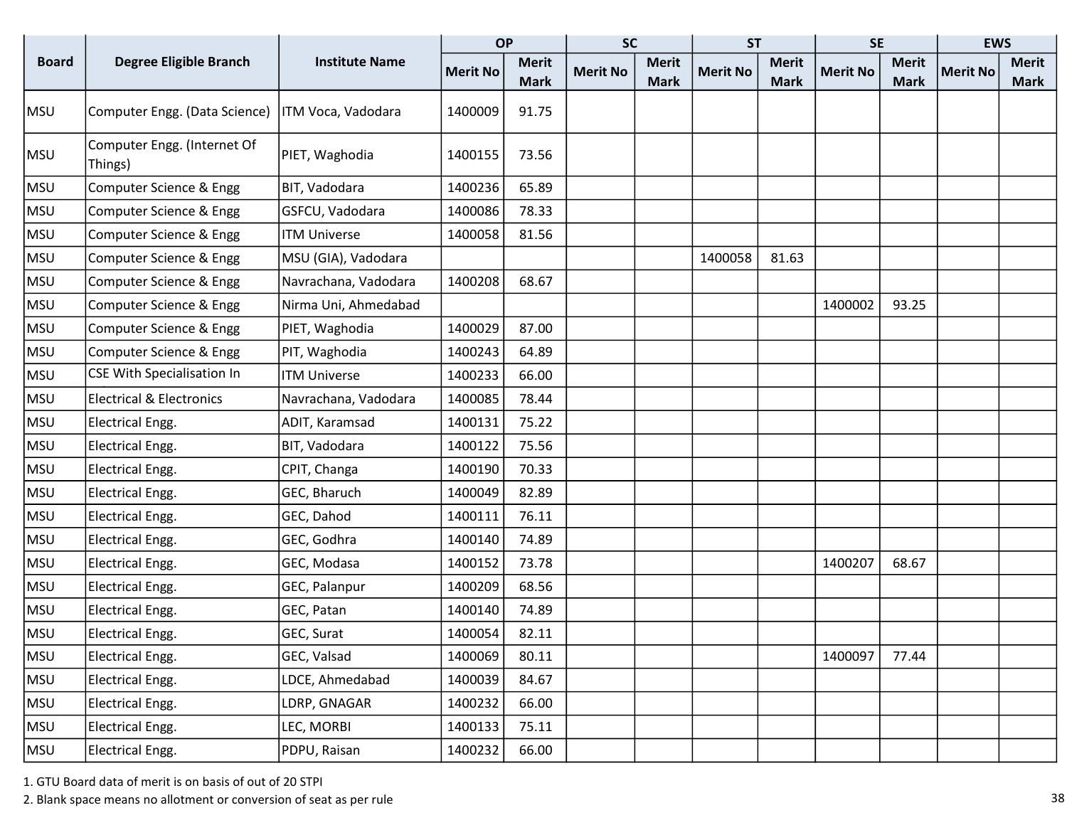| Board | Degree Eligible Branch | Institute Name | OP | | SC | | ST | | SE | | EWS | |
|---|---|---|---|---|---|---|---|---|---|---|---|---|
| | | | Merit No | Merit Mark | Merit No | Merit Mark | Merit No | Merit Mark | Merit No | Merit Mark | Merit No | Merit Mark |
| MSU | Computer Engg. (Data Science) | ITM Voca, Vadodara | 1400009 | 91.75 | | | | | | | | |
| MSU | Computer Engg. (Internet Of Things) | PIET, Waghodia | 1400155 | 73.56 | | | | | | | | |
| MSU | Computer Science & Engg | BIT, Vadodara | 1400236 | 65.89 | | | | | | | | |
| MSU | Computer Science & Engg | GSFCU, Vadodara | 1400086 | 78.33 | | | | | | | | |
| MSU | Computer Science & Engg | ITM Universe | 1400058 | 81.56 | | | | | | | | |
| MSU | Computer Science & Engg | MSU (GIA), Vadodara | | | | | 1400058 | 81.63 | | | | |
| MSU | Computer Science & Engg | Navrachana, Vadodara | 1400208 | 68.67 | | | | | | | | |
| MSU | Computer Science & Engg | Nirma Uni, Ahmedabad | | | | | | | 1400002 | 93.25 | | |
| MSU | Computer Science & Engg | PIET, Waghodia | 1400029 | 87.00 | | | | | | | | |
| MSU | Computer Science & Engg | PIT, Waghodia | 1400243 | 64.89 | | | | | | | | |
| MSU | CSE With Specialisation In | ITM Universe | 1400233 | 66.00 | | | | | | | | |
| MSU | Electrical & Electronics | Navrachana, Vadodara | 1400085 | 78.44 | | | | | | | | |
| MSU | Electrical Engg. | ADIT, Karamsad | 1400131 | 75.22 | | | | | | | | |
| MSU | Electrical Engg. | BIT, Vadodara | 1400122 | 75.56 | | | | | | | | |
| MSU | Electrical Engg. | CPIT, Changa | 1400190 | 70.33 | | | | | | | | |
| MSU | Electrical Engg. | GEC, Bharuch | 1400049 | 82.89 | | | | | | | | |
| MSU | Electrical Engg. | GEC, Dahod | 1400111 | 76.11 | | | | | | | | |
| MSU | Electrical Engg. | GEC, Godhra | 1400140 | 74.89 | | | | | | | | |
| MSU | Electrical Engg. | GEC, Modasa | 1400152 | 73.78 | | | | | 1400207 | 68.67 | | |
| MSU | Electrical Engg. | GEC, Palanpur | 1400209 | 68.56 | | | | | | | | |
| MSU | Electrical Engg. | GEC, Patan | 1400140 | 74.89 | | | | | | | | |
| MSU | Electrical Engg. | GEC, Surat | 1400054 | 82.11 | | | | | | | | |
| MSU | Electrical Engg. | GEC, Valsad | 1400069 | 80.11 | | | | | 1400097 | 77.44 | | |
| MSU | Electrical Engg. | LDCE, Ahmedabad | 1400039 | 84.67 | | | | | | | | |
| MSU | Electrical Engg. | LDRP, GNAGAR | 1400232 | 66.00 | | | | | | | | |
| MSU | Electrical Engg. | LEC, MORBI | 1400133 | 75.11 | | | | | | | | |
| MSU | Electrical Engg. | PDPU, Raisan | 1400232 | 66.00 | | | | | | | | |

1. GTU Board data of merit is on basis of out of 20 STPI
2. Blank space means no allotment or conversion of seat as per rule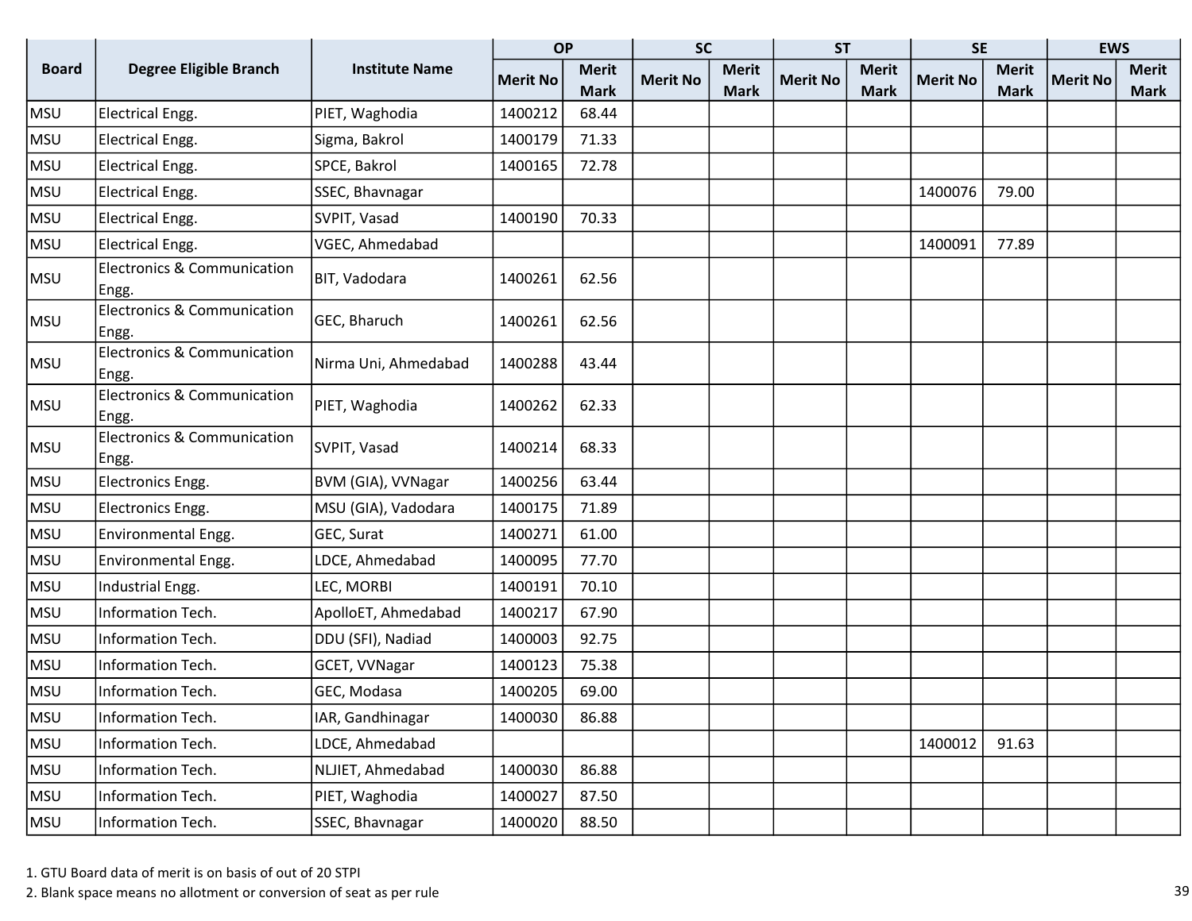| Board | Degree Eligible Branch | Institute Name | OP | | SC | | ST | | SE | | EWS | |
|---|---|---|---|---|---|---|---|---|---|---|---|---|
| | | | Merit No | Merit Mark | Merit No | Merit Mark | Merit No | Merit Mark | Merit No | Merit Mark | Merit No | Merit Mark |
| MSU | Electrical Engg. | PIET, Waghodia | 1400212 | 68.44 | | | | | | | | |
| MSU | Electrical Engg. | Sigma, Bakrol | 1400179 | 71.33 | | | | | | | | |
| MSU | Electrical Engg. | SPCE, Bakrol | 1400165 | 72.78 | | | | | | | | |
| MSU | Electrical Engg. | SSEC, Bhavnagar | | | | | | | 1400076 | 79.00 | | |
| MSU | Electrical Engg. | SVPIT, Vasad | 1400190 | 70.33 | | | | | | | | |
| MSU | Electrical Engg. | VGEC, Ahmedabad | | | | | | | 1400091 | 77.89 | | |
| MSU | Electronics & Communication Engg. | BIT, Vadodara | 1400261 | 62.56 | | | | | | | | |
| MSU | Electronics & Communication Engg. | GEC, Bharuch | 1400261 | 62.56 | | | | | | | | |
| MSU | Electronics & Communication Engg. | Nirma Uni, Ahmedabad | 1400288 | 43.44 | | | | | | | | |
| MSU | Electronics & Communication Engg. | PIET, Waghodia | 1400262 | 62.33 | | | | | | | | |
| MSU | Electronics & Communication Engg. | SVPIT, Vasad | 1400214 | 68.33 | | | | | | | | |
| MSU | Electronics Engg. | BVM (GIA), VVNagar | 1400256 | 63.44 | | | | | | | | |
| MSU | Electronics Engg. | MSU (GIA), Vadodara | 1400175 | 71.89 | | | | | | | | |
| MSU | Environmental Engg. | GEC, Surat | 1400271 | 61.00 | | | | | | | | |
| MSU | Environmental Engg. | LDCE, Ahmedabad | 1400095 | 77.70 | | | | | | | | |
| MSU | Industrial Engg. | LEC, MORBI | 1400191 | 70.10 | | | | | | | | |
| MSU | Information Tech. | ApolloET, Ahmedabad | 1400217 | 67.90 | | | | | | | | |
| MSU | Information Tech. | DDU (SFI), Nadiad | 1400003 | 92.75 | | | | | | | | |
| MSU | Information Tech. | GCET, VVNagar | 1400123 | 75.38 | | | | | | | | |
| MSU | Information Tech. | GEC, Modasa | 1400205 | 69.00 | | | | | | | | |
| MSU | Information Tech. | IAR, Gandhinagar | 1400030 | 86.88 | | | | | | | | |
| MSU | Information Tech. | LDCE, Ahmedabad | | | | | | | 1400012 | 91.63 | | |
| MSU | Information Tech. | NLJIET, Ahmedabad | 1400030 | 86.88 | | | | | | | | |
| MSU | Information Tech. | PIET, Waghodia | 1400027 | 87.50 | | | | | | | | |
| MSU | Information Tech. | SSEC, Bhavnagar | 1400020 | 88.50 | | | | | | | | |

1. GTU Board data of merit is on basis of out of 20 STPI
2. Blank space means no allotment or conversion of seat as per rule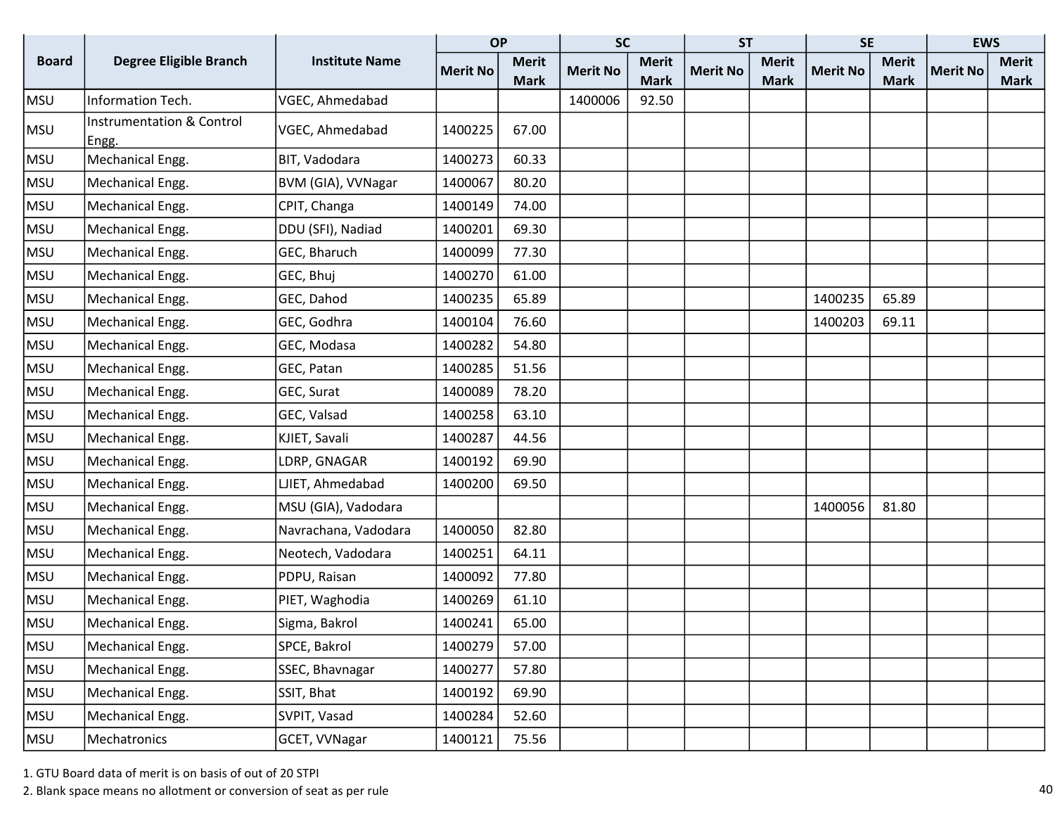| Board | Degree Eligible Branch | Institute Name | OP | | SC | | ST | | SE | | EWS | |
|---|---|---|---|---|---|---|---|---|---|---|---|---|
| | | | Merit No | Merit Mark | Merit No | Merit Mark | Merit No | Merit Mark | Merit No | Merit Mark | Merit No | Merit Mark |
| MSU | Information Tech. | VGEC, Ahmedabad | | | 1400006 | 92.50 | | | | | | |
| MSU | Instrumentation & Control Engg. | VGEC, Ahmedabad | 1400225 | 67.00 | | | | | | | | |
| MSU | Mechanical Engg. | BIT, Vadodara | 1400273 | 60.33 | | | | | | | | |
| MSU | Mechanical Engg. | BVM (GIA), VVNagar | 1400067 | 80.20 | | | | | | | | |
| MSU | Mechanical Engg. | CPIT, Changa | 1400149 | 74.00 | | | | | | | | |
| MSU | Mechanical Engg. | DDU (SFI), Nadiad | 1400201 | 69.30 | | | | | | | | |
| MSU | Mechanical Engg. | GEC, Bharuch | 1400099 | 77.30 | | | | | | | | |
| MSU | Mechanical Engg. | GEC, Bhuj | 1400270 | 61.00 | | | | | | | | |
| MSU | Mechanical Engg. | GEC, Dahod | 1400235 | 65.89 | | | | | 1400235 | 65.89 | | |
| MSU | Mechanical Engg. | GEC, Godhra | 1400104 | 76.60 | | | | | 1400203 | 69.11 | | |
| MSU | Mechanical Engg. | GEC, Modasa | 1400282 | 54.80 | | | | | | | | |
| MSU | Mechanical Engg. | GEC, Patan | 1400285 | 51.56 | | | | | | | | |
| MSU | Mechanical Engg. | GEC, Surat | 1400089 | 78.20 | | | | | | | | |
| MSU | Mechanical Engg. | GEC, Valsad | 1400258 | 63.10 | | | | | | | | |
| MSU | Mechanical Engg. | KJIET, Savali | 1400287 | 44.56 | | | | | | | | |
| MSU | Mechanical Engg. | LDRP, GNAGAR | 1400192 | 69.90 | | | | | | | | |
| MSU | Mechanical Engg. | LJIET, Ahmedabad | 1400200 | 69.50 | | | | | | | | |
| MSU | Mechanical Engg. | MSU (GIA), Vadodara | | | | | | | 1400056 | 81.80 | | |
| MSU | Mechanical Engg. | Navrachana, Vadodara | 1400050 | 82.80 | | | | | | | | |
| MSU | Mechanical Engg. | Neotech, Vadodara | 1400251 | 64.11 | | | | | | | | |
| MSU | Mechanical Engg. | PDPU, Raisan | 1400092 | 77.80 | | | | | | | | |
| MSU | Mechanical Engg. | PIET, Waghodia | 1400269 | 61.10 | | | | | | | | |
| MSU | Mechanical Engg. | Sigma, Bakrol | 1400241 | 65.00 | | | | | | | | |
| MSU | Mechanical Engg. | SPCE, Bakrol | 1400279 | 57.00 | | | | | | | | |
| MSU | Mechanical Engg. | SSEC, Bhavnagar | 1400277 | 57.80 | | | | | | | | |
| MSU | Mechanical Engg. | SSIT, Bhat | 1400192 | 69.90 | | | | | | | | |
| MSU | Mechanical Engg. | SVPIT, Vasad | 1400284 | 52.60 | | | | | | | | |
| MSU | Mechatronics | GCET, VVNagar | 1400121 | 75.56 | | | | | | | | |

1. GTU Board data of merit is on basis of out of 20 STPI
2. Blank space means no allotment or conversion of seat as per rule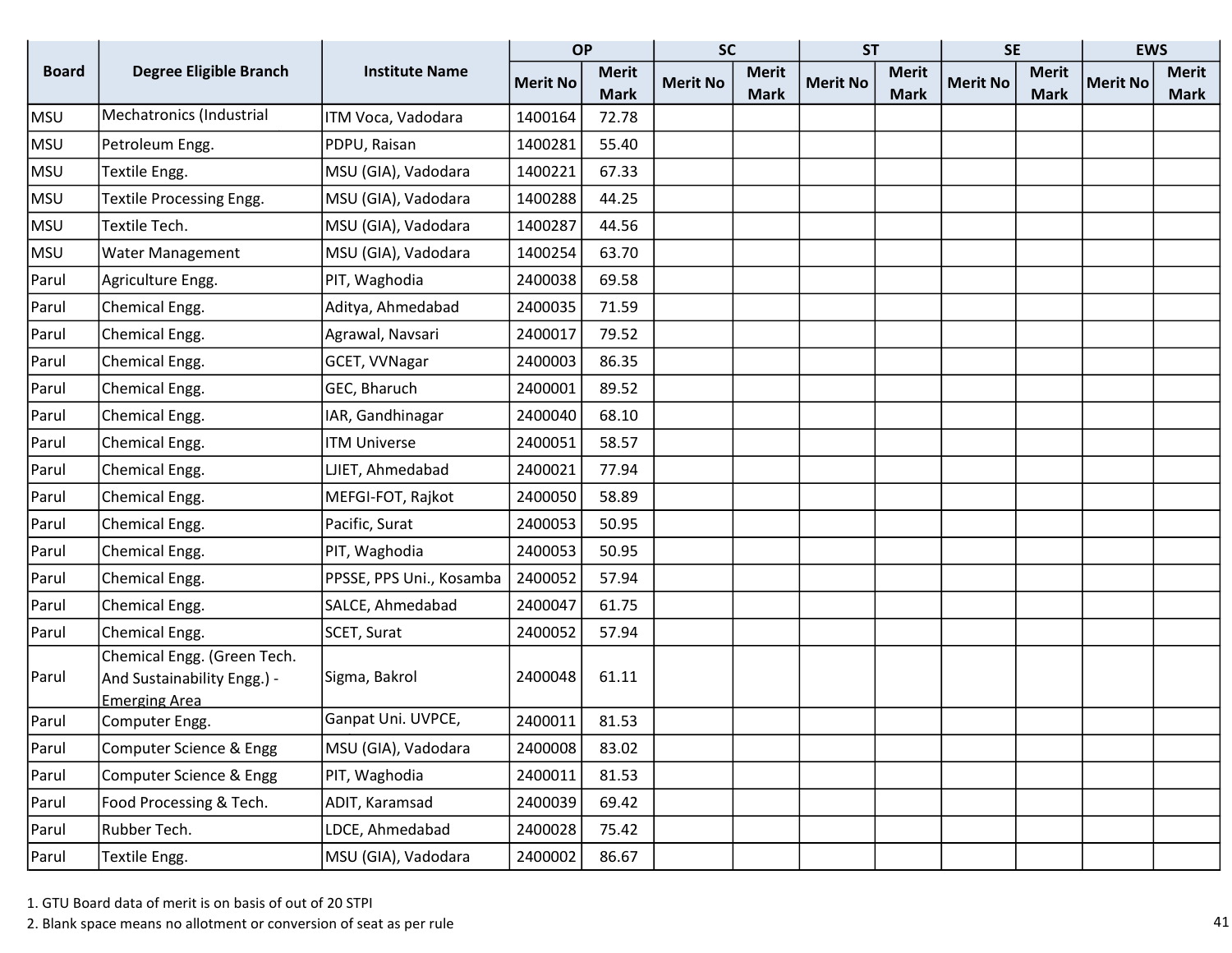| Board | Degree Eligible Branch | Institute Name | OP | | SC | | ST | | SE | | EWS | |
|---|---|---|---|---|---|---|---|---|---|---|---|---|
| | | | Merit No | Merit Mark | Merit No | Merit Mark | Merit No | Merit Mark | Merit No | Merit Mark | Merit No | Merit Mark |
| MSU | Mechatronics (Industrial | ITM Voca, Vadodara | 1400164 | 72.78 | | | | | | | | |
| MSU | Petroleum Engg. | PDPU, Raisan | 1400281 | 55.40 | | | | | | | | |
| MSU | Textile Engg. | MSU (GIA), Vadodara | 1400221 | 67.33 | | | | | | | | |
| MSU | Textile Processing Engg. | MSU (GIA), Vadodara | 1400288 | 44.25 | | | | | | | | |
| MSU | Textile Tech. | MSU (GIA), Vadodara | 1400287 | 44.56 | | | | | | | | |
| MSU | Water Management | MSU (GIA), Vadodara | 1400254 | 63.70 | | | | | | | | |
| Parul | Agriculture Engg. | PIT, Waghodia | 2400038 | 69.58 | | | | | | | | |
| Parul | Chemical Engg. | Aditya, Ahmedabad | 2400035 | 71.59 | | | | | | | | |
| Parul | Chemical Engg. | Agrawal, Navsari | 2400017 | 79.52 | | | | | | | | |
| Parul | Chemical Engg. | GCET, VVNagar | 2400003 | 86.35 | | | | | | | | |
| Parul | Chemical Engg. | GEC, Bharuch | 2400001 | 89.52 | | | | | | | | |
| Parul | Chemical Engg. | IAR, Gandhinagar | 2400040 | 68.10 | | | | | | | | |
| Parul | Chemical Engg. | ITM Universe | 2400051 | 58.57 | | | | | | | | |
| Parul | Chemical Engg. | LJIET, Ahmedabad | 2400021 | 77.94 | | | | | | | | |
| Parul | Chemical Engg. | MEFGI-FOT, Rajkot | 2400050 | 58.89 | | | | | | | | |
| Parul | Chemical Engg. | Pacific, Surat | 2400053 | 50.95 | | | | | | | | |
| Parul | Chemical Engg. | PIT, Waghodia | 2400053 | 50.95 | | | | | | | | |
| Parul | Chemical Engg. | PPSSE, PPS Uni., Kosamba | 2400052 | 57.94 | | | | | | | | |
| Parul | Chemical Engg. | SALCE, Ahmedabad | 2400047 | 61.75 | | | | | | | | |
| Parul | Chemical Engg. | SCET, Surat | 2400052 | 57.94 | | | | | | | | |
| Parul | Chemical Engg. (Green Tech. And Sustainability Engg.) - Emerging Area | Sigma, Bakrol | 2400048 | 61.11 | | | | | | | | |
| Parul | Computer Engg. | Ganpat Uni. UVPCE, | 2400011 | 81.53 | | | | | | | | |
| Parul | Computer Science & Engg | MSU (GIA), Vadodara | 2400008 | 83.02 | | | | | | | | |
| Parul | Computer Science & Engg | PIT, Waghodia | 2400011 | 81.53 | | | | | | | | |
| Parul | Food Processing & Tech. | ADIT, Karamsad | 2400039 | 69.42 | | | | | | | | |
| Parul | Rubber Tech. | LDCE, Ahmedabad | 2400028 | 75.42 | | | | | | | | |
| Parul | Textile Engg. | MSU (GIA), Vadodara | 2400002 | 86.67 | | | | | | | | |

1. GTU Board data of merit is on basis of out of 20 STPI
2. Blank space means no allotment or conversion of seat as per rule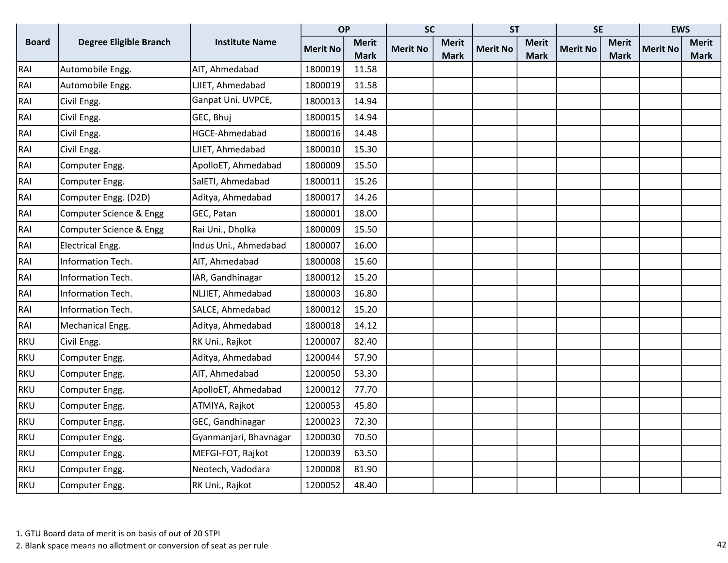| Board | Degree Eligible Branch | Institute Name | OP | | SC | | ST | | SE | | EWS | |
|---|---|---|---|---|---|---|---|---|---|---|---|---|
| | | | Merit No | Merit Mark | Merit No | Merit Mark | Merit No | Merit Mark | Merit No | Merit Mark | Merit No | Merit Mark |
| RAI | Automobile Engg. | AIT, Ahmedabad | 1800019 | 11.58 | | | | | | | | |
| RAI | Automobile Engg. | LJIET, Ahmedabad | 1800019 | 11.58 | | | | | | | | |
| RAI | Civil Engg. | Ganpat Uni. UVPCE, | 1800013 | 14.94 | | | | | | | | |
| RAI | Civil Engg. | GEC, Bhuj | 1800015 | 14.94 | | | | | | | | |
| RAI | Civil Engg. | HGCE-Ahmedabad | 1800016 | 14.48 | | | | | | | | |
| RAI | Civil Engg. | LJIET, Ahmedabad | 1800010 | 15.30 | | | | | | | | |
| RAI | Computer Engg. | ApolloET, Ahmedabad | 1800009 | 15.50 | | | | | | | | |
| RAI | Computer Engg. | SalETI, Ahmedabad | 1800011 | 15.26 | | | | | | | | |
| RAI | Computer Engg. (D2D) | Aditya, Ahmedabad | 1800017 | 14.26 | | | | | | | | |
| RAI | Computer Science & Engg | GEC, Patan | 1800001 | 18.00 | | | | | | | | |
| RAI | Computer Science & Engg | Rai Uni., Dholka | 1800009 | 15.50 | | | | | | | | |
| RAI | Electrical Engg. | Indus Uni., Ahmedabad | 1800007 | 16.00 | | | | | | | | |
| RAI | Information Tech. | AIT, Ahmedabad | 1800008 | 15.60 | | | | | | | | |
| RAI | Information Tech. | IAR, Gandhinagar | 1800012 | 15.20 | | | | | | | | |
| RAI | Information Tech. | NLJIET, Ahmedabad | 1800003 | 16.80 | | | | | | | | |
| RAI | Information Tech. | SALCE, Ahmedabad | 1800012 | 15.20 | | | | | | | | |
| RAI | Mechanical Engg. | Aditya, Ahmedabad | 1800018 | 14.12 | | | | | | | | |
| RKU | Civil Engg. | RK Uni., Rajkot | 1200007 | 82.40 | | | | | | | | |
| RKU | Computer Engg. | Aditya, Ahmedabad | 1200044 | 57.90 | | | | | | | | |
| RKU | Computer Engg. | AIT, Ahmedabad | 1200050 | 53.30 | | | | | | | | |
| RKU | Computer Engg. | ApolloET, Ahmedabad | 1200012 | 77.70 | | | | | | | | |
| RKU | Computer Engg. | ATMIYA, Rajkot | 1200053 | 45.80 | | | | | | | | |
| RKU | Computer Engg. | GEC, Gandhinagar | 1200023 | 72.30 | | | | | | | | |
| RKU | Computer Engg. | Gyanmanjari, Bhavnagar | 1200030 | 70.50 | | | | | | | | |
| RKU | Computer Engg. | MEFGI-FOT, Rajkot | 1200039 | 63.50 | | | | | | | | |
| RKU | Computer Engg. | Neotech, Vadodara | 1200008 | 81.90 | | | | | | | | |
| RKU | Computer Engg. | RK Uni., Rajkot | 1200052 | 48.40 | | | | | | | | |

1. GTU Board data of merit is on basis of out of 20 STPI
2. Blank space means no allotment or conversion of seat as per rule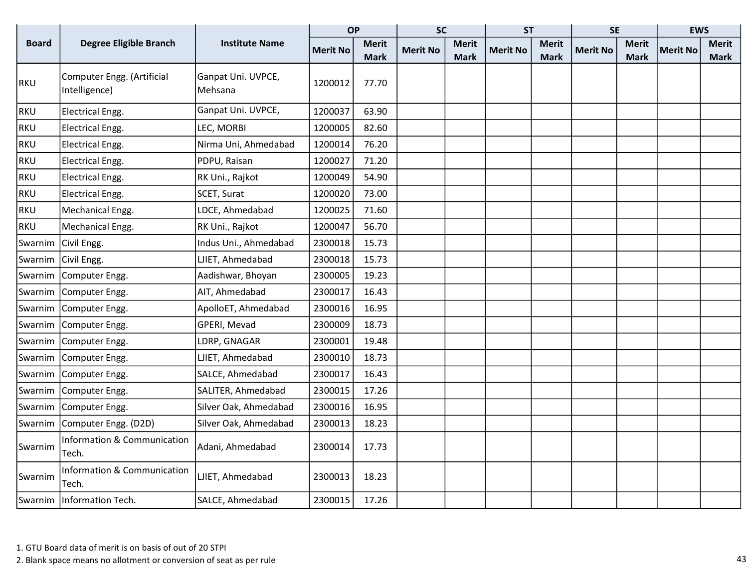| Board | Degree Eligible Branch | Institute Name | OP | | SC | | ST | | SE | | EWS | |
|---|---|---|---|---|---|---|---|---|---|---|---|---|
| | | | Merit No | Merit Mark | Merit No | Merit Mark | Merit No | Merit Mark | Merit No | Merit Mark | Merit No | Merit Mark |
| RKU | Computer Engg. (Artificial Intelligence) | Ganpat Uni. UVPCE, Mehsana | 1200012 | 77.70 | | | | | | | | |
| RKU | Electrical Engg. | Ganpat Uni. UVPCE, | 1200037 | 63.90 | | | | | | | | |
| RKU | Electrical Engg. | LEC, MORBI | 1200005 | 82.60 | | | | | | | | |
| RKU | Electrical Engg. | Nirma Uni, Ahmedabad | 1200014 | 76.20 | | | | | | | | |
| RKU | Electrical Engg. | PDPU, Raisan | 1200027 | 71.20 | | | | | | | | |
| RKU | Electrical Engg. | RK Uni., Rajkot | 1200049 | 54.90 | | | | | | | | |
| RKU | Electrical Engg. | SCET, Surat | 1200020 | 73.00 | | | | | | | | |
| RKU | Mechanical Engg. | LDCE, Ahmedabad | 1200025 | 71.60 | | | | | | | | |
| RKU | Mechanical Engg. | RK Uni., Rajkot | 1200047 | 56.70 | | | | | | | | |
| Swarnim | Civil Engg. | Indus Uni., Ahmedabad | 2300018 | 15.73 | | | | | | | | |
| Swarnim | Civil Engg. | LJIET, Ahmedabad | 2300018 | 15.73 | | | | | | | | |
| Swarnim | Computer Engg. | Aadishwar, Bhoyan | 2300005 | 19.23 | | | | | | | | |
| Swarnim | Computer Engg. | AIT, Ahmedabad | 2300017 | 16.43 | | | | | | | | |
| Swarnim | Computer Engg. | ApolloET, Ahmedabad | 2300016 | 16.95 | | | | | | | | |
| Swarnim | Computer Engg. | GPERI, Mevad | 2300009 | 18.73 | | | | | | | | |
| Swarnim | Computer Engg. | LDRP, GNAGAR | 2300001 | 19.48 | | | | | | | | |
| Swarnim | Computer Engg. | LJIET, Ahmedabad | 2300010 | 18.73 | | | | | | | | |
| Swarnim | Computer Engg. | SALCE, Ahmedabad | 2300017 | 16.43 | | | | | | | | |
| Swarnim | Computer Engg. | SALITER, Ahmedabad | 2300015 | 17.26 | | | | | | | | |
| Swarnim | Computer Engg. | Silver Oak, Ahmedabad | 2300016 | 16.95 | | | | | | | | |
| Swarnim | Computer Engg. (D2D) | Silver Oak, Ahmedabad | 2300013 | 18.23 | | | | | | | | |
| Swarnim | Information & Communication Tech. | Adani, Ahmedabad | 2300014 | 17.73 | | | | | | | | |
| Swarnim | Information & Communication Tech. | LJIET, Ahmedabad | 2300013 | 18.23 | | | | | | | | |
| Swarnim | Information Tech. | SALCE, Ahmedabad | 2300015 | 17.26 | | | | | | | | |

1. GTU Board data of merit is on basis of out of 20 STPI
2. Blank space means no allotment or conversion of seat as per rule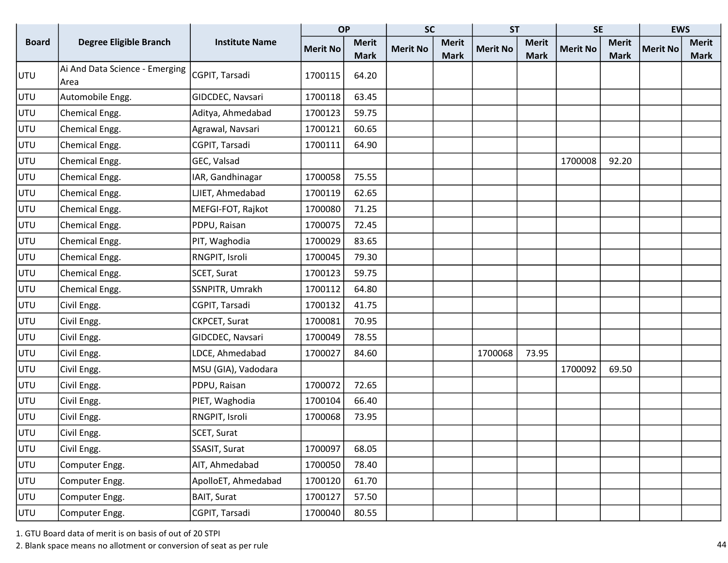| Board | Degree Eligible Branch | Institute Name | OP | | SC | | ST | | SE | | EWS | |
|---|---|---|---|---|---|---|---|---|---|---|---|---|
| | | | Merit No | Merit Mark | Merit No | Merit Mark | Merit No | Merit Mark | Merit No | Merit Mark | Merit No | Merit Mark |
| UTU | Ai And Data Science - Emerging Area | CGPIT, Tarsadi | 1700115 | 64.20 | | | | | | | | |
| UTU | Automobile Engg. | GIDCDEC, Navsari | 1700118 | 63.45 | | | | | | | | |
| UTU | Chemical Engg. | Aditya, Ahmedabad | 1700123 | 59.75 | | | | | | | | |
| UTU | Chemical Engg. | Agrawal, Navsari | 1700121 | 60.65 | | | | | | | | |
| UTU | Chemical Engg. | CGPIT, Tarsadi | 1700111 | 64.90 | | | | | | | | |
| UTU | Chemical Engg. | GEC, Valsad | | | | | | | 1700008 | 92.20 | | |
| UTU | Chemical Engg. | IAR, Gandhinagar | 1700058 | 75.55 | | | | | | | | |
| UTU | Chemical Engg. | LJIET, Ahmedabad | 1700119 | 62.65 | | | | | | | | |
| UTU | Chemical Engg. | MEFGI-FOT, Rajkot | 1700080 | 71.25 | | | | | | | | |
| UTU | Chemical Engg. | PDPU, Raisan | 1700075 | 72.45 | | | | | | | | |
| UTU | Chemical Engg. | PIT, Waghodia | 1700029 | 83.65 | | | | | | | | |
| UTU | Chemical Engg. | RNGPIT, Isroli | 1700045 | 79.30 | | | | | | | | |
| UTU | Chemical Engg. | SCET, Surat | 1700123 | 59.75 | | | | | | | | |
| UTU | Chemical Engg. | SSNPITR, Umrakh | 1700112 | 64.80 | | | | | | | | |
| UTU | Civil Engg. | CGPIT, Tarsadi | 1700132 | 41.75 | | | | | | | | |
| UTU | Civil Engg. | CKPCET, Surat | 1700081 | 70.95 | | | | | | | | |
| UTU | Civil Engg. | GIDCDEC, Navsari | 1700049 | 78.55 | | | | | | | | |
| UTU | Civil Engg. | LDCE, Ahmedabad | 1700027 | 84.60 | | | 1700068 | 73.95 | | | | |
| UTU | Civil Engg. | MSU (GIA), Vadodara | | | | | | | 1700092 | 69.50 | | |
| UTU | Civil Engg. | PDPU, Raisan | 1700072 | 72.65 | | | | | | | | |
| UTU | Civil Engg. | PIET, Waghodia | 1700104 | 66.40 | | | | | | | | |
| UTU | Civil Engg. | RNGPIT, Isroli | 1700068 | 73.95 | | | | | | | | |
| UTU | Civil Engg. | SCET, Surat | | | | | | | | | | |
| UTU | Civil Engg. | SSASIT, Surat | 1700097 | 68.05 | | | | | | | | |
| UTU | Computer Engg. | AIT, Ahmedabad | 1700050 | 78.40 | | | | | | | | |
| UTU | Computer Engg. | ApolloET, Ahmedabad | 1700120 | 61.70 | | | | | | | | |
| UTU | Computer Engg. | BAIT, Surat | 1700127 | 57.50 | | | | | | | | |
| UTU | Computer Engg. | CGPIT, Tarsadi | 1700040 | 80.55 | | | | | | | | |

1. GTU Board data of merit is on basis of out of 20 STPI
2. Blank space means no allotment or conversion of seat as per rule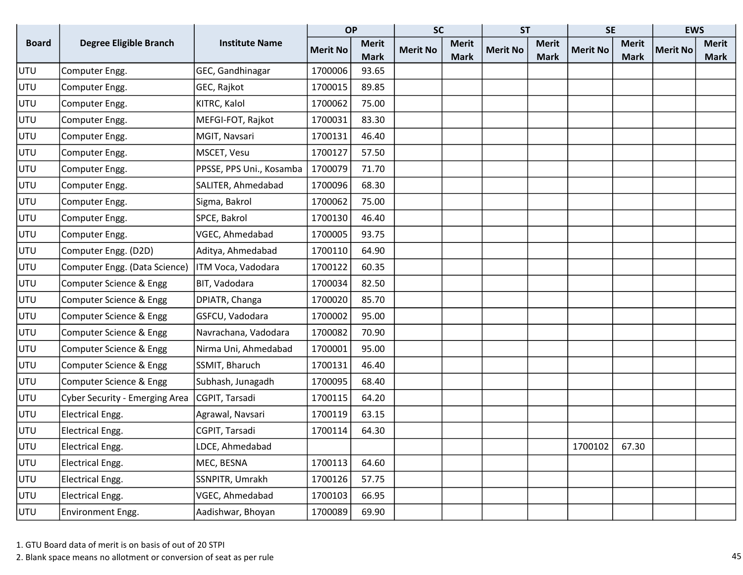| Board | Degree Eligible Branch | Institute Name | OP | | SC | | ST | | SE | | EWS | |
|---|---|---|---|---|---|---|---|---|---|---|---|---|
| | | | Merit No | Merit Mark | Merit No | Merit Mark | Merit No | Merit Mark | Merit No | Merit Mark | Merit No | Merit Mark |
| UTU | Computer Engg. | GEC, Gandhinagar | 1700006 | 93.65 | | | | | | | | |
| UTU | Computer Engg. | GEC, Rajkot | 1700015 | 89.85 | | | | | | | | |
| UTU | Computer Engg. | KITRC, Kalol | 1700062 | 75.00 | | | | | | | | |
| UTU | Computer Engg. | MEFGI-FOT, Rajkot | 1700031 | 83.30 | | | | | | | | |
| UTU | Computer Engg. | MGIT, Navsari | 1700131 | 46.40 | | | | | | | | |
| UTU | Computer Engg. | MSCET, Vesu | 1700127 | 57.50 | | | | | | | | |
| UTU | Computer Engg. | PPSSE, PPS Uni., Kosamba | 1700079 | 71.70 | | | | | | | | |
| UTU | Computer Engg. | SALITER, Ahmedabad | 1700096 | 68.30 | | | | | | | | |
| UTU | Computer Engg. | Sigma, Bakrol | 1700062 | 75.00 | | | | | | | | |
| UTU | Computer Engg. | SPCE, Bakrol | 1700130 | 46.40 | | | | | | | | |
| UTU | Computer Engg. | VGEC, Ahmedabad | 1700005 | 93.75 | | | | | | | | |
| UTU | Computer Engg. (D2D) | Aditya, Ahmedabad | 1700110 | 64.90 | | | | | | | | |
| UTU | Computer Engg. (Data Science) | ITM Voca, Vadodara | 1700122 | 60.35 | | | | | | | | |
| UTU | Computer Science & Engg | BIT, Vadodara | 1700034 | 82.50 | | | | | | | | |
| UTU | Computer Science & Engg | DPIATR, Changa | 1700020 | 85.70 | | | | | | | | |
| UTU | Computer Science & Engg | GSFCU, Vadodara | 1700002 | 95.00 | | | | | | | | |
| UTU | Computer Science & Engg | Navrachana, Vadodara | 1700082 | 70.90 | | | | | | | | |
| UTU | Computer Science & Engg | Nirma Uni, Ahmedabad | 1700001 | 95.00 | | | | | | | | |
| UTU | Computer Science & Engg | SSMIT, Bharuch | 1700131 | 46.40 | | | | | | | | |
| UTU | Computer Science & Engg | Subhash, Junagadh | 1700095 | 68.40 | | | | | | | | |
| UTU | Cyber Security - Emerging Area | CGPIT, Tarsadi | 1700115 | 64.20 | | | | | | | | |
| UTU | Electrical Engg. | Agrawal, Navsari | 1700119 | 63.15 | | | | | | | | |
| UTU | Electrical Engg. | CGPIT, Tarsadi | 1700114 | 64.30 | | | | | | | | |
| UTU | Electrical Engg. | LDCE, Ahmedabad | | | | | | | 1700102 | 67.30 | | |
| UTU | Electrical Engg. | MEC, BESNA | 1700113 | 64.60 | | | | | | | | |
| UTU | Electrical Engg. | SSNPITR, Umrakh | 1700126 | 57.75 | | | | | | | | |
| UTU | Electrical Engg. | VGEC, Ahmedabad | 1700103 | 66.95 | | | | | | | | |
| UTU | Environment Engg. | Aadishwar, Bhoyan | 1700089 | 69.90 | | | | | | | | |

1. GTU Board data of merit is on basis of out of 20 STPI
2. Blank space means no allotment or conversion of seat as per rule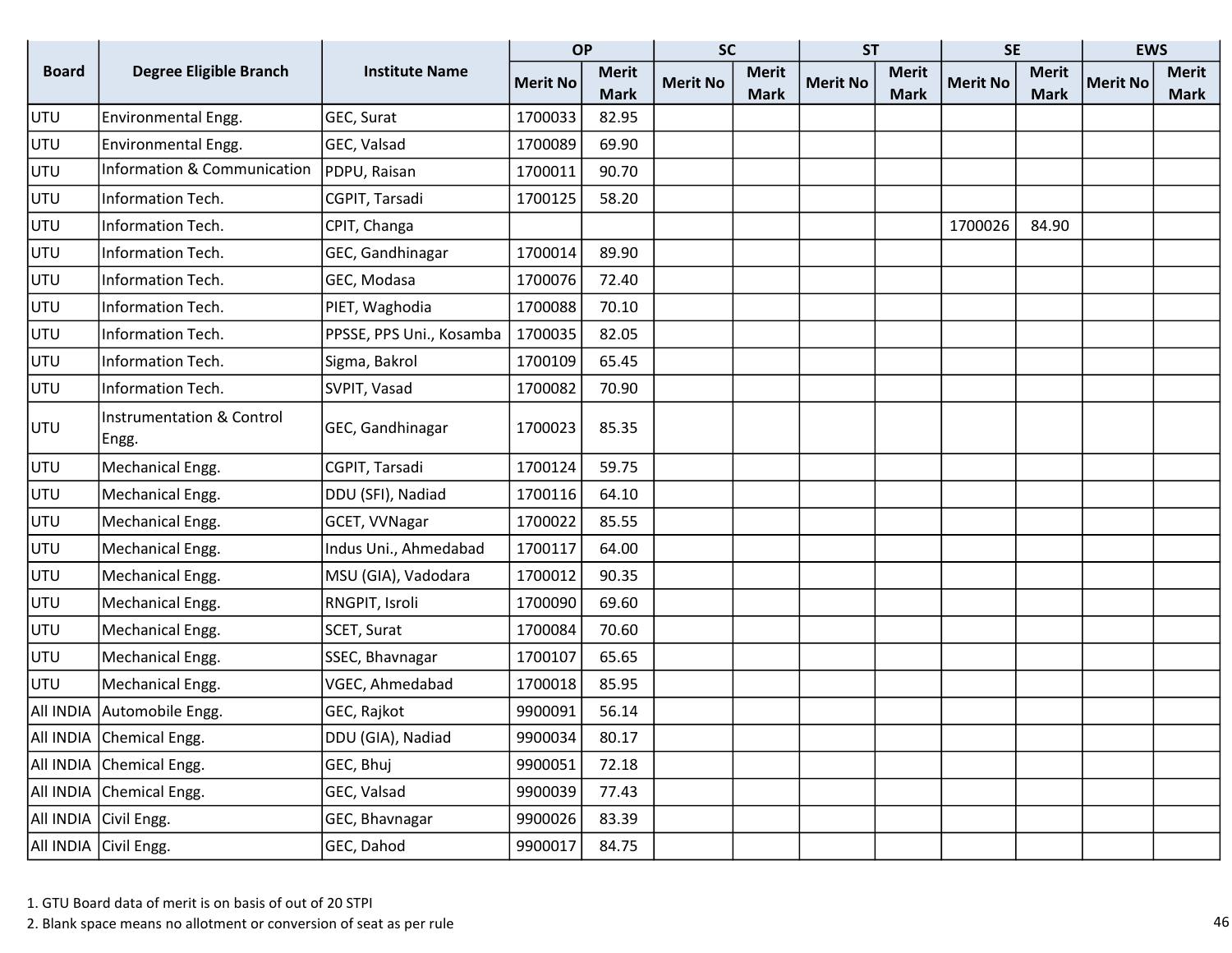| Board | Degree Eligible Branch | Institute Name | OP | | SC | | ST | | SE | | EWS | |
|---|---|---|---|---|---|---|---|---|---|---|---|---|
| | | | Merit No | Merit Mark | Merit No | Merit Mark | Merit No | Merit Mark | Merit No | Merit Mark | Merit No | Merit Mark |
| UTU | Environmental Engg. | GEC, Surat | 1700033 | 82.95 | | | | | | | | |
| UTU | Environmental Engg. | GEC, Valsad | 1700089 | 69.90 | | | | | | | | |
| UTU | Information & Communication | PDPU, Raisan | 1700011 | 90.70 | | | | | | | | |
| UTU | Information Tech. | CGPIT, Tarsadi | 1700125 | 58.20 | | | | | | | | |
| UTU | Information Tech. | CPIT, Changa | | | | | | | 1700026 | 84.90 | | |
| UTU | Information Tech. | GEC, Gandhinagar | 1700014 | 89.90 | | | | | | | | |
| UTU | Information Tech. | GEC, Modasa | 1700076 | 72.40 | | | | | | | | |
| UTU | Information Tech. | PIET, Waghodia | 1700088 | 70.10 | | | | | | | | |
| UTU | Information Tech. | PPSSE, PPS Uni., Kosamba | 1700035 | 82.05 | | | | | | | | |
| UTU | Information Tech. | Sigma, Bakrol | 1700109 | 65.45 | | | | | | | | |
| UTU | Information Tech. | SVPIT, Vasad | 1700082 | 70.90 | | | | | | | | |
| UTU | Instrumentation & Control Engg. | GEC, Gandhinagar | 1700023 | 85.35 | | | | | | | | |
| UTU | Mechanical Engg. | CGPIT, Tarsadi | 1700124 | 59.75 | | | | | | | | |
| UTU | Mechanical Engg. | DDU (SFI), Nadiad | 1700116 | 64.10 | | | | | | | | |
| UTU | Mechanical Engg. | GCET, VVNagar | 1700022 | 85.55 | | | | | | | | |
| UTU | Mechanical Engg. | Indus Uni., Ahmedabad | 1700117 | 64.00 | | | | | | | | |
| UTU | Mechanical Engg. | MSU (GIA), Vadodara | 1700012 | 90.35 | | | | | | | | |
| UTU | Mechanical Engg. | RNGPIT, Isroli | 1700090 | 69.60 | | | | | | | | |
| UTU | Mechanical Engg. | SCET, Surat | 1700084 | 70.60 | | | | | | | | |
| UTU | Mechanical Engg. | SSEC, Bhavnagar | 1700107 | 65.65 | | | | | | | | |
| UTU | Mechanical Engg. | VGEC, Ahmedabad | 1700018 | 85.95 | | | | | | | | |
| All INDIA | Automobile Engg. | GEC, Rajkot | 9900091 | 56.14 | | | | | | | | |
| All INDIA | Chemical Engg. | DDU (GIA), Nadiad | 9900034 | 80.17 | | | | | | | | |
| All INDIA | Chemical Engg. | GEC, Bhuj | 9900051 | 72.18 | | | | | | | | |
| All INDIA | Chemical Engg. | GEC, Valsad | 9900039 | 77.43 | | | | | | | | |
| All INDIA | Civil Engg. | GEC, Bhavnagar | 9900026 | 83.39 | | | | | | | | |
| All INDIA | Civil Engg. | GEC, Dahod | 9900017 | 84.75 | | | | | | | | |

1. GTU Board data of merit is on basis of out of 20 STPI
2. Blank space means no allotment or conversion of seat as per rule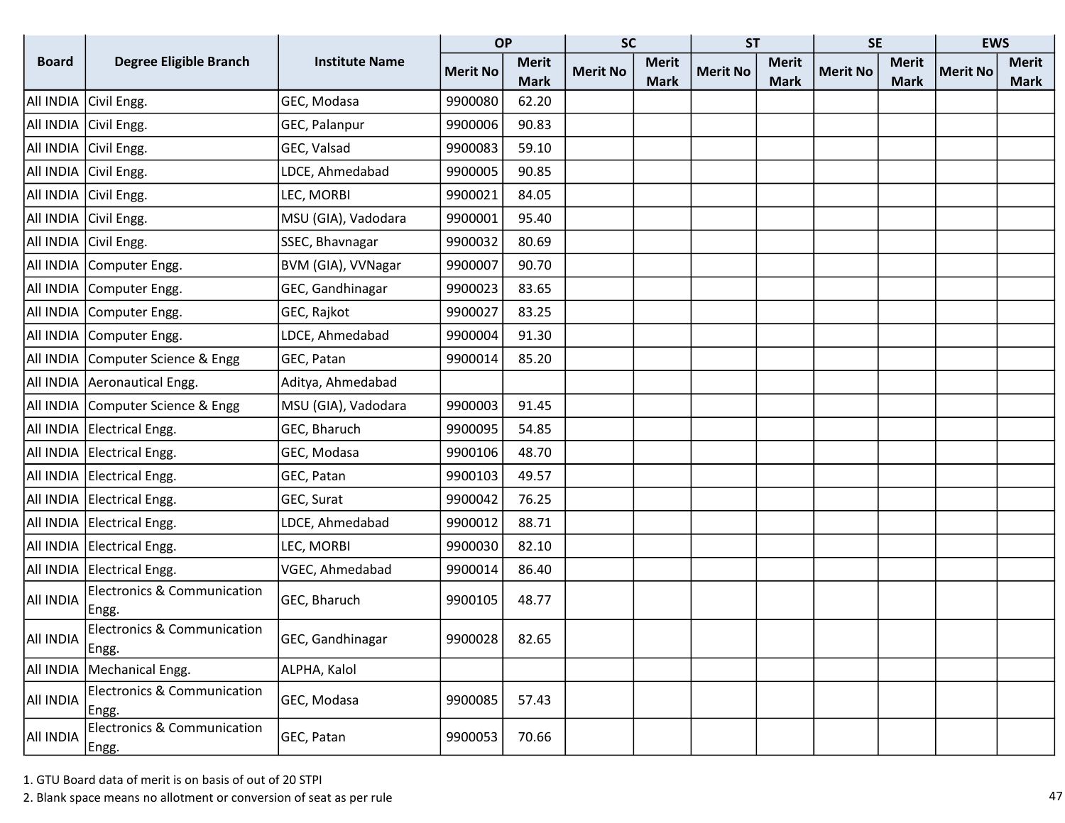| Board | Degree Eligible Branch | Institute Name | OP | | SC | | ST | | SE | | EWS | |
|---|---|---|---|---|---|---|---|---|---|---|---|---|
| | | | Merit No | Merit Mark | Merit No | Merit Mark | Merit No | Merit Mark | Merit No | Merit Mark | Merit No | Merit Mark |
| All INDIA | Civil Engg. | GEC, Modasa | 9900080 | 62.20 | | | | | | | | |
| All INDIA | Civil Engg. | GEC, Palanpur | 9900006 | 90.83 | | | | | | | | |
| All INDIA | Civil Engg. | GEC, Valsad | 9900083 | 59.10 | | | | | | | | |
| All INDIA | Civil Engg. | LDCE, Ahmedabad | 9900005 | 90.85 | | | | | | | | |
| All INDIA | Civil Engg. | LEC, MORBI | 9900021 | 84.05 | | | | | | | | |
| All INDIA | Civil Engg. | MSU (GIA), Vadodara | 9900001 | 95.40 | | | | | | | | |
| All INDIA | Civil Engg. | SSEC, Bhavnagar | 9900032 | 80.69 | | | | | | | | |
| All INDIA | Computer Engg. | BVM (GIA), VVNagar | 9900007 | 90.70 | | | | | | | | |
| All INDIA | Computer Engg. | GEC, Gandhinagar | 9900023 | 83.65 | | | | | | | | |
| All INDIA | Computer Engg. | GEC, Rajkot | 9900027 | 83.25 | | | | | | | | |
| All INDIA | Computer Engg. | LDCE, Ahmedabad | 9900004 | 91.30 | | | | | | | | |
| All INDIA | Computer Science & Engg | GEC, Patan | 9900014 | 85.20 | | | | | | | | |
| All INDIA | Aeronautical Engg. | Aditya, Ahmedabad | | | | | | | | | | |
| All INDIA | Computer Science & Engg | MSU (GIA), Vadodara | 9900003 | 91.45 | | | | | | | | |
| All INDIA | Electrical Engg. | GEC, Bharuch | 9900095 | 54.85 | | | | | | | | |
| All INDIA | Electrical Engg. | GEC, Modasa | 9900106 | 48.70 | | | | | | | | |
| All INDIA | Electrical Engg. | GEC, Patan | 9900103 | 49.57 | | | | | | | | |
| All INDIA | Electrical Engg. | GEC, Surat | 9900042 | 76.25 | | | | | | | | |
| All INDIA | Electrical Engg. | LDCE, Ahmedabad | 9900012 | 88.71 | | | | | | | | |
| All INDIA | Electrical Engg. | LEC, MORBI | 9900030 | 82.10 | | | | | | | | |
| All INDIA | Electrical Engg. | VGEC, Ahmedabad | 9900014 | 86.40 | | | | | | | | |
| All INDIA | Electronics & Communication Engg. | GEC, Bharuch | 9900105 | 48.77 | | | | | | | | |
| All INDIA | Electronics & Communication Engg. | GEC, Gandhinagar | 9900028 | 82.65 | | | | | | | | |
| All INDIA | Mechanical Engg. | ALPHA, Kalol | | | | | | | | | | |
| All INDIA | Electronics & Communication Engg. | GEC, Modasa | 9900085 | 57.43 | | | | | | | | |
| All INDIA | Electronics & Communication Engg. | GEC, Patan | 9900053 | 70.66 | | | | | | | | |

1. GTU Board data of merit is on basis of out of 20 STPI
2. Blank space means no allotment or conversion of seat as per rule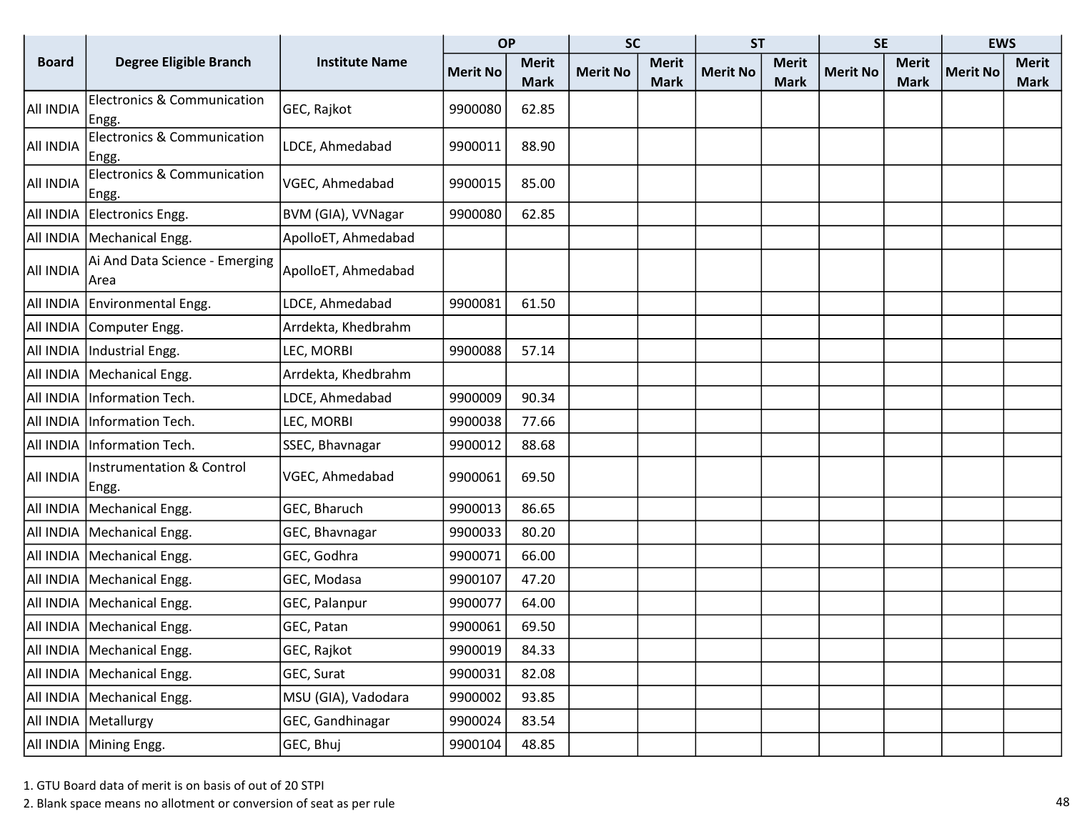| Board | Degree Eligible Branch | Institute Name | OP | | SC | | ST | | SE | | EWS | |
|---|---|---|---|---|---|---|---|---|---|---|---|---|
| | | | Merit No | Merit Mark | Merit No | Merit Mark | Merit No | Merit Mark | Merit No | Merit Mark | Merit No | Merit Mark |
| All INDIA | Electronics & Communication Engg. | GEC, Rajkot | 9900080 | 62.85 | | | | | | | | |
| All INDIA | Electronics & Communication Engg. | LDCE, Ahmedabad | 9900011 | 88.90 | | | | | | | | |
| All INDIA | Electronics & Communication Engg. | VGEC, Ahmedabad | 9900015 | 85.00 | | | | | | | | |
| All INDIA | Electronics Engg. | BVM (GIA), VVNagar | 9900080 | 62.85 | | | | | | | | |
| All INDIA | Mechanical Engg. | ApolloET, Ahmedabad | | | | | | | | | | |
| All INDIA | Ai And Data Science - Emerging Area | ApolloET, Ahmedabad | | | | | | | | | | |
| All INDIA | Environmental Engg. | LDCE, Ahmedabad | 9900081 | 61.50 | | | | | | | | |
| All INDIA | Computer Engg. | Arrdekta, Khedbrahm | | | | | | | | | | |
| All INDIA | Industrial Engg. | LEC, MORBI | 9900088 | 57.14 | | | | | | | | |
| All INDIA | Mechanical Engg. | Arrdekta, Khedbrahm | | | | | | | | | | |
| All INDIA | Information Tech. | LDCE, Ahmedabad | 9900009 | 90.34 | | | | | | | | |
| All INDIA | Information Tech. | LEC, MORBI | 9900038 | 77.66 | | | | | | | | |
| All INDIA | Information Tech. | SSEC, Bhavnagar | 9900012 | 88.68 | | | | | | | | |
| All INDIA | Instrumentation & Control Engg. | VGEC, Ahmedabad | 9900061 | 69.50 | | | | | | | | |
| All INDIA | Mechanical Engg. | GEC, Bharuch | 9900013 | 86.65 | | | | | | | | |
| All INDIA | Mechanical Engg. | GEC, Bhavnagar | 9900033 | 80.20 | | | | | | | | |
| All INDIA | Mechanical Engg. | GEC, Godhra | 9900071 | 66.00 | | | | | | | | |
| All INDIA | Mechanical Engg. | GEC, Modasa | 9900107 | 47.20 | | | | | | | | |
| All INDIA | Mechanical Engg. | GEC, Palanpur | 9900077 | 64.00 | | | | | | | | |
| All INDIA | Mechanical Engg. | GEC, Patan | 9900061 | 69.50 | | | | | | | | |
| All INDIA | Mechanical Engg. | GEC, Rajkot | 9900019 | 84.33 | | | | | | | | |
| All INDIA | Mechanical Engg. | GEC, Surat | 9900031 | 82.08 | | | | | | | | |
| All INDIA | Mechanical Engg. | MSU (GIA), Vadodara | 9900002 | 93.85 | | | | | | | | |
| All INDIA | Metallurgy | GEC, Gandhinagar | 9900024 | 83.54 | | | | | | | | |
| All INDIA | Mining Engg. | GEC, Bhuj | 9900104 | 48.85 | | | | | | | | |

1. GTU Board data of merit is on basis of out of 20 STPI
2. Blank space means no allotment or conversion of seat as per rule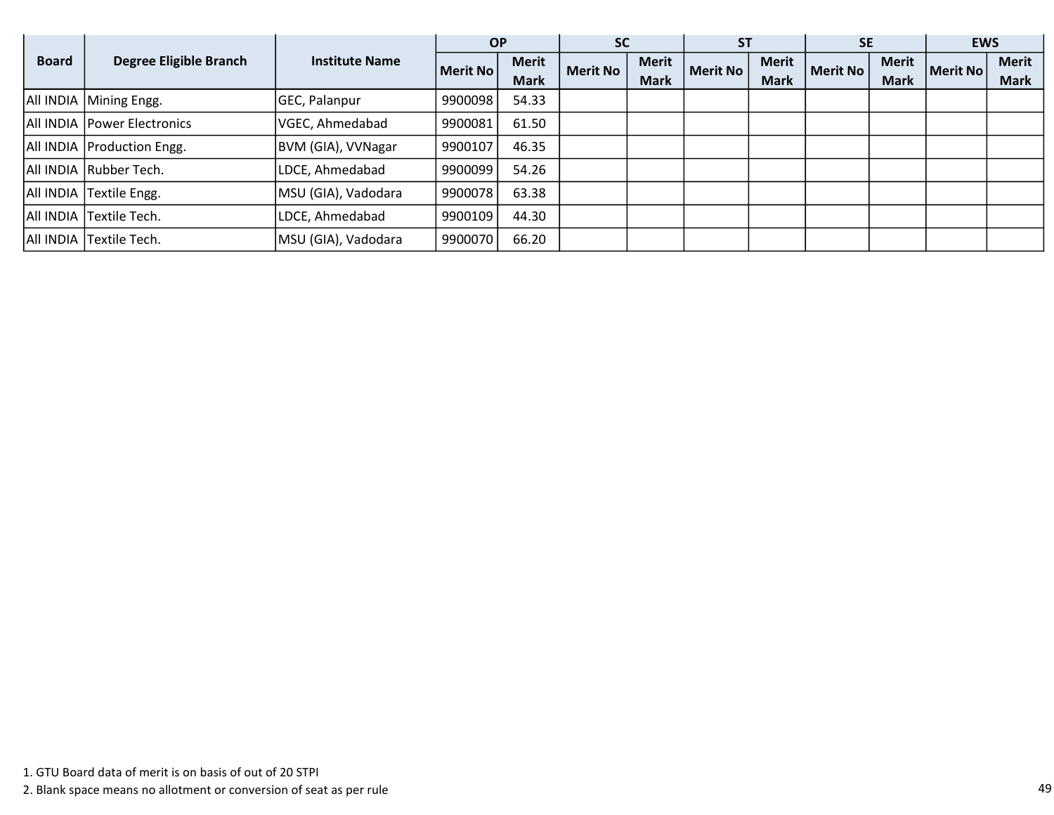| Board | Degree Eligible Branch | Institute Name | OP | | SC | | ST | | SE | | EWS | |
|---|---|---|---|---|---|---|---|---|---|---|---|---|
| | | | Merit No | Merit Mark | Merit No | Merit Mark | Merit No | Merit Mark | Merit No | Merit Mark | Merit No | Merit Mark |
| All INDIA | Mining Engg. | GEC, Palanpur | 9900098 | 54.33 | | | | | | | | |
| All INDIA | Power Electronics | VGEC, Ahmedabad | 9900081 | 61.50 | | | | | | | | |
| All INDIA | Production Engg. | BVM (GIA), VVNagar | 9900107 | 46.35 | | | | | | | | |
| All INDIA | Rubber Tech. | LDCE, Ahmedabad | 9900099 | 54.26 | | | | | | | | |
| All INDIA | Textile Engg. | MSU (GIA), Vadodara | 9900078 | 63.38 | | | | | | | | |
| All INDIA | Textile Tech. | LDCE, Ahmedabad | 9900109 | 44.30 | | | | | | | | |
| All INDIA | Textile Tech. | MSU (GIA), Vadodara | 9900070 | 66.20 | | | | | | | | |

1. GTU Board data of merit is on basis of out of 20 STPI
2. Blank space means no allotment or conversion of seat as per rule